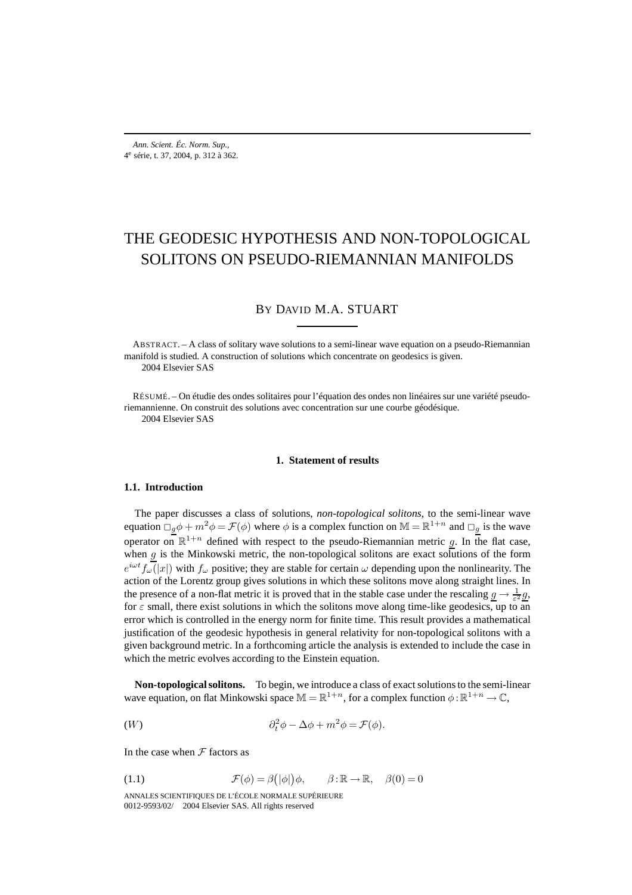# THE GEODESIC HYPOTHESIS AND NON-TOPOLOGICAL SOLITONS ON PSEUDO-RIEMANNIAN MANIFOLDS

BY DAVID M.A. STUART

ABSTRACT. – A class of solitary wave solutions to a semi-linear wave equation on a pseudo-Riemannian manifold is studied. A construction of solutions which concentrate on geodesics is given.
2004 Elsevier SAS

RÉSUMÉ. – On étudie des ondes solitaires pour l'équation des ondes non linéaires sur une variété pseudo-riemannienne. On construit des solutions avec concentration sur une courbe géodésique.
2004 Elsevier SAS

## 1. Statement of results

### 1.1. Introduction

The paper discusses a class of solutions, *non-topological solitons*, to the semi-linear wave equation $\Box_{\underline{g}}\phi + m^2\phi = \mathcal{F}(\phi)$ where $\phi$ is a complex function on $\mathbb{M} = \mathbb{R}^{1+n}$ and $\Box_{\underline{g}}$ is the wave operator on $\mathbb{R}^{1+n}$ defined with respect to the pseudo-Riemannian metric $\underline{g}$. In the flat case, when $\underline{g}$ is the Minkowski metric, the non-topological solitons are exact solutions of the form $e^{i\omega t} f_\omega(|x|)$ with $f_\omega$ positive; they are stable for certain $\omega$ depending upon the nonlinearity. The action of the Lorentz group gives solutions in which these solitons move along straight lines. In the presence of a non-flat metric it is proved that in the stable case under the rescaling $\underline{g} \to \frac{1}{\varepsilon^2}\underline{g}$, for $\varepsilon$ small, there exist solutions in which the solitons move along time-like geodesics, up to an error which is controlled in the energy norm for finite time. This result provides a mathematical justification of the geodesic hypothesis in general relativity for non-topological solitons with a given background metric. In a forthcoming article the analysis is extended to include the case in which the metric evolves according to the Einstein equation.

**Non-topological solitons.** To begin, we introduce a class of exact solutions to the semi-linear wave equation, on flat Minkowski space $\mathbb{M} = \mathbb{R}^{1+n}$, for a complex function $\phi : \mathbb{R}^{1+n} \to \mathbb{C}$,

$$(W) \qquad \partial_t^2\phi - \Delta\phi + m^2\phi = \mathcal{F}(\phi).$$

In the case when $\mathcal{F}$ factors as

$$(1.1) \qquad \mathcal{F}(\phi) = \beta\big(|\phi|\big)\phi, \qquad \beta : \mathbb{R} \to \mathbb{R}, \quad \beta(0) = 0$$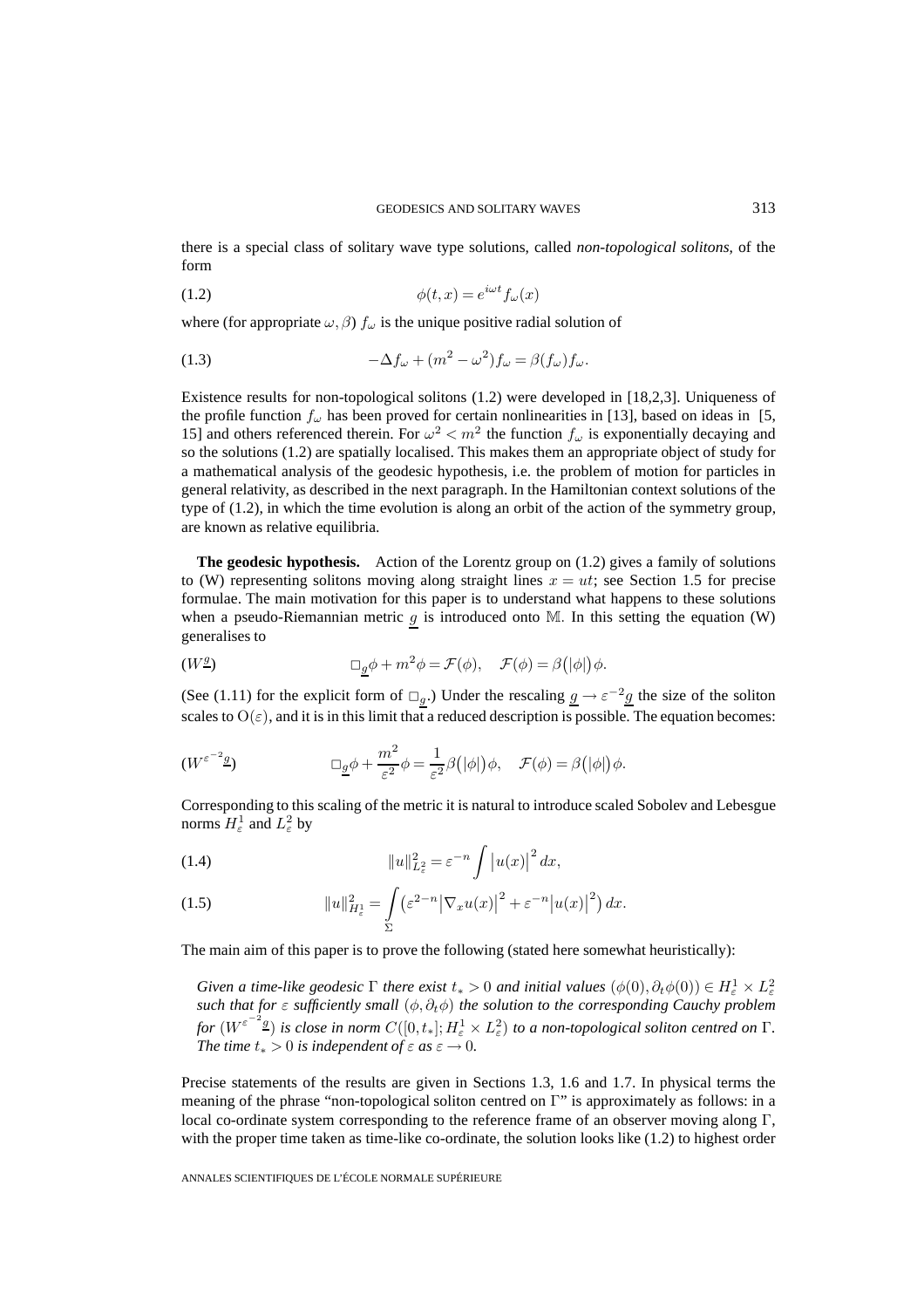there is a special class of solitary wave type solutions, called *non-topological solitons*, of the form

$$\phi(t,x) = e^{i\omega t} f_\omega(x) \tag{1.2}$$

where (for appropriate $\omega, \beta$) $f_\omega$ is the unique positive radial solution of

$$-\Delta f_\omega + (m^2 - \omega^2) f_\omega = \beta(f_\omega) f_\omega. \tag{1.3}$$

Existence results for non-topological solitons (1.2) were developed in [18,2,3]. Uniqueness of the profile function $f_\omega$ has been proved for certain nonlinearities in [13], based on ideas in [5, 15] and others referenced therein. For $\omega^2 < m^2$ the function $f_\omega$ is exponentially decaying and so the solutions (1.2) are spatially localised. This makes them an appropriate object of study for a mathematical analysis of the geodesic hypothesis, i.e. the problem of motion for particles in general relativity, as described in the next paragraph. In the Hamiltonian context solutions of the type of (1.2), in which the time evolution is along an orbit of the action of the symmetry group, are known as relative equilibria.

**The geodesic hypothesis.** Action of the Lorentz group on (1.2) gives a family of solutions to (W) representing solitons moving along straight lines $x = ut$; see Section 1.5 for precise formulae. The main motivation for this paper is to understand what happens to these solutions when a pseudo-Riemannian metric $\underline{g}$ is introduced onto $\mathbb{M}$. In this setting the equation (W) generalises to

$$\Box_{\underline{g}}\phi + m^2\phi = \mathcal{F}(\phi), \quad \mathcal{F}(\phi) = \beta\big(|\phi|\big)\phi. \tag{$W^{\underline{g}}$}$$

(See (1.11) for the explicit form of $\Box_{\underline{g}}$.) Under the rescaling $\underline{g} \to \varepsilon^{-2}\underline{g}$ the size of the soliton scales to $\mathrm{O}(\varepsilon)$, and it is in this limit that a reduced description is possible. The equation becomes:

$$\Box_{\underline{g}}\phi + \frac{m^2}{\varepsilon^2}\phi = \frac{1}{\varepsilon^2}\beta\big(|\phi|\big)\phi, \quad \mathcal{F}(\phi) = \beta\big(|\phi|\big)\phi. \tag{$W^{\varepsilon^{-2}\underline{g}}$}$$

Corresponding to this scaling of the metric it is natural to introduce scaled Sobolev and Lebesgue norms $H^1_\varepsilon$ and $L^2_\varepsilon$ by

$$\|u\|^2_{L^2_\varepsilon} = \varepsilon^{-n}\int \big|u(x)\big|^2\,dx, \tag{1.4}$$

$$\|u\|^2_{H^1_\varepsilon} = \int_\Sigma \big(\varepsilon^{2-n}\big|\nabla_x u(x)\big|^2 + \varepsilon^{-n}\big|u(x)\big|^2\big)\,dx. \tag{1.5}$$

The main aim of this paper is to prove the following (stated here somewhat heuristically):

> *Given a time-like geodesic $\Gamma$ there exist $t_* > 0$ and initial values $(\phi(0), \partial_t\phi(0)) \in H^1_\varepsilon \times L^2_\varepsilon$ such that for $\varepsilon$ sufficiently small $(\phi, \partial_t\phi)$ the solution to the corresponding Cauchy problem for $(W^{\varepsilon^{-2}\underline{g}})$ is close in norm $C([0,t_*]; H^1_\varepsilon \times L^2_\varepsilon)$ to a non-topological soliton centred on $\Gamma$. The time $t_* > 0$ is independent of $\varepsilon$ as $\varepsilon \to 0$.*

Precise statements of the results are given in Sections 1.3, 1.6 and 1.7. In physical terms the meaning of the phrase "non-topological soliton centred on $\Gamma$" is approximately as follows: in a local co-ordinate system corresponding to the reference frame of an observer moving along $\Gamma$, with the proper time taken as time-like co-ordinate, the solution looks like (1.2) to highest order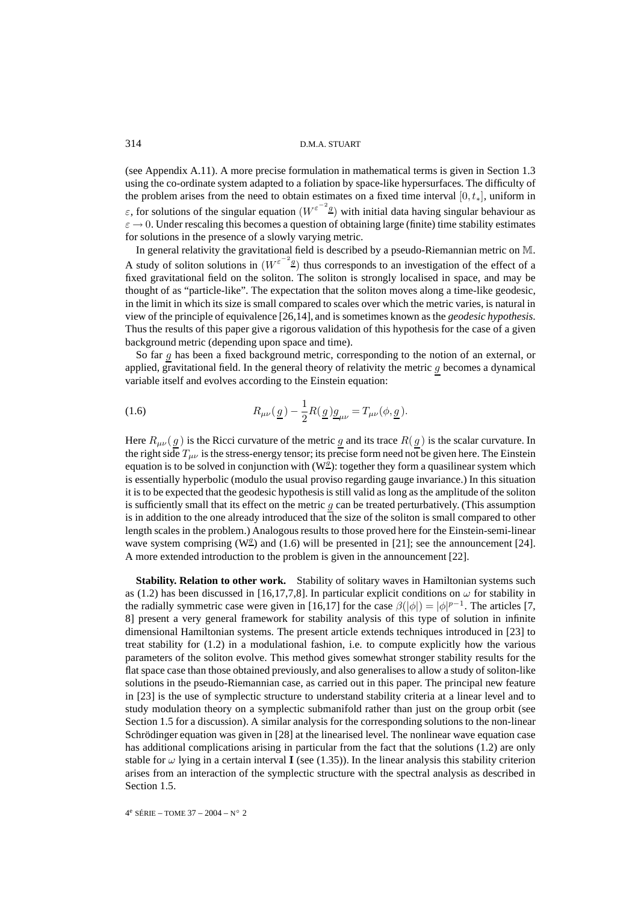(see Appendix A.11). A more precise formulation in mathematical terms is given in Section 1.3 using the co-ordinate system adapted to a foliation by space-like hypersurfaces. The difficulty of the problem arises from the need to obtain estimates on a fixed time interval $[0, t_*]$, uniform in $\varepsilon$, for solutions of the singular equation $(W^{\varepsilon^{-2}\underline{g}})$ with initial data having singular behaviour as $\varepsilon \to 0$. Under rescaling this becomes a question of obtaining large (finite) time stability estimates for solutions in the presence of a slowly varying metric.

In general relativity the gravitational field is described by a pseudo-Riemannian metric on $\mathbb{M}$. A study of soliton solutions in $(W^{\varepsilon^{-2}\underline{g}})$ thus corresponds to an investigation of the effect of a fixed gravitational field on the soliton. The soliton is strongly localised in space, and may be thought of as "particle-like". The expectation that the soliton moves along a time-like geodesic, in the limit in which its size is small compared to scales over which the metric varies, is natural in view of the principle of equivalence [26,14], and is sometimes known as the *geodesic hypothesis*. Thus the results of this paper give a rigorous validation of this hypothesis for the case of a given background metric (depending upon space and time).

So far $\underline{g}$ has been a fixed background metric, corresponding to the notion of an external, or applied, gravitational field. In the general theory of relativity the metric $\underline{g}$ becomes a dynamical variable itself and evolves according to the Einstein equation:

$$R_{\mu\nu}(\underline{g}) - \frac{1}{2}R(\underline{g})\underline{g}_{\mu\nu} = T_{\mu\nu}(\phi, \underline{g}). \tag{1.6}$$

Here $R_{\mu\nu}(\underline{g})$ is the Ricci curvature of the metric $\underline{g}$ and its trace $R(\underline{g})$ is the scalar curvature. In the right side $T_{\mu\nu}$ is the stress-energy tensor; its precise form need not be given here. The Einstein equation is to be solved in conjunction with $(W^{\underline{g}})$: together they form a quasilinear system which is essentially hyperbolic (modulo the usual proviso regarding gauge invariance.) In this situation it is to be expected that the geodesic hypothesis is still valid as long as the amplitude of the soliton is sufficiently small that its effect on the metric $\underline{g}$ can be treated perturbatively. (This assumption is in addition to the one already introduced that the size of the soliton is small compared to other length scales in the problem.) Analogous results to those proved here for the Einstein-semi-linear wave system comprising $(W^{\underline{g}})$ and (1.6) will be presented in [21]; see the announcement [24]. A more extended introduction to the problem is given in the announcement [22].

**Stability. Relation to other work.** Stability of solitary waves in Hamiltonian systems such as (1.2) has been discussed in [16,17,7,8]. In particular explicit conditions on $\omega$ for stability in the radially symmetric case were given in [16,17] for the case $\beta(|\phi|) = |\phi|^{p-1}$. The articles [7, 8] present a very general framework for stability analysis of this type of solution in infinite dimensional Hamiltonian systems. The present article extends techniques introduced in [23] to treat stability for (1.2) in a modulational fashion, i.e. to compute explicitly how the various parameters of the soliton evolve. This method gives somewhat stronger stability results for the flat space case than those obtained previously, and also generalises to allow a study of soliton-like solutions in the pseudo-Riemannian case, as carried out in this paper. The principal new feature in [23] is the use of symplectic structure to understand stability criteria at a linear level and to study modulation theory on a symplectic submanifold rather than just on the group orbit (see Section 1.5 for a discussion). A similar analysis for the corresponding solutions to the non-linear Schrödinger equation was given in [28] at the linearised level. The nonlinear wave equation case has additional complications arising in particular from the fact that the solutions (1.2) are only stable for $\omega$ lying in a certain interval $\mathbf{I}$ (see (1.35)). In the linear analysis this stability criterion arises from an interaction of the symplectic structure with the spectral analysis as described in Section 1.5.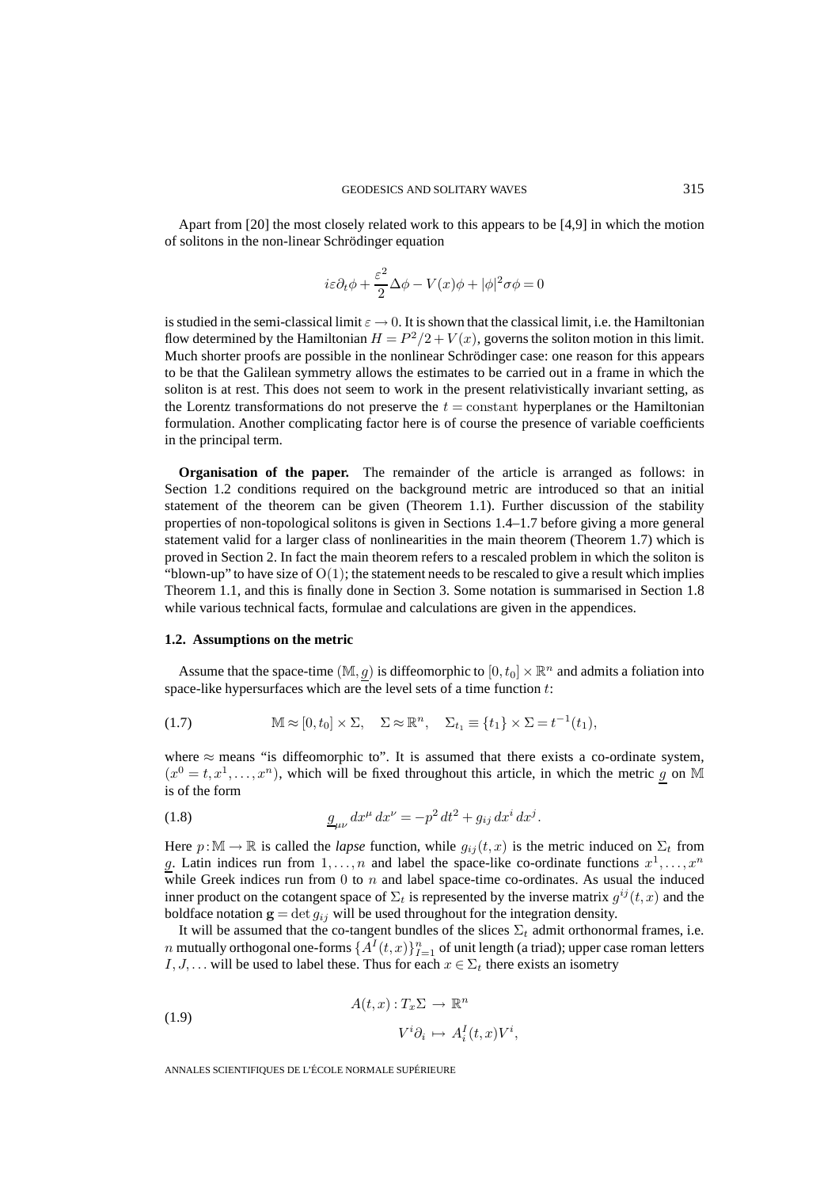Apart from [20] the most closely related work to this appears to be [4,9] in which the motion of solitons in the non-linear Schrödinger equation

$$i\varepsilon\partial_t\phi + \frac{\varepsilon^2}{2}\Delta\phi - V(x)\phi + |\phi|^2\sigma\phi = 0$$

is studied in the semi-classical limit $\varepsilon \to 0$. It is shown that the classical limit, i.e. the Hamiltonian flow determined by the Hamiltonian $H = P^2/2 + V(x)$, governs the soliton motion in this limit. Much shorter proofs are possible in the nonlinear Schrödinger case: one reason for this appears to be that the Galilean symmetry allows the estimates to be carried out in a frame in which the soliton is at rest. This does not seem to work in the present relativistically invariant setting, as the Lorentz transformations do not preserve the $t = \text{constant}$ hyperplanes or the Hamiltonian formulation. Another complicating factor here is of course the presence of variable coefficients in the principal term.

**Organisation of the paper.** The remainder of the article is arranged as follows: in Section 1.2 conditions required on the background metric are introduced so that an initial statement of the theorem can be given (Theorem 1.1). Further discussion of the stability properties of non-topological solitons is given in Sections 1.4–1.7 before giving a more general statement valid for a larger class of nonlinearities in the main theorem (Theorem 1.7) which is proved in Section 2. In fact the main theorem refers to a rescaled problem in which the soliton is "blown-up" to have size of $\mathrm{O}(1)$; the statement needs to be rescaled to give a result which implies Theorem 1.1, and this is finally done in Section 3. Some notation is summarised in Section 1.8 while various technical facts, formulae and calculations are given in the appendices.

### 1.2. Assumptions on the metric

Assume that the space-time $(\mathbb{M}, \underline{g})$ is diffeomorphic to $[0,t_0] \times \mathbb{R}^n$ and admits a foliation into space-like hypersurfaces which are the level sets of a time function $t$:

$$\mathbb{M} \approx [0,t_0] \times \Sigma, \quad \Sigma \approx \mathbb{R}^n, \quad \Sigma_{t_1} \equiv \{t_1\} \times \Sigma = t^{-1}(t_1), \tag{1.7}$$

where $\approx$ means "is diffeomorphic to". It is assumed that there exists a co-ordinate system, $(x^0 = t, x^1, \ldots, x^n)$, which will be fixed throughout this article, in which the metric $\underline{g}$ on $\mathbb{M}$ is of the form

$$\underline{g}_{\mu\nu}\, dx^\mu\, dx^\nu = -p^2\, dt^2 + g_{ij}\, dx^i\, dx^j. \tag{1.8}$$

Here $p : \mathbb{M} \to \mathbb{R}$ is called the *lapse* function, while $g_{ij}(t,x)$ is the metric induced on $\Sigma_t$ from $\underline{g}$. Latin indices run from $1, \ldots, n$ and label the space-like co-ordinate functions $x^1, \ldots, x^n$ while Greek indices run from $0$ to $n$ and label space-time co-ordinates. As usual the induced inner product on the cotangent space of $\Sigma_t$ is represented by the inverse matrix $g^{ij}(t,x)$ and the boldface notation $\mathbf{g} = \det g_{ij}$ will be used throughout for the integration density.

It will be assumed that the co-tangent bundles of the slices $\Sigma_t$ admit orthonormal frames, i.e. $n$ mutually orthogonal one-forms $\{A^I(t,x)\}_{I=1}^n$ of unit length (a triad); upper case roman letters $I, J, \ldots$ will be used to label these. Thus for each $x \in \Sigma_t$ there exists an isometry

$$\begin{aligned} A(t,x) : T_x\Sigma &\to \mathbb{R}^n \\ V^i\partial_i &\mapsto A^I_i(t,x)V^i, \end{aligned} \tag{1.9}$$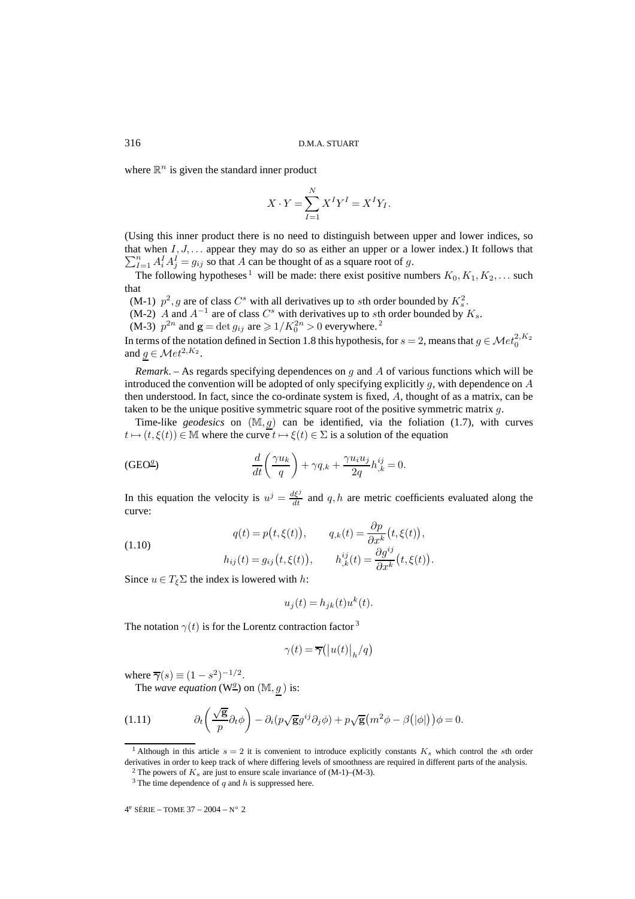where $\mathbb{R}^n$ is given the standard inner product

$$X \cdot Y = \sum_{I=1}^{N} X^I Y^I = X^I Y_I.$$

(Using this inner product there is no need to distinguish between upper and lower indices, so that when $I, J, \dots$ appear they may do so as either an upper or a lower index.) It follows that $\sum_{I=1}^{n} A_i^I A_j^I = g_{ij}$ so that $A$ can be thought of as a square root of $g$.

The following hypotheses[1] will be made: there exist positive numbers $K_0, K_1, K_2, \dots$ such that

(M-1) $p^2, g$ are of class $C^s$ with all derivatives up to $s$th order bounded by $K_s^2$.

(M-2) $A$ and $A^{-1}$ are of class $C^s$ with derivatives up to $s$th order bounded by $K_s$.

(M-3) $p^{2n}$ and $\mathbf{g} = \det g_{ij}$ are $\geqslant 1/K_0^{2n} > 0$ everywhere.[2]

In terms of the notation defined in Section 1.8 this hypothesis, for $s = 2$, means that $g \in \mathcal{M}et_0^{2,K_2}$ and $\underline{g} \in \mathcal{M}et^{2,K_2}$.

*Remark*. – As regards specifying dependences on $g$ and $A$ of various functions which will be introduced the convention will be adopted of only specifying explicitly $g$, with dependence on $A$ then understood. In fact, since the co-ordinate system is fixed, $A$, thought of as a matrix, can be taken to be the unique positive symmetric square root of the positive symmetric matrix $g$.

Time-like *geodesics* on $(\mathbb{M}, \underline{g})$ can be identified, via the foliation (1.7), with curves $t \mapsto (t, \xi(t)) \in \mathbb{M}$ where the curve $t \mapsto \xi(t) \in \Sigma$ is a solution of the equation

$$\text{(GEO}^{\underline{g}}\text{)} \qquad \frac{d}{dt}\left(\frac{\gamma u_k}{q}\right) + \gamma q_{,k} + \frac{\gamma u_i u_j}{2q} h^{ij}_{,k} = 0.$$

In this equation the velocity is $u^j = \frac{d\xi^j}{dt}$ and $q, h$ are metric coefficients evaluated along the curve:

$$\begin{aligned} q(t) &= p\big(t, \xi(t)\big), \qquad & q_{,k}(t) &= \frac{\partial p}{\partial x^k}\big(t, \xi(t)\big), \\ h_{ij}(t) &= g_{ij}\big(t, \xi(t)\big), \qquad & h^{ij}_{,k}(t) &= \frac{\partial g^{ij}}{\partial x^k}\big(t, \xi(t)\big). \end{aligned} \tag{1.10}$$

Since $u \in T_\xi \Sigma$ the index is lowered with $h$:

$$u_j(t) = h_{jk}(t) u^k(t).$$

The notation $\gamma(t)$ is for the Lorentz contraction factor[3]

$$\gamma(t) = \overline{\gamma}\big(|u(t)|_h / q\big)$$

where $\overline{\gamma}(s) \equiv (1 - s^2)^{-1/2}$.

The *wave equation* ($\mathrm{W}^{\underline{g}}$) on $(\mathbb{M}, \underline{g})$ is:

$$\partial_t\left(\frac{\sqrt{\mathbf{g}}}{p} \partial_t \phi\right) - \partial_i\big(p\sqrt{\mathbf{g}} g^{ij} \partial_j \phi\big) + p\sqrt{\mathbf{g}}\big(m^2 \phi - \beta(|\phi|)\big)\phi = 0. \tag{1.11}$$

---

[1] Although in this article $s = 2$ it is convenient to introduce explicitly constants $K_s$ which control the $s$th order derivatives in order to keep track of where differing levels of smoothness are required in different parts of the analysis.

[2] The powers of $K_s$ are just to ensure scale invariance of (M-1)–(M-3).

[3] The time dependence of $q$ and $h$ is suppressed here.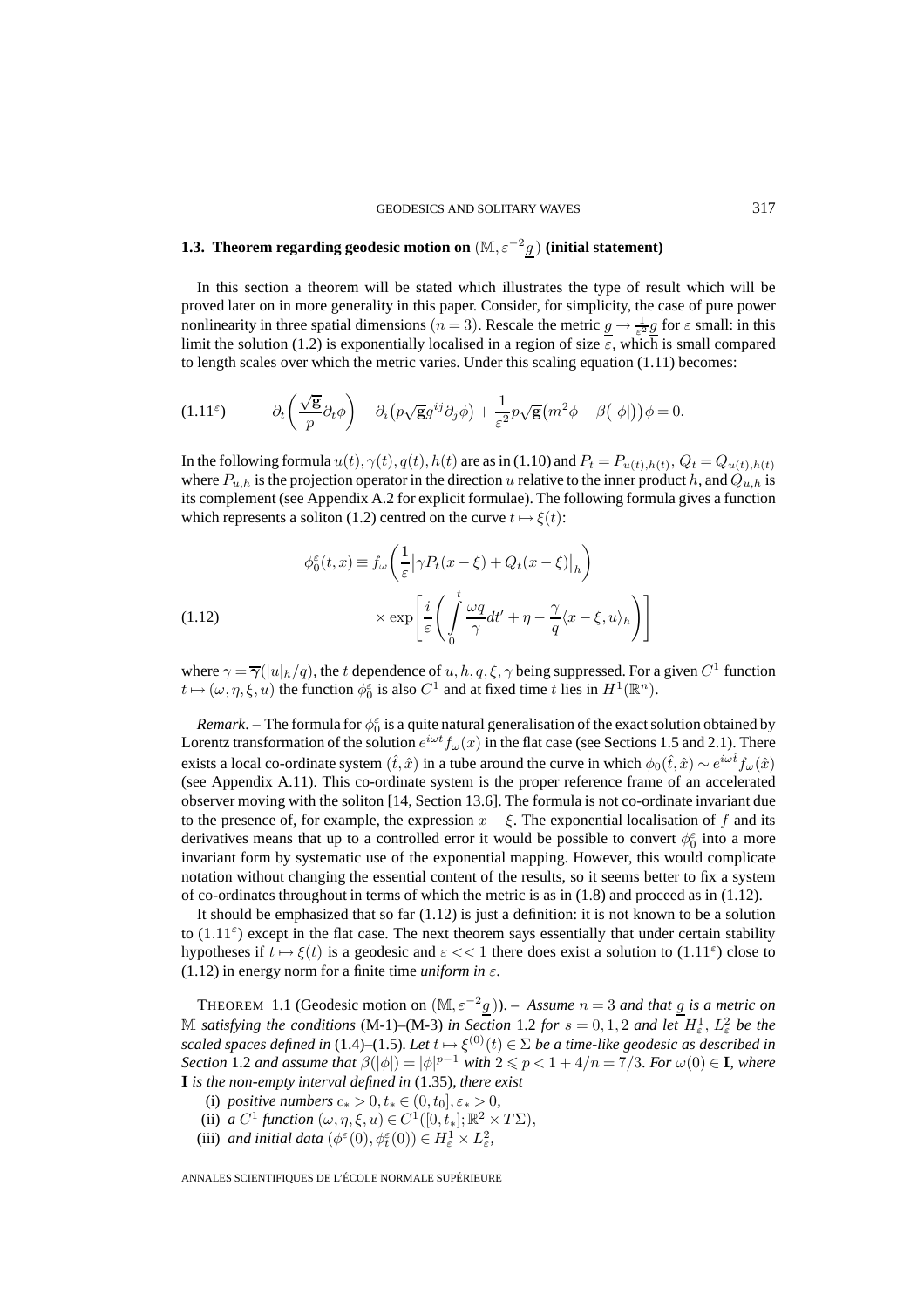### 1.3. Theorem regarding geodesic motion on $(\mathbb{M}, \varepsilon^{-2}\underline{g})$ (initial statement)

In this section a theorem will be stated which illustrates the type of result which will be proved later on in more generality in this paper. Consider, for simplicity, the case of pure power nonlinearity in three spatial dimensions ($n = 3$). Rescale the metric $\underline{g} \to \frac{1}{\varepsilon^2}\underline{g}$ for $\varepsilon$ small: in this limit the solution (1.2) is exponentially localised in a region of size $\varepsilon$, which is small compared to length scales over which the metric varies. Under this scaling equation (1.11) becomes:

$$(1.11^\varepsilon) \qquad \partial_t\left(\frac{\sqrt{\mathbf{g}}}{p}\partial_t\phi\right) - \partial_i\left(p\sqrt{\mathbf{g}}g^{ij}\partial_j\phi\right) + \frac{1}{\varepsilon^2}p\sqrt{\mathbf{g}}\left(m^2\phi - \beta\left(|\phi|\right)\right)\phi = 0.$$

In the following formula $u(t), \gamma(t), q(t), h(t)$ are as in (1.10) and $P_t = P_{u(t),h(t)}$, $Q_t = Q_{u(t),h(t)}$ where $P_{u,h}$ is the projection operator in the direction $u$ relative to the inner product $h$, and $Q_{u,h}$ is its complement (see Appendix A.2 for explicit formulae). The following formula gives a function which represents a soliton (1.2) centred on the curve $t \mapsto \xi(t)$:

$$\phi_0^\varepsilon(t,x) \equiv f_\omega\left(\frac{1}{\varepsilon}\left|\gamma P_t(x-\xi) + Q_t(x-\xi)\right|_h\right)$$

$$(1.12) \qquad \times \exp\left[\frac{i}{\varepsilon}\left(\int_0^t \frac{\omega q}{\gamma}dt' + \eta - \frac{\gamma}{q}\langle x-\xi, u\rangle_h\right)\right]$$

where $\gamma = \overline{\boldsymbol{\gamma}}(|u|_h/q)$, the $t$ dependence of $u, h, q, \xi, \gamma$ being suppressed. For a given $C^1$ function $t \mapsto (\omega, \eta, \xi, u)$ the function $\phi_0^\varepsilon$ is also $C^1$ and at fixed time $t$ lies in $H^1(\mathbb{R}^n)$.

*Remark*. – The formula for $\phi_0^\varepsilon$ is a quite natural generalisation of the exact solution obtained by Lorentz transformation of the solution $e^{i\omega t}f_\omega(x)$ in the flat case (see Sections 1.5 and 2.1). There exists a local co-ordinate system $(\hat{t}, \hat{x})$ in a tube around the curve in which $\phi_0(\hat{t}, \hat{x}) \sim e^{i\omega\hat{t}}f_\omega(\hat{x})$ (see Appendix A.11). This co-ordinate system is the proper reference frame of an accelerated observer moving with the soliton [14, Section 13.6]. The formula is not co-ordinate invariant due to the presence of, for example, the expression $x - \xi$. The exponential localisation of $f$ and its derivatives means that up to a controlled error it would be possible to convert $\phi_0^\varepsilon$ into a more invariant form by systematic use of the exponential mapping. However, this would complicate notation without changing the essential content of the results, so it seems better to fix a system of co-ordinates throughout in terms of which the metric is as in (1.8) and proceed as in (1.12).

It should be emphasized that so far (1.12) is just a definition: it is not known to be a solution to $(1.11^\varepsilon)$ except in the flat case. The next theorem says essentially that under certain stability hypotheses if $t \mapsto \xi(t)$ is a geodesic and $\varepsilon << 1$ there does exist a solution to $(1.11^\varepsilon)$ close to (1.12) in energy norm for a finite time *uniform in* $\varepsilon$.

THEOREM 1.1 (Geodesic motion on $(\mathbb{M}, \varepsilon^{-2}\underline{g})$). – *Assume $n = 3$ and that $\underline{g}$ is a metric on $\mathbb{M}$ satisfying the conditions* (M-1)–(M-3) *in Section* 1.2 *for $s = 0, 1, 2$ and let $H_\varepsilon^1$, $L_\varepsilon^2$ be the scaled spaces defined in* (1.4)–(1.5)*. Let $t \mapsto \xi^{(0)}(t) \in \Sigma$ be a time-like geodesic as described in Section* 1.2 *and assume that $\beta(|\phi|) = |\phi|^{p-1}$ with $2 \leqslant p < 1 + 4/n = 7/3$. For $\omega(0) \in \mathbf{I}$, where $\mathbf{I}$ is the non-empty interval defined in* (1.35)*, there exist*

(i) *positive numbers $c_* > 0, t_* \in (0, t_0], \varepsilon_* > 0$,*

(ii) *a $C^1$ function $(\omega, \eta, \xi, u) \in C^1([0, t_*]; \mathbb{R}^2 \times T\Sigma)$,*

(iii) *and initial data $(\phi^\varepsilon(0), \phi_t^\varepsilon(0)) \in H_\varepsilon^1 \times L_\varepsilon^2$,*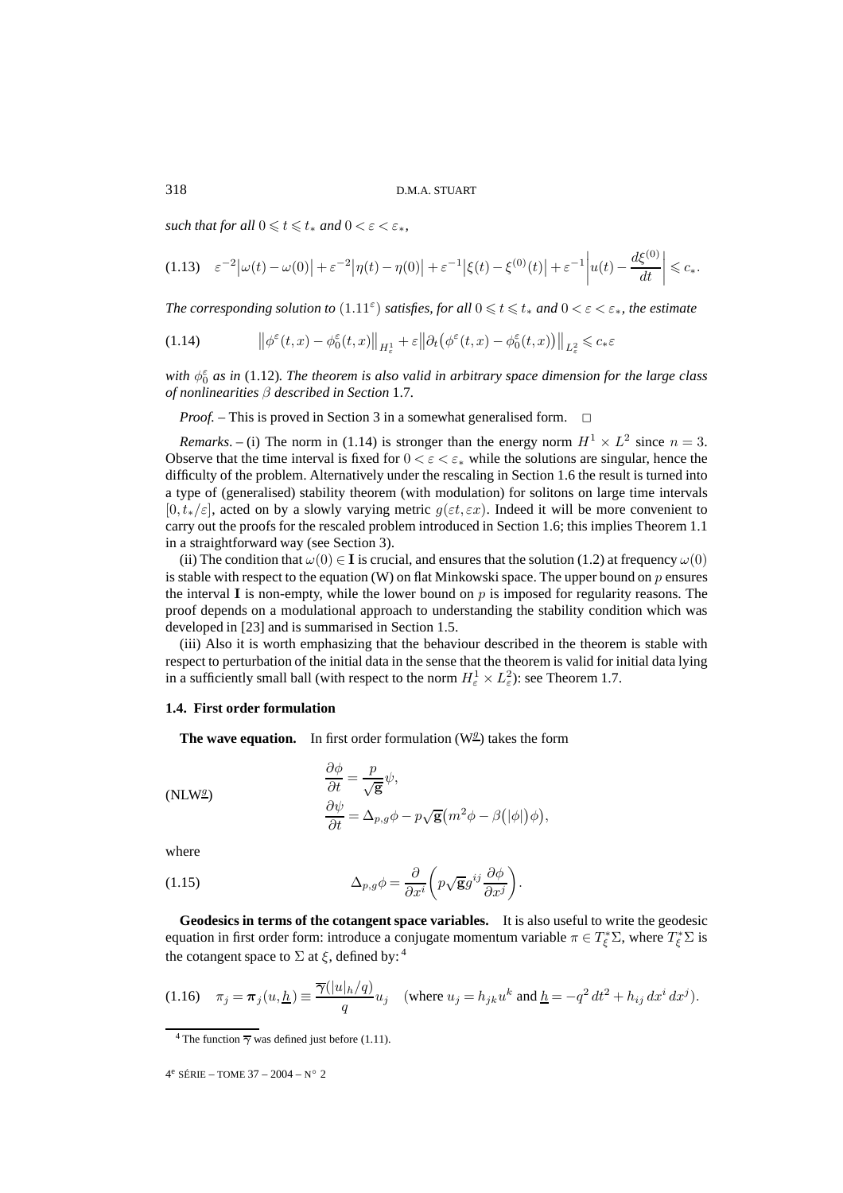*such that for all* $0 \leqslant t \leqslant t_*$ *and* $0 < \varepsilon < \varepsilon_*$,

$$\text{(1.13)} \quad \varepsilon^{-2}\big|\omega(t) - \omega(0)\big| + \varepsilon^{-2}\big|\eta(t) - \eta(0)\big| + \varepsilon^{-1}\big|\xi(t) - \xi^{(0)}(t)\big| + \varepsilon^{-1}\left|u(t) - \frac{d\xi^{(0)}}{dt}\right| \leqslant c_*.$$

*The corresponding solution to* $(1.11^\varepsilon)$ *satisfies, for all* $0 \leqslant t \leqslant t_*$ *and* $0 < \varepsilon < \varepsilon_*$, *the estimate*

$$\text{(1.14)} \qquad \big\|\phi^\varepsilon(t,x) - \phi_0^\varepsilon(t,x)\big\|_{H^1_\varepsilon} + \varepsilon\big\|\partial_t\big(\phi^\varepsilon(t,x) - \phi_0^\varepsilon(t,x)\big)\big\|_{L^2_\varepsilon} \leqslant c_*\varepsilon$$

*with* $\phi_0^\varepsilon$ *as in* (1.12)*. The theorem is also valid in arbitrary space dimension for the large class of nonlinearities* $\beta$ *described in Section* 1.7.

*Proof.* – This is proved in Section 3 in a somewhat generalised form. □

*Remarks.* – (i) The norm in (1.14) is stronger than the energy norm $H^1 \times L^2$ since $n = 3$. Observe that the time interval is fixed for $0 < \varepsilon < \varepsilon_*$ while the solutions are singular, hence the difficulty of the problem. Alternatively under the rescaling in Section 1.6 the result is turned into a type of (generalised) stability theorem (with modulation) for solitons on large time intervals $[0, t_*/\varepsilon]$, acted on by a slowly varying metric $g(\varepsilon t, \varepsilon x)$. Indeed it will be more convenient to carry out the proofs for the rescaled problem introduced in Section 1.6; this implies Theorem 1.1 in a straightforward way (see Section 3).

(ii) The condition that $\omega(0) \in \mathbf{I}$ is crucial, and ensures that the solution (1.2) at frequency $\omega(0)$ is stable with respect to the equation (W) on flat Minkowski space. The upper bound on $p$ ensures the interval $\mathbf{I}$ is non-empty, while the lower bound on $p$ is imposed for regularity reasons. The proof depends on a modulational approach to understanding the stability condition which was developed in [23] and is summarised in Section 1.5.

(iii) Also it is worth emphasizing that the behaviour described in the theorem is stable with respect to perturbation of the initial data in the sense that the theorem is valid for initial data lying in a sufficiently small ball (with respect to the norm $H^1_\varepsilon \times L^2_\varepsilon$): see Theorem 1.7.

### 1.4. First order formulation

**The wave equation.** In first order formulation ($\mathrm{W}^{\underline{g}}$) takes the form

$$(\mathrm{NLW}^{\underline{g}}) \qquad \begin{aligned} \frac{\partial \phi}{\partial t} &= \frac{p}{\sqrt{\mathbf{g}}}\psi, \\ \frac{\partial \psi}{\partial t} &= \Delta_{p,g}\phi - p\sqrt{\mathbf{g}}\big(m^2\phi - \beta\big(|\phi|\big)\phi\big), \end{aligned}$$

where

$$\text{(1.15)} \qquad \Delta_{p,g}\phi = \frac{\partial}{\partial x^i}\left(p\sqrt{\mathbf{g}}g^{ij}\frac{\partial \phi}{\partial x^j}\right).$$

**Geodesics in terms of the cotangent space variables.** It is also useful to write the geodesic equation in first order form: introduce a conjugate momentum variable $\pi \in T^*_\xi\Sigma$, where $T^*_\xi\Sigma$ is the cotangent space to $\Sigma$ at $\xi$, defined by:[4]

$$\text{(1.16)} \quad \pi_j = \boldsymbol{\pi}_j(u, \underline{h}) \equiv \frac{\overline{\gamma}(|u|_h/q)}{q}u_j \quad (\text{where } u_j = h_{jk}u^k \text{ and } \underline{h} = -q^2\,dt^2 + h_{ij}\,dx^i\,dx^j).$$

[4] The function $\overline{\gamma}$ was defined just before (1.11).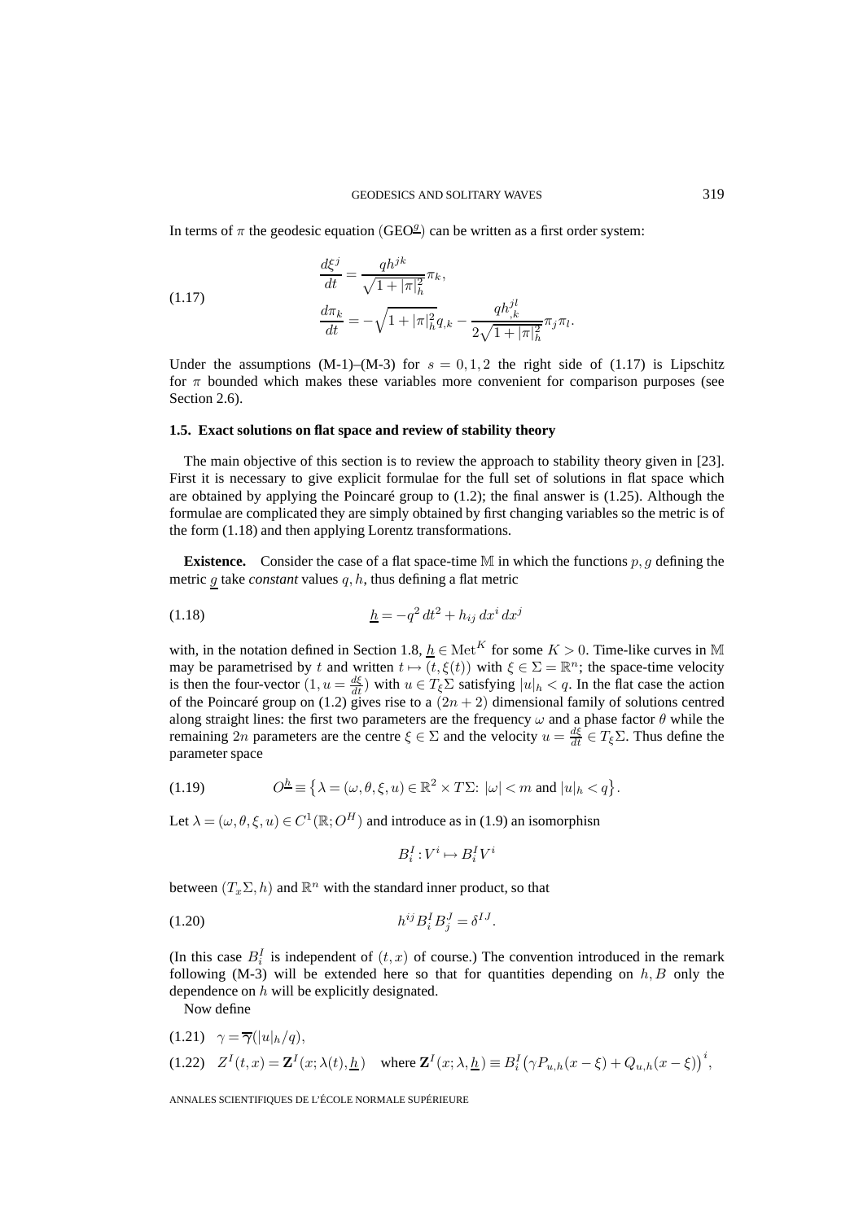In terms of $\pi$ the geodesic equation (GEO$^{\underline{g}}$) can be written as a first order system:

$$
\begin{aligned}
\frac{d\xi^j}{dt} &= \frac{q h^{jk}}{\sqrt{1+|\pi|_h^2}}\pi_k, \\
\frac{d\pi_k}{dt} &= -\sqrt{1+|\pi|_h^2}\, q_{,k} - \frac{q h^{jl}_{,k}}{2\sqrt{1+|\pi|_h^2}}\pi_j \pi_l.
\end{aligned}
\tag{1.17}
$$

Under the assumptions (M-1)–(M-3) for $s = 0, 1, 2$ the right side of (1.17) is Lipschitz for $\pi$ bounded which makes these variables more convenient for comparison purposes (see Section 2.6).

### 1.5. Exact solutions on flat space and review of stability theory

The main objective of this section is to review the approach to stability theory given in [23]. First it is necessary to give explicit formulae for the full set of solutions in flat space which are obtained by applying the Poincaré group to (1.2); the final answer is (1.25). Although the formulae are complicated they are simply obtained by first changing variables so the metric is of the form (1.18) and then applying Lorentz transformations.

**Existence.** Consider the case of a flat space-time $\mathbb{M}$ in which the functions $p, g$ defining the metric $\underline{g}$ take *constant* values $q, h$, thus defining a flat metric

$$
\underline{h} = -q^2\, dt^2 + h_{ij}\, dx^i\, dx^j
\tag{1.18}
$$

with, in the notation defined in Section 1.8, $\underline{h} \in \mathrm{Met}^K$ for some $K > 0$. Time-like curves in $\mathbb{M}$ may be parametrised by $t$ and written $t \mapsto (t, \xi(t))$ with $\xi \in \Sigma = \mathbb{R}^n$; the space-time velocity is then the four-vector $(1, u = \frac{d\xi}{dt})$ with $u \in T_\xi\Sigma$ satisfying $|u|_h < q$. In the flat case the action of the Poincaré group on (1.2) gives rise to a $(2n+2)$ dimensional family of solutions centred along straight lines: the first two parameters are the frequency $\omega$ and a phase factor $\theta$ while the remaining $2n$ parameters are the centre $\xi \in \Sigma$ and the velocity $u = \frac{d\xi}{dt} \in T_\xi\Sigma$. Thus define the parameter space

$$
O^{\underline{h}} \equiv \left\{ \lambda = (\omega, \theta, \xi, u) \in \mathbb{R}^2 \times T\Sigma \colon\ |\omega| < m \text{ and } |u|_h < q \right\}.
\tag{1.19}
$$

Let $\lambda = (\omega, \theta, \xi, u) \in C^1(\mathbb{R}; O^H)$ and introduce as in (1.9) an isomorphisn

$$
B_i^I : V^i \mapsto B_i^I V^i
$$

between $(T_x\Sigma, h)$ and $\mathbb{R}^n$ with the standard inner product, so that

$$
h^{ij} B_i^I B_j^J = \delta^{IJ}.
\tag{1.20}
$$

(In this case $B_i^I$ is independent of $(t, x)$ of course.) The convention introduced in the remark following (M-3) will be extended here so that for quantities depending on $h, B$ only the dependence on $h$ will be explicitly designated.

Now define

$$
\gamma = \overline{\boldsymbol{\gamma}}(|u|_h/q),
\tag{1.21}
$$

$$
Z^I(t,x) = \mathbf{Z}^I(x; \lambda(t), \underline{h}) \quad \text{where } \mathbf{Z}^I(x; \lambda, \underline{h}) \equiv B_i^I \big(\gamma P_{u,h}(x-\xi) + Q_{u,h}(x-\xi)\big)^i,
\tag{1.22}
$$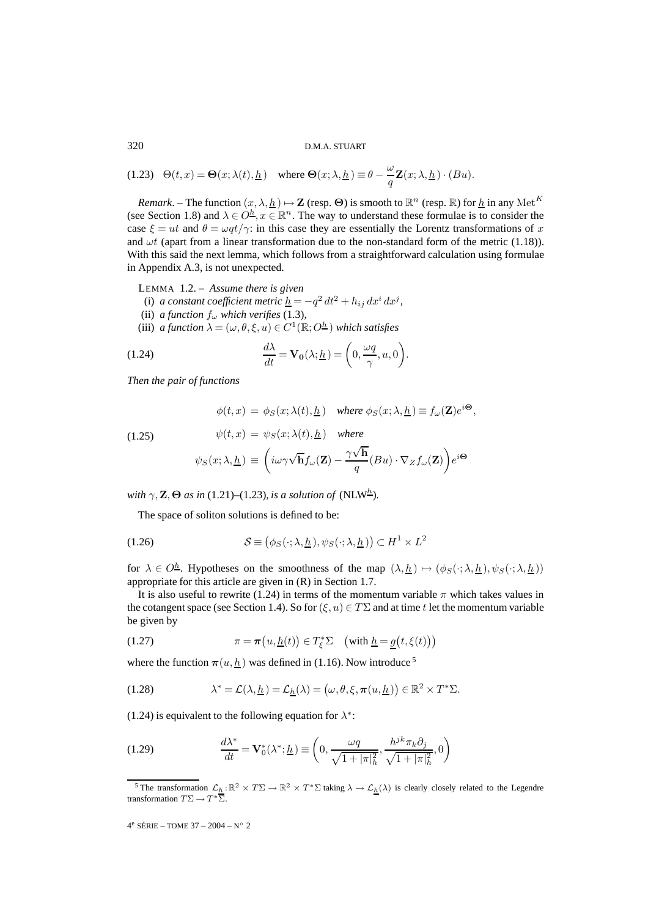$$(1.23)\quad \Theta(t,x) = \boldsymbol{\Theta}(x;\lambda(t),\underline{h}) \quad \text{where } \boldsymbol{\Theta}(x;\lambda,\underline{h}) \equiv \theta - \frac{\omega}{q}\mathbf{Z}(x;\lambda,\underline{h})\cdot(Bu).$$

*Remark*. – The function $(x,\lambda,\underline{h}) \mapsto \mathbf{Z}$ (resp. $\boldsymbol{\Theta}$) is smooth to $\mathbb{R}^n$ (resp. $\mathbb{R}$) for $\underline{h}$ in any $\mathrm{Met}^K$ (see Section 1.8) and $\lambda \in O^{\underline{h}}$, $x \in \mathbb{R}^n$. The way to understand these formulae is to consider the case $\xi = ut$ and $\theta = \omega qt/\gamma$: in this case they are essentially the Lorentz transformations of $x$ and $\omega t$ (apart from a linear transformation due to the non-standard form of the metric (1.18)). With this said the next lemma, which follows from a straightforward calculation using formulae in Appendix A.3, is not unexpected.

LEMMA 1.2. – *Assume there is given*

(i) *a constant coefficient metric* $\underline{h} = -q^2\,dt^2 + h_{ij}\,dx^i\,dx^j$,

(ii) *a function* $f_\omega$ *which verifies* (1.3),

(iii) *a function* $\lambda = (\omega,\theta,\xi,u) \in C^1(\mathbb{R};O^{\underline{h}})$ *which satisfies*

$$\frac{d\lambda}{dt} = \mathbf{V_0}(\lambda;\underline{h}) = \left(0,\frac{\omega q}{\gamma},u,0\right). \tag{1.24}$$

*Then the pair of functions*

$$\begin{aligned}
\phi(t,x) &= \phi_S(x;\lambda(t),\underline{h}) \quad \textit{where } \phi_S(x;\lambda,\underline{h}) \equiv f_\omega(\mathbf{Z})e^{i\boldsymbol{\Theta}},\\
\psi(t,x) &= \psi_S(x;\lambda(t),\underline{h}) \quad \textit{where}\\
\psi_S(x;\lambda,\underline{h}) &\equiv \left(i\omega\gamma\sqrt{\mathbf{h}}f_\omega(\mathbf{Z}) - \frac{\gamma\sqrt{\mathbf{h}}}{q}(Bu)\cdot\nabla_Z f_\omega(\mathbf{Z})\right)e^{i\boldsymbol{\Theta}}
\end{aligned} \tag{1.25}$$

*with* $\gamma,\mathbf{Z},\boldsymbol{\Theta}$ *as in* (1.21)–(1.23)*, is a solution of* (NLW$^{\underline{h}}$)*.*

The space of soliton solutions is defined to be:

$$\mathcal{S} \equiv \left(\phi_S(\cdot;\lambda,\underline{h}),\psi_S(\cdot;\lambda,\underline{h})\right) \subset H^1 \times L^2 \tag{1.26}$$

for $\lambda \in O^{\underline{h}}$. Hypotheses on the smoothness of the map $(\lambda,\underline{h}) \mapsto (\phi_S(\cdot;\lambda,\underline{h}),\psi_S(\cdot;\lambda,\underline{h}))$ appropriate for this article are given in (R) in Section 1.7.

It is also useful to rewrite (1.24) in terms of the momentum variable $\pi$ which takes values in the cotangent space (see Section 1.4). So for $(\xi,u) \in T\Sigma$ and at time $t$ let the momentum variable be given by

$$\pi = \boldsymbol{\pi}\big(u,\underline{h}(t)\big) \in T^*_\xi\Sigma \quad \big(\text{with } \underline{h} = \underline{g}\big(t,\xi(t)\big)\big) \tag{1.27}$$

where the function $\boldsymbol{\pi}(u,\underline{h})$ was defined in (1.16). Now introduce [5]

$$\lambda^* = \mathcal{L}(\lambda,\underline{h}) = \mathcal{L}_{\underline{h}}(\lambda) = \big(\omega,\theta,\xi,\boldsymbol{\pi}(u,\underline{h})\big) \in \mathbb{R}^2 \times T^*\Sigma. \tag{1.28}$$

(1.24) is equivalent to the following equation for $\lambda^*$:

$$\frac{d\lambda^*}{dt} = \mathbf{V}_0^*(\lambda^*;\underline{h}) \equiv \left(0,\frac{\omega q}{\sqrt{1+|\pi|_h^2}},\frac{h^{jk}\pi_k\partial_j}{\sqrt{1+|\pi|_h^2}},0\right) \tag{1.29}$$

[5] The transformation $\mathcal{L}_{\underline{h}}:\mathbb{R}^2 \times T\Sigma \to \mathbb{R}^2 \times T^*\Sigma$ taking $\lambda \to \mathcal{L}_{\underline{h}}(\lambda)$ is clearly closely related to the Legendre transformation $T\Sigma \to T^*\Sigma$.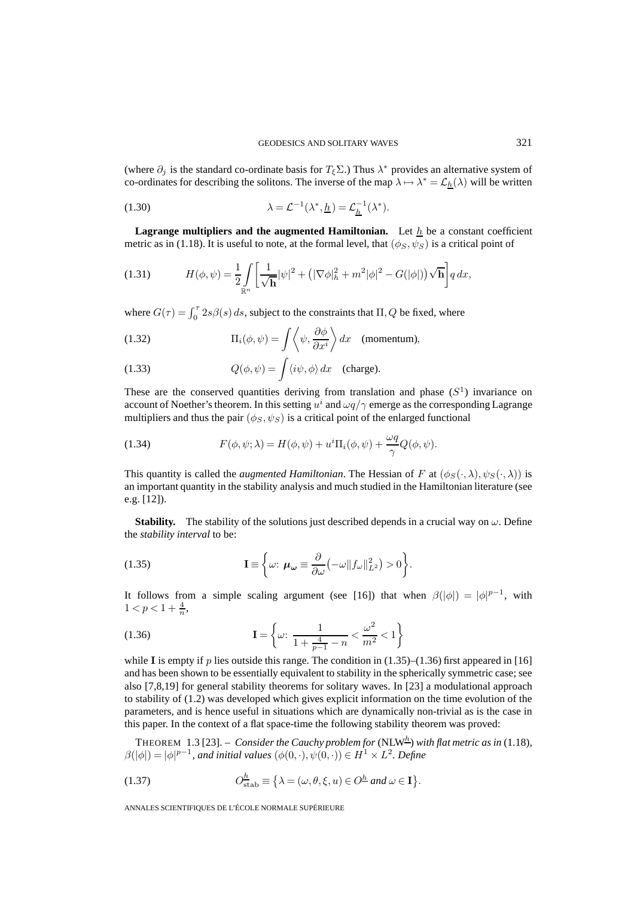(where $\partial_j$ is the standard co-ordinate basis for $T_\xi\Sigma$.) Thus $\lambda^*$ provides an alternative system of co-ordinates for describing the solitons. The inverse of the map $\lambda \mapsto \lambda^* = \mathcal{L}_{\underline{h}}(\lambda)$ will be written

$$\lambda = \mathcal{L}^{-1}(\lambda^*, \underline{h}) = \mathcal{L}_{\underline{h}}^{-1}(\lambda^*). \tag{1.30}$$

**Lagrange multipliers and the augmented Hamiltonian.** Let $\underline{h}$ be a constant coefficient metric as in (1.18). It is useful to note, at the formal level, that $(\phi_S, \psi_S)$ is a critical point of

$$H(\phi, \psi) = \frac{1}{2} \int_{\mathbb{R}^n} \left[ \frac{1}{\sqrt{\mathbf{h}}} |\psi|^2 + \left( |\nabla \phi|_h^2 + m^2 |\phi|^2 - G(|\phi|) \right) \sqrt{\mathbf{h}} \right] q \, dx, \tag{1.31}$$

where $G(\tau) = \int_0^\tau 2s\beta(s)\, ds$, subject to the constraints that $\Pi, Q$ be fixed, where

$$\Pi_i(\phi, \psi) = \int \left\langle \psi, \frac{\partial \phi}{\partial x^i} \right\rangle dx \quad \text{(momentum)}, \tag{1.32}$$

$$Q(\phi, \psi) = \int \langle i\psi, \phi \rangle \, dx \quad \text{(charge)}. \tag{1.33}$$

These are the conserved quantities deriving from translation and phase ($S^1$) invariance on account of Noether's theorem. In this setting $u^i$ and $\omega q/\gamma$ emerge as the corresponding Lagrange multipliers and thus the pair $(\phi_S, \psi_S)$ is a critical point of the enlarged functional

$$F(\phi, \psi; \lambda) = H(\phi, \psi) + u^i \Pi_i(\phi, \psi) + \frac{\omega q}{\gamma} Q(\phi, \psi). \tag{1.34}$$

This quantity is called the *augmented Hamiltonian*. The Hessian of $F$ at $(\phi_S(\cdot, \lambda), \psi_S(\cdot, \lambda))$ is an important quantity in the stability analysis and much studied in the Hamiltonian literature (see e.g. [12]).

**Stability.** The stability of the solutions just described depends in a crucial way on $\omega$. Define the *stability interval* to be:

$$\mathbf{I} \equiv \left\{ \omega \colon \boldsymbol{\mu_\omega} \equiv \frac{\partial}{\partial \omega} \left( -\omega \|f_\omega\|_{L^2}^2 \right) > 0 \right\}. \tag{1.35}$$

It follows from a simple scaling argument (see [16]) that when $\beta(|\phi|) = |\phi|^{p-1}$, with $1 < p < 1 + \frac{4}{n}$,

$$\mathbf{I} = \left\{ \omega \colon \frac{1}{1 + \frac{4}{p-1} - n} < \frac{\omega^2}{m^2} < 1 \right\} \tag{1.36}$$

while $\mathbf{I}$ is empty if $p$ lies outside this range. The condition in (1.35)–(1.36) first appeared in [16] and has been shown to be essentially equivalent to stability in the spherically symmetric case; see also [7,8,19] for general stability theorems for solitary waves. In [23] a modulational approach to stability of (1.2) was developed which gives explicit information on the time evolution of the parameters, and is hence useful in situations which are dynamically non-trivial as is the case in this paper. In the context of a flat space-time the following stability theorem was proved:

THEOREM 1.3 [23]. – *Consider the Cauchy problem for* (NLW$^{\underline{h}}$) *with flat metric as in* (1.18), $\beta(|\phi|) = |\phi|^{p-1}$, *and initial values* $(\phi(0, \cdot), \psi(0, \cdot)) \in H^1 \times L^2$. *Define*

$$O_{\mathrm{stab}}^{\underline{h}} \equiv \left\{ \lambda = (\omega, \theta, \xi, u) \in O^{\underline{h}} \text{ and } \omega \in \mathbf{I} \right\}. \tag{1.37}$$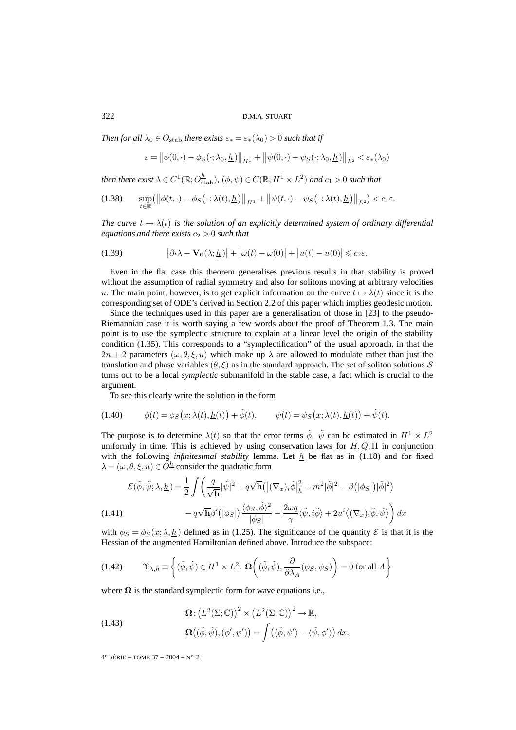*Then for all $\lambda_0 \in O_{\mathrm{stab}}$ there exists $\varepsilon_* = \varepsilon_*(\lambda_0) > 0$ such that if*

$$\varepsilon = \left\|\phi(0,\cdot) - \phi_S(\cdot;\lambda_0,\underline{h})\right\|_{H^1} + \left\|\psi(0,\cdot) - \psi_S(\cdot;\lambda_0,\underline{h})\right\|_{L^2} < \varepsilon_*(\lambda_0)$$

*then there exist $\lambda \in C^1(\mathbb{R}; O^{\underline{h}}_{\mathrm{stab}})$, $(\phi,\psi) \in C(\mathbb{R}; H^1 \times L^2)$ and $c_1 > 0$ such that*

$$\sup_{t\in\mathbb{R}}\left(\left\|\phi(t,\cdot) - \phi_S\left(\cdot;\lambda(t),\underline{h}\right)\right\|_{H^1} + \left\|\psi(t,\cdot) - \psi_S\left(\cdot;\lambda(t),\underline{h}\right)\right\|_{L^2}\right) < c_1\varepsilon. \tag{1.38}$$

*The curve $t \mapsto \lambda(t)$ is the solution of an explicitly determined system of ordinary differential equations and there exists $c_2 > 0$ such that*

$$\left|\partial_t\lambda - \mathbf{V_0}(\lambda;\underline{h})\right| + \left|\omega(t) - \omega(0)\right| + \left|u(t) - u(0)\right| \leqslant c_2\varepsilon. \tag{1.39}$$

Even in the flat case this theorem generalises previous results in that stability is proved without the assumption of radial symmetry and also for solitons moving at arbitrary velocities $u$. The main point, however, is to get explicit information on the curve $t \mapsto \lambda(t)$ since it is the corresponding set of ODE's derived in Section 2.2 of this paper which implies geodesic motion.

Since the techniques used in this paper are a generalisation of those in [23] to the pseudo-Riemannian case it is worth saying a few words about the proof of Theorem 1.3. The main point is to use the symplectic structure to explain at a linear level the origin of the stability condition (1.35). This corresponds to a "symplectification" of the usual approach, in that the $2n+2$ parameters $(\omega,\theta,\xi,u)$ which make up $\lambda$ are allowed to modulate rather than just the translation and phase variables $(\theta,\xi)$ as in the standard approach. The set of soliton solutions $\mathcal{S}$ turns out to be a local *symplectic* submanifold in the stable case, a fact which is crucial to the argument.

To see this clearly write the solution in the form

$$\phi(t) = \phi_S\left(x;\lambda(t),\underline{h}(t)\right) + \tilde{\phi}(t), \qquad \psi(t) = \psi_S\left(x;\lambda(t),\underline{h}(t)\right) + \tilde{\psi}(t). \tag{1.40}$$

The purpose is to determine $\lambda(t)$ so that the error terms $\tilde{\phi}$, $\tilde{\psi}$ can be estimated in $H^1 \times L^2$ uniformly in time. This is achieved by using conservation laws for $H, Q, \Pi$ in conjunction with the following *infinitesimal stability* lemma. Let $\underline{h}$ be flat as in (1.18) and for fixed $\lambda = (\omega,\theta,\xi,u) \in O^{\underline{h}}$ consider the quadratic form

$$\begin{aligned}
\mathcal{E}(\tilde{\phi},\tilde{\psi};\lambda,\underline{h}) = \frac{1}{2}\int\bigg(&\frac{q}{\sqrt{\mathbf{h}}}|\tilde{\psi}|^2 + q\sqrt{\mathbf{h}}\left(\left|(\nabla_x)_i\tilde{\phi}\right|_h^2 + m^2|\tilde{\phi}|^2 - \beta\left(|\phi_S|\right)|\tilde{\phi}|^2\right) \\
&- q\sqrt{\mathbf{h}}\beta'\left(|\phi_S|\right)\frac{\langle\phi_S,\tilde{\phi}\rangle^2}{|\phi_S|} - \frac{2\omega q}{\gamma}\langle\tilde{\psi}, i\tilde{\phi}\rangle + 2u^i\left\langle(\nabla_x)_i\tilde{\phi},\tilde{\psi}\right\rangle\bigg)\,dx
\end{aligned} \tag{1.41}$$

with $\phi_S = \phi_S(x;\lambda,\underline{h})$ defined as in (1.25). The significance of the quantity $\mathcal{E}$ is that it is the Hessian of the augmented Hamiltonian defined above. Introduce the subspace:

$$\Upsilon_{\lambda,\underline{h}} \equiv \left\{(\tilde{\phi},\tilde{\psi}) \in H^1 \times L^2\colon\ \mathbf{\Omega}\left((\tilde{\phi},\tilde{\psi}), \frac{\partial}{\partial\lambda_A}(\phi_S,\psi_S)\right) = 0 \text{ for all } A\right\} \tag{1.42}$$

where $\mathbf{\Omega}$ is the standard symplectic form for wave equations i.e.,

$$\begin{aligned}
&\mathbf{\Omega}\colon \left(L^2(\Sigma;\mathbb{C})\right)^2 \times \left(L^2(\Sigma;\mathbb{C})\right)^2 \to \mathbb{R}, \\
&\mathbf{\Omega}\left((\tilde{\phi},\tilde{\psi}),(\phi',\psi')\right) = \int\left(\langle\tilde{\phi},\psi'\rangle - \langle\tilde{\psi},\phi'\rangle\right)dx.
\end{aligned} \tag{1.43}$$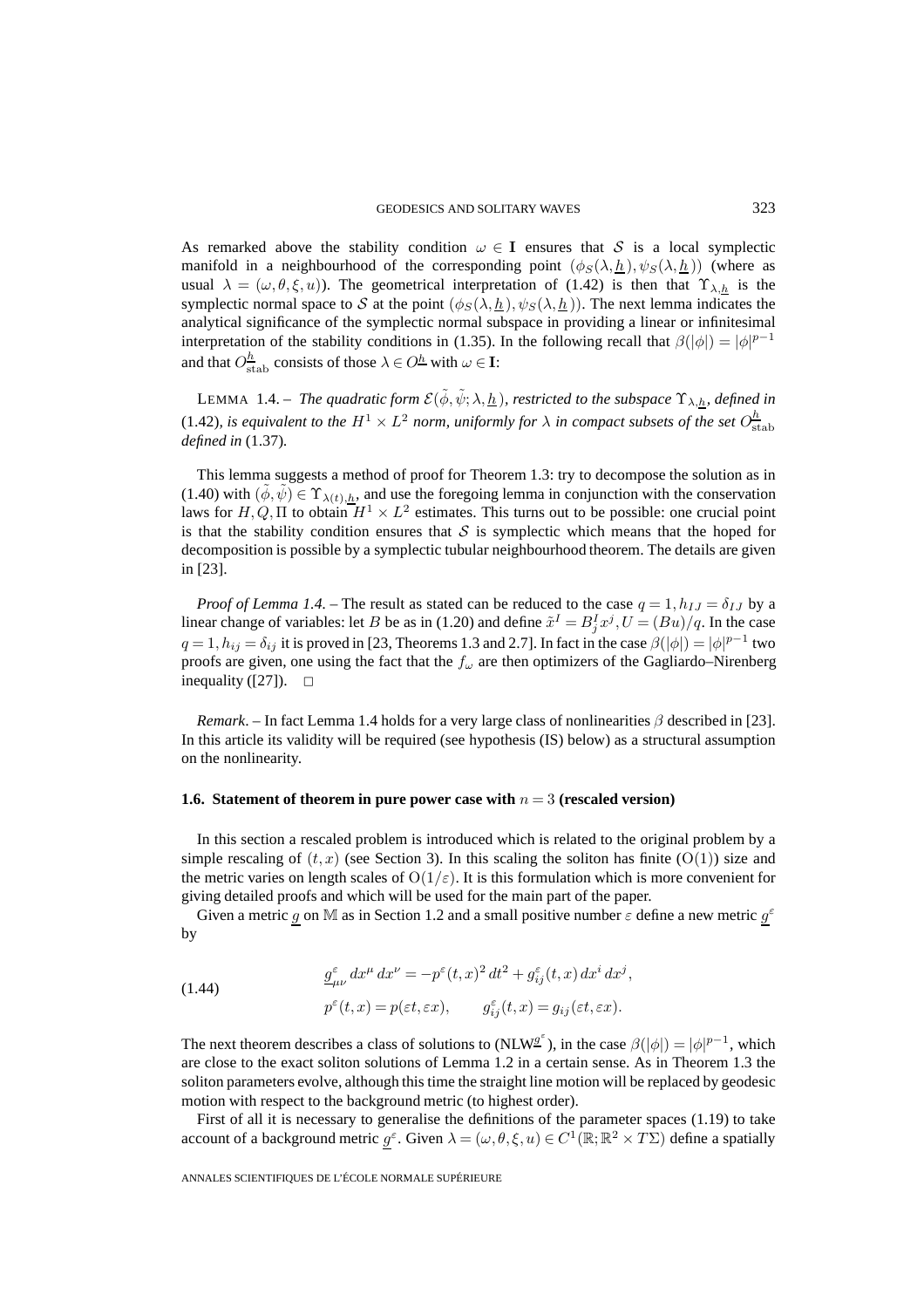As remarked above the stability condition $\omega \in \mathbf{I}$ ensures that $\mathcal{S}$ is a local symplectic manifold in a neighbourhood of the corresponding point $(\phi_S(\lambda, \underline{h}), \psi_S(\lambda, \underline{h}))$ (where as usual $\lambda = (\omega, \theta, \xi, u)$). The geometrical interpretation of (1.42) is then that $\Upsilon_{\lambda, \underline{h}}$ is the symplectic normal space to $\mathcal{S}$ at the point $(\phi_S(\lambda, \underline{h}), \psi_S(\lambda, \underline{h}))$. The next lemma indicates the analytical significance of the symplectic normal subspace in providing a linear or infinitesimal interpretation of the stability conditions in (1.35). In the following recall that $\beta(|\phi|) = |\phi|^{p-1}$ and that $O^{\underline{h}}_{\mathrm{stab}}$ consists of those $\lambda \in O^{\underline{h}}$ with $\omega \in \mathbf{I}$:

LEMMA 1.4. – *The quadratic form $\mathcal{E}(\tilde{\phi}, \tilde{\psi}; \lambda, \underline{h})$, restricted to the subspace $\Upsilon_{\lambda, \underline{h}}$, defined in* (1.42)*, is equivalent to the $H^1 \times L^2$ norm, uniformly for $\lambda$ in compact subsets of the set $O^{\underline{h}}_{\mathrm{stab}}$ defined in* (1.37)*.*

This lemma suggests a method of proof for Theorem 1.3: try to decompose the solution as in (1.40) with $(\tilde{\phi}, \tilde{\psi}) \in \Upsilon_{\lambda(t), \underline{h}}$, and use the foregoing lemma in conjunction with the conservation laws for $H, Q, \Pi$ to obtain $H^1 \times L^2$ estimates. This turns out to be possible: one crucial point is that the stability condition ensures that $\mathcal{S}$ is symplectic which means that the hoped for decomposition is possible by a symplectic tubular neighbourhood theorem. The details are given in [23].

*Proof of Lemma 1.4.* – The result as stated can be reduced to the case $q = 1, h_{IJ} = \delta_{IJ}$ by a linear change of variables: let $B$ be as in (1.20) and define $\tilde{x}^I = B^I_j x^j, U = (Bu)/q$. In the case $q = 1, h_{ij} = \delta_{ij}$ it is proved in [23, Theorems 1.3 and 2.7]. In fact in the case $\beta(|\phi|) = |\phi|^{p-1}$ two proofs are given, one using the fact that the $f_\omega$ are then optimizers of the Gagliardo–Nirenberg inequality ([27]). $\square$

*Remark*. – In fact Lemma 1.4 holds for a very large class of nonlinearities $\beta$ described in [23]. In this article its validity will be required (see hypothesis (IS) below) as a structural assumption on the nonlinearity.

### 1.6. Statement of theorem in pure power case with $n = 3$ (rescaled version)

In this section a rescaled problem is introduced which is related to the original problem by a simple rescaling of $(t, x)$ (see Section 3). In this scaling the soliton has finite ($\mathrm{O}(1)$) size and the metric varies on length scales of $\mathrm{O}(1/\varepsilon)$. It is this formulation which is more convenient for giving detailed proofs and which will be used for the main part of the paper.

Given a metric $\underline{g}$ on $\mathbb{M}$ as in Section 1.2 and a small positive number $\varepsilon$ define a new metric $\underline{g}^\varepsilon$ by

$$
\begin{aligned}
&\underline{g}^\varepsilon_{\mu\nu}\, dx^\mu\, dx^\nu = -p^\varepsilon(t,x)^2\, dt^2 + g^\varepsilon_{ij}(t,x)\, dx^i\, dx^j, \\
&p^\varepsilon(t,x) = p(\varepsilon t, \varepsilon x), \qquad g^\varepsilon_{ij}(t,x) = g_{ij}(\varepsilon t, \varepsilon x).
\end{aligned}
\tag{1.44}
$$

The next theorem describes a class of solutions to (NLW$^{\underline{g}^\varepsilon}$), in the case $\beta(|\phi|) = |\phi|^{p-1}$, which are close to the exact soliton solutions of Lemma 1.2 in a certain sense. As in Theorem 1.3 the soliton parameters evolve, although this time the straight line motion will be replaced by geodesic motion with respect to the background metric (to highest order).

First of all it is necessary to generalise the definitions of the parameter spaces (1.19) to take account of a background metric $\underline{g}^\varepsilon$. Given $\lambda = (\omega, \theta, \xi, u) \in C^1(\mathbb{R}; \mathbb{R}^2 \times T\Sigma)$ define a spatially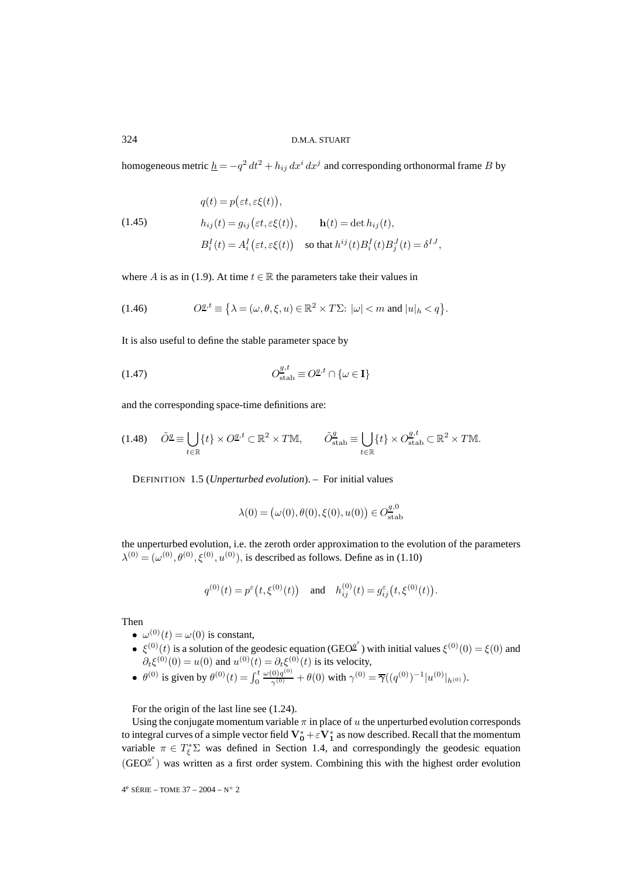homogeneous metric $\underline{h} = -q^2\,dt^2 + h_{ij}\,dx^i\,dx^j$ and corresponding orthonormal frame $B$ by

$$
\begin{aligned}
&q(t) = p\big(\varepsilon t, \varepsilon\xi(t)\big),\\
&h_{ij}(t) = g_{ij}\big(\varepsilon t, \varepsilon\xi(t)\big), \qquad \mathbf{h}(t) = \det h_{ij}(t),\\
&B^I_i(t) = A^I_i\big(\varepsilon t, \varepsilon\xi(t)\big) \quad \text{so that } h^{ij}(t)B^I_i(t)B^J_j(t) = \delta^{IJ},
\end{aligned}
\tag{1.45}
$$

where $A$ is as in (1.9). At time $t \in \mathbb{R}$ the parameters take their values in

$$
O^{\underline{g},t} \equiv \big\{\lambda = (\omega,\theta,\xi,u) \in \mathbb{R}^2 \times T\Sigma\colon\ |\omega| < m \text{ and } |u|_h < q\big\}. \tag{1.46}
$$

It is also useful to define the stable parameter space by

$$
O^{\underline{g},t}_{\text{stab}} \equiv O^{\underline{g},t} \cap \{\omega \in \mathbf{I}\} \tag{1.47}
$$

and the corresponding space-time definitions are:

$$
\tilde{O}^{\underline{g}} \equiv \bigcup_{t\in\mathbb{R}} \{t\} \times O^{\underline{g},t} \subset \mathbb{R}^2 \times T\mathbb{M}, \qquad \tilde{O}^{\underline{g}}_{\text{stab}} \equiv \bigcup_{t\in\mathbb{R}} \{t\} \times O^{\underline{g},t}_{\text{stab}} \subset \mathbb{R}^2 \times T\mathbb{M}. \tag{1.48}
$$

DEFINITION 1.5 (*Unperturbed evolution*). – For initial values

$$
\lambda(0) = \big(\omega(0),\theta(0),\xi(0),u(0)\big) \in O^{\underline{g},0}_{\text{stab}}
$$

the unperturbed evolution, i.e. the zeroth order approximation to the evolution of the parameters $\lambda^{(0)} = (\omega^{(0)},\theta^{(0)},\xi^{(0)},u^{(0)})$, is described as follows. Define as in (1.10)

$$
q^{(0)}(t) = p^{\varepsilon}\big(t, \xi^{(0)}(t)\big) \quad \text{and} \quad h^{(0)}_{ij}(t) = g^{\varepsilon}_{ij}\big(t, \xi^{(0)}(t)\big).
$$

Then

- $\omega^{(0)}(t) = \omega(0)$ is constant,
- $\xi^{(0)}(t)$ is a solution of the geodesic equation ($\text{GEO}^{\underline{g}^{\varepsilon}}$) with initial values $\xi^{(0)}(0) = \xi(0)$ and $\partial_t\xi^{(0)}(0) = u(0)$ and $u^{(0)}(t) = \partial_t\xi^{(0)}(t)$ is its velocity,
- $\theta^{(0)}$ is given by $\theta^{(0)}(t) = \int_0^t \frac{\omega(0)q^{(0)}}{\gamma^{(0)}} + \theta(0)$ with $\gamma^{(0)} = \overline{\gamma}((q^{(0)})^{-1}|u^{(0)}|_{h^{(0)}})$.

For the origin of the last line see (1.24).

Using the conjugate momentum variable $\pi$ in place of $u$ the unperturbed evolution corresponds to integral curves of a simple vector field $\mathbf{V}^*_0 + \varepsilon\mathbf{V}^*_1$ as now described. Recall that the momentum variable $\pi \in T^*_\xi\Sigma$ was defined in Section 1.4, and correspondingly the geodesic equation ($\text{GEO}^{\underline{g}^{\varepsilon}}$) was written as a first order system. Combining this with the highest order evolution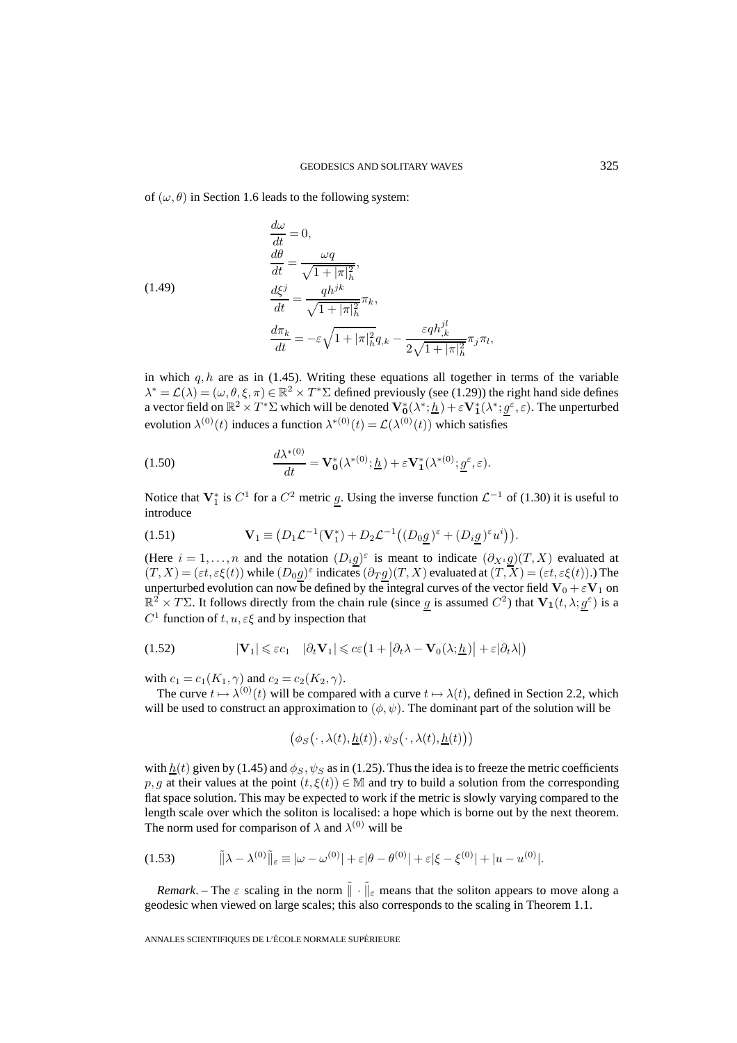of $(\omega, \theta)$ in Section 1.6 leads to the following system:

$$
\begin{aligned}
&\frac{d\omega}{dt} = 0,\\
&\frac{d\theta}{dt} = \frac{\omega q}{\sqrt{1+|\pi|_h^2}},\\
&\frac{d\xi^j}{dt} = \frac{q h^{jk}}{\sqrt{1+|\pi|_h^2}}\pi_k,\\
&\frac{d\pi_k}{dt} = -\varepsilon\sqrt{1+|\pi|_h^2}\,q_{,k} - \frac{\varepsilon q h^{jl}_{,k}}{2\sqrt{1+|\pi|_h^2}}\pi_j\pi_l,
\end{aligned}
\tag{1.49}
$$

in which $q, h$ are as in (1.45). Writing these equations all together in terms of the variable $\lambda^* = \mathcal{L}(\lambda) = (\omega, \theta, \xi, \pi) \in \mathbb{R}^2 \times T^*\Sigma$ defined previously (see (1.29)) the right hand side defines a vector field on $\mathbb{R}^2 \times T^*\Sigma$ which will be denoted $\mathbf{V}_0^*(\lambda^*; \underline{h}) + \varepsilon \mathbf{V}_1^*(\lambda^*; \underline{g}^\varepsilon, \varepsilon)$. The unperturbed evolution $\lambda^{(0)}(t)$ induces a function $\lambda^{*(0)}(t) = \mathcal{L}(\lambda^{(0)}(t))$ which satisfies

$$
\frac{d\lambda^{*(0)}}{dt} = \mathbf{V}_0^*(\lambda^{*(0)}; \underline{h}) + \varepsilon \mathbf{V}_1^*(\lambda^{*(0)}; \underline{g}^\varepsilon, \varepsilon). \tag{1.50}
$$

Notice that $\mathbf{V}_1^*$ is $C^1$ for a $C^2$ metric $\underline{g}$. Using the inverse function $\mathcal{L}^{-1}$ of (1.30) it is useful to introduce

$$
\mathbf{V}_1 \equiv \big(D_1\mathcal{L}^{-1}(\mathbf{V}_1^*) + D_2\mathcal{L}^{-1}\big((D_0\underline{g})^\varepsilon + (D_i\underline{g})^\varepsilon u^i\big)\big). \tag{1.51}
$$

(Here $i = 1, \ldots, n$ and the notation $(D_i\underline{g})^\varepsilon$ is meant to indicate $(\partial_{X^i}\underline{g})(T, X)$ evaluated at $(T, X) = (\varepsilon t, \varepsilon\xi(t))$ while $(D_0\underline{g})^\varepsilon$ indicates $(\partial_T\underline{g})(T, X)$ evaluated at $(T, X) = (\varepsilon t, \varepsilon\xi(t))$.) The unperturbed evolution can now be defined by the integral curves of the vector field $\mathbf{V}_0 + \varepsilon\mathbf{V}_1$ on $\mathbb{R}^2 \times T\Sigma$. It follows directly from the chain rule (since $\underline{g}$ is assumed $C^2$) that $\mathbf{V}_1(t, \lambda; \underline{g}^\varepsilon)$ is a $C^1$ function of $t, u, \varepsilon\xi$ and by inspection that

$$
|\mathbf{V}_1| \leqslant \varepsilon c_1 \quad |\partial_t \mathbf{V}_1| \leqslant c\varepsilon\big(1 + \big|\partial_t\lambda - \mathbf{V}_0(\lambda; \underline{h})\big| + \varepsilon|\partial_t\lambda|\big) \tag{1.52}
$$

with $c_1 = c_1(K_1, \gamma)$ and $c_2 = c_2(K_2, \gamma)$.

The curve $t \mapsto \lambda^{(0)}(t)$ will be compared with a curve $t \mapsto \lambda(t)$, defined in Section 2.2, which will be used to construct an approximation to $(\phi, \psi)$. The dominant part of the solution will be

$$
\big(\phi_S\big(\cdot, \lambda(t), \underline{h}(t)\big), \psi_S\big(\cdot, \lambda(t), \underline{h}(t)\big)\big)
$$

with $\underline{h}(t)$ given by (1.45) and $\phi_S, \psi_S$ as in (1.25). Thus the idea is to freeze the metric coefficients $p, g$ at their values at the point $(t, \xi(t)) \in \mathbb{M}$ and try to build a solution from the corresponding flat space solution. This may be expected to work if the metric is slowly varying compared to the length scale over which the soliton is localised: a hope which is borne out by the next theorem. The norm used for comparison of $\lambda$ and $\lambda^{(0)}$ will be

$$
\tilde{\|}\lambda - \lambda^{(0)}\tilde{\|}_\varepsilon \equiv |\omega - \omega^{(0)}| + \varepsilon|\theta - \theta^{(0)}| + \varepsilon|\xi - \xi^{(0)}| + |u - u^{(0)}|. \tag{1.53}
$$

*Remark*. – The $\varepsilon$ scaling in the norm $\tilde{\|} \cdot \tilde{\|}_\varepsilon$ means that the soliton appears to move along a geodesic when viewed on large scales; this also corresponds to the scaling in Theorem 1.1.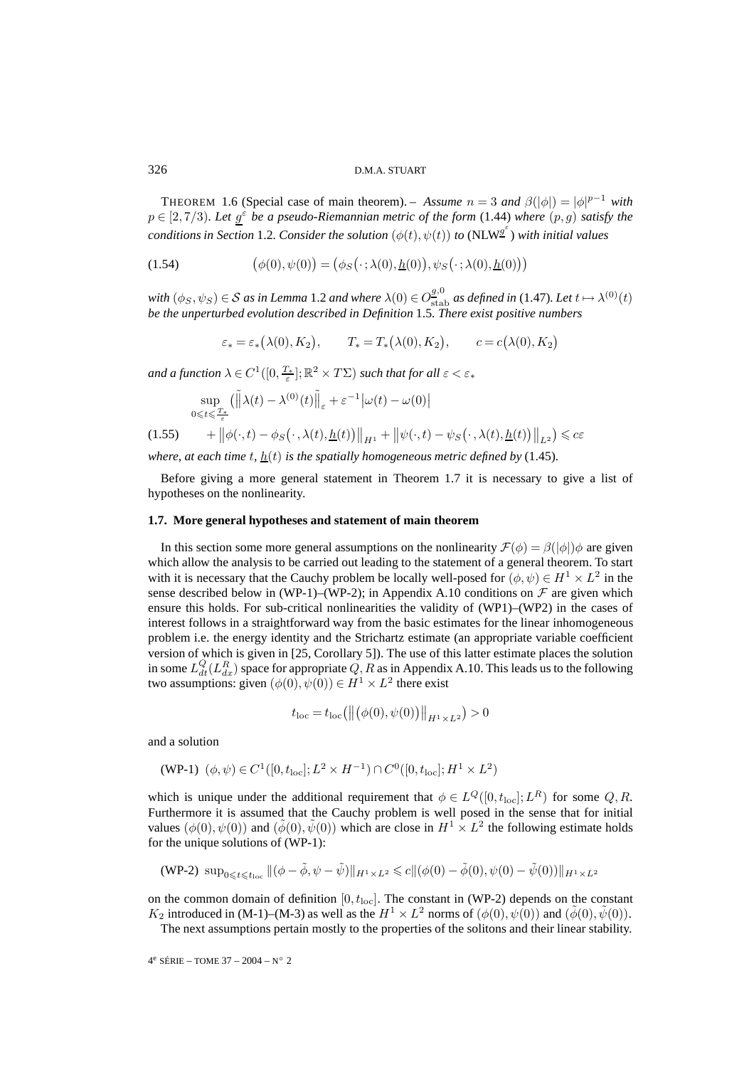THEOREM 1.6 (Special case of main theorem). – *Assume $n = 3$ and $\beta(|\phi|) = |\phi|^{p-1}$ with $p \in [2, 7/3)$. Let $\underline{g}^\varepsilon$ be a pseudo-Riemannian metric of the form* (1.44) *where $(p, g)$ satisfy the conditions in Section* 1.2. *Consider the solution $(\phi(t), \psi(t))$ to* (NLW$^{\underline{g}^\varepsilon}$) *with initial values*

$$(\phi(0), \psi(0)) = \big(\phi_S\big(\cdot\,; \lambda(0), \underline{h}(0)\big), \psi_S\big(\cdot\,; \lambda(0), \underline{h}(0)\big)\big) \tag{1.54}$$

*with $(\phi_S, \psi_S) \in \mathcal{S}$ as in Lemma* 1.2 *and where $\lambda(0) \in O^{g,0}_{\text{stab}}$ as defined in* (1.47)*. Let $t \mapsto \lambda^{(0)}(t)$ be the unperturbed evolution described in Definition* 1.5*. There exist positive numbers*

$$\varepsilon_* = \varepsilon_*\big(\lambda(0), K_2\big), \qquad T_* = T_*\big(\lambda(0), K_2\big), \qquad c = c\big(\lambda(0), K_2\big)$$

*and a function $\lambda \in C^1([0, \frac{T_*}{\varepsilon}]; \mathbb{R}^2 \times T\Sigma)$ such that for all $\varepsilon < \varepsilon_*$*

$$\begin{aligned}
&\sup_{0 \leqslant t \leqslant \frac{T_*}{\varepsilon}} \big( \big|\!\big|\!\big| \lambda(t) - \lambda^{(0)}(t) \big|\!\big|\!\big|_\varepsilon + \varepsilon^{-1}\big|\omega(t) - \omega(0)\big| \\
&\quad + \big\|\phi(\cdot, t) - \phi_S\big(\cdot, \lambda(t), \underline{h}(t)\big)\big\|_{H^1} + \big\|\psi(\cdot, t) - \psi_S\big(\cdot, \lambda(t), \underline{h}(t)\big)\big\|_{L^2}\big) \leqslant c\varepsilon
\end{aligned} \tag{1.55}$$

*where, at each time $t$, $\underline{h}(t)$ is the spatially homogeneous metric defined by* (1.45)*.*

Before giving a more general statement in Theorem 1.7 it is necessary to give a list of hypotheses on the nonlinearity.

### 1.7. More general hypotheses and statement of main theorem

In this section some more general assumptions on the nonlinearity $\mathcal{F}(\phi) = \beta(|\phi|)\phi$ are given which allow the analysis to be carried out leading to the statement of a general theorem. To start with it is necessary that the Cauchy problem be locally well-posed for $(\phi, \psi) \in H^1 \times L^2$ in the sense described below in (WP-1)–(WP-2); in Appendix A.10 conditions on $\mathcal{F}$ are given which ensure this holds. For sub-critical nonlinearities the validity of (WP1)–(WP2) in the cases of interest follows in a straightforward way from the basic estimates for the linear inhomogeneous problem i.e. the energy identity and the Strichartz estimate (an appropriate variable coefficient version of which is given in [25, Corollary 5]). The use of this latter estimate places the solution in some $L^Q_{dt}(L^R_{dx})$ space for appropriate $Q, R$ as in Appendix A.10. This leads us to the following two assumptions: given $(\phi(0), \psi(0)) \in H^1 \times L^2$ there exist

$$t_{\text{loc}} = t_{\text{loc}}\big(\big\|\big(\phi(0), \psi(0)\big)\big\|_{H^1 \times L^2}\big) > 0$$

and a solution

(WP-1) $(\phi, \psi) \in C^1([0, t_{\text{loc}}]; L^2 \times H^{-1}) \cap C^0([0, t_{\text{loc}}]; H^1 \times L^2)$

which is unique under the additional requirement that $\phi \in L^Q([0, t_{\text{loc}}]; L^R)$ for some $Q, R$. Furthermore it is assumed that the Cauchy problem is well posed in the sense that for initial values $(\phi(0), \psi(0))$ and $(\tilde{\phi}(0), \tilde{\psi}(0))$ which are close in $H^1 \times L^2$ the following estimate holds for the unique solutions of (WP-1):

(WP-2) $\sup_{0 \leqslant t \leqslant t_{\text{loc}}} \|(\phi - \tilde{\phi}, \psi - \tilde{\psi})\|_{H^1 \times L^2} \leqslant c\|(\phi(0) - \tilde{\phi}(0), \psi(0) - \tilde{\psi}(0))\|_{H^1 \times L^2}$

on the common domain of definition $[0, t_{\text{loc}}]$. The constant in (WP-2) depends on the constant $K_2$ introduced in (M-1)–(M-3) as well as the $H^1 \times L^2$ norms of $(\phi(0), \psi(0))$ and $(\tilde{\phi}(0), \tilde{\psi}(0))$.

The next assumptions pertain mostly to the properties of the solitons and their linear stability.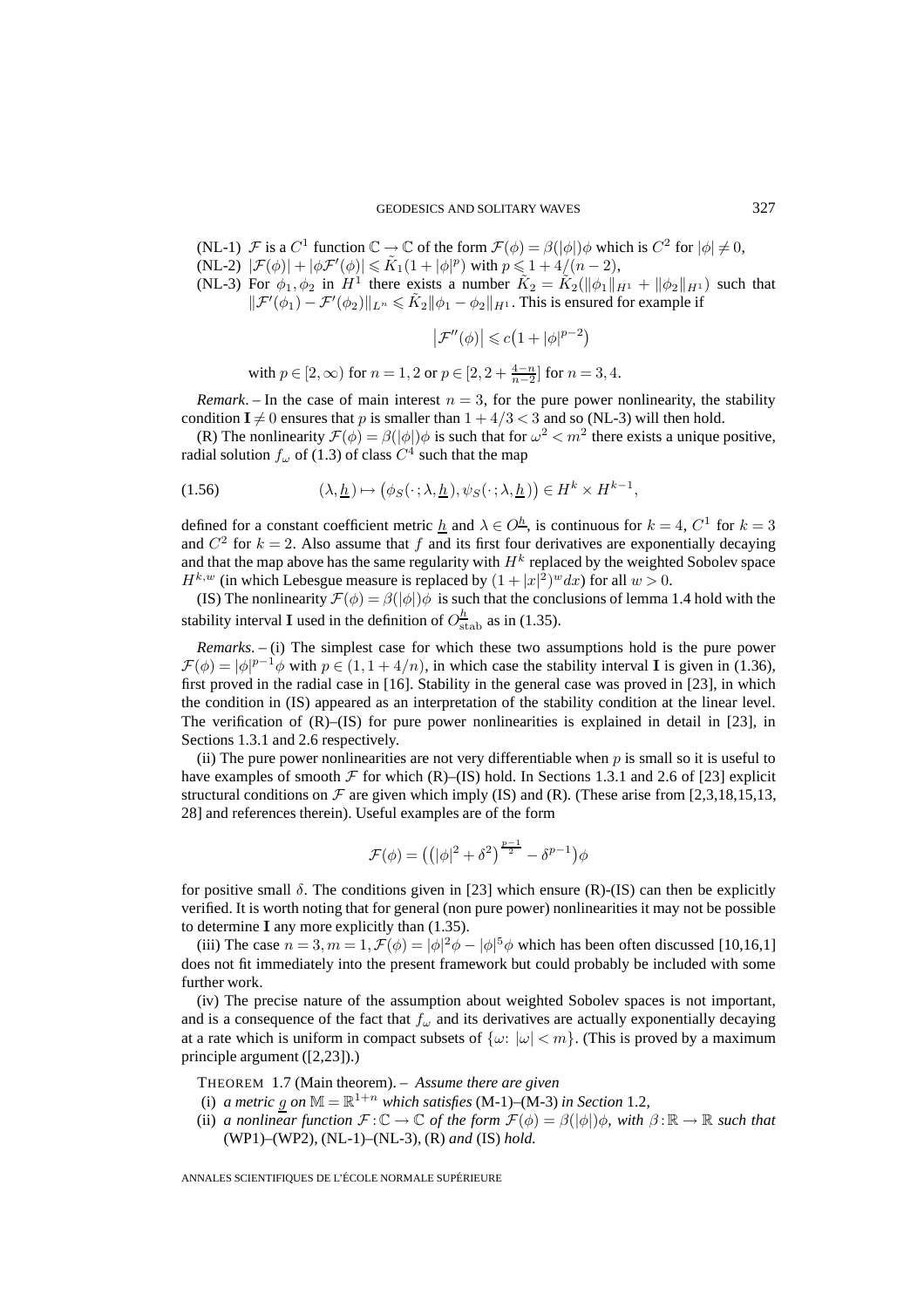(NL-1) $\mathcal{F}$ is a $C^1$ function $\mathbb{C} \to \mathbb{C}$ of the form $\mathcal{F}(\phi) = \beta(|\phi|)\phi$ which is $C^2$ for $|\phi| \neq 0$,

(NL-2) $|\mathcal{F}(\phi)| + |\phi\mathcal{F}'(\phi)| \leqslant \tilde{K}_1(1 + |\phi|^p)$ with $p \leqslant 1 + 4/(n-2)$,

(NL-3) For $\phi_1, \phi_2$ in $H^1$ there exists a number $\tilde{K}_2 = \tilde{K}_2(\|\phi_1\|_{H^1} + \|\phi_2\|_{H^1})$ such that $\|\mathcal{F}'(\phi_1) - \mathcal{F}'(\phi_2)\|_{L^n} \leqslant \tilde{K}_2\|\phi_1 - \phi_2\|_{H^1}$. This is ensured for example if

$$\left|\mathcal{F}''(\phi)\right| \leqslant c\left(1 + |\phi|^{p-2}\right)$$

with $p \in [2, \infty)$ for $n = 1, 2$ or $p \in [2, 2 + \frac{4-n}{n-2}]$ for $n = 3, 4$.

*Remark*. – In the case of main interest $n = 3$, for the pure power nonlinearity, the stability condition $\mathbf{I} \neq 0$ ensures that $p$ is smaller than $1 + 4/3 < 3$ and so (NL-3) will then hold.

(R) The nonlinearity $\mathcal{F}(\phi) = \beta(|\phi|)\phi$ is such that for $\omega^2 < m^2$ there exists a unique positive, radial solution $f_\omega$ of (1.3) of class $C^4$ such that the map

$$(\lambda, \underline{h}) \mapsto \left(\phi_S(\cdot\,; \lambda, \underline{h}), \psi_S(\cdot\,; \lambda, \underline{h})\right) \in H^k \times H^{k-1}, \tag{1.56}$$

defined for a constant coefficient metric $\underline{h}$ and $\lambda \in O^{\underline{h}}$, is continuous for $k = 4$, $C^1$ for $k = 3$ and $C^2$ for $k = 2$. Also assume that $f$ and its first four derivatives are exponentially decaying and that the map above has the same regularity with $H^k$ replaced by the weighted Sobolev space $H^{k,w}$ (in which Lebesgue measure is replaced by $(1 + |x|^2)^w dx$) for all $w > 0$.

(IS) The nonlinearity $\mathcal{F}(\phi) = \beta(|\phi|)\phi$ is such that the conclusions of lemma 1.4 hold with the stability interval $\mathbf{I}$ used in the definition of $O^{\underline{h}}_{\text{stab}}$ as in (1.35).

*Remarks*. – (i) The simplest case for which these two assumptions hold is the pure power $\mathcal{F}(\phi) = |\phi|^{p-1}\phi$ with $p \in (1, 1 + 4/n)$, in which case the stability interval $\mathbf{I}$ is given in (1.36), first proved in the radial case in [16]. Stability in the general case was proved in [23], in which the condition in (IS) appeared as an interpretation of the stability condition at the linear level. The verification of (R)–(IS) for pure power nonlinearities is explained in detail in [23], in Sections 1.3.1 and 2.6 respectively.

(ii) The pure power nonlinearities are not very differentiable when $p$ is small so it is useful to have examples of smooth $\mathcal{F}$ for which (R)–(IS) hold. In Sections 1.3.1 and 2.6 of [23] explicit structural conditions on $\mathcal{F}$ are given which imply (IS) and (R). (These arise from [2,3,18,15,13, 28] and references therein). Useful examples are of the form

$$\mathcal{F}(\phi) = \left(\left(|\phi|^2 + \delta^2\right)^{\frac{p-1}{2}} - \delta^{p-1}\right)\phi$$

for positive small $\delta$. The conditions given in [23] which ensure (R)-(IS) can then be explicitly verified. It is worth noting that for general (non pure power) nonlinearities it may not be possible to determine $\mathbf{I}$ any more explicitly than (1.35).

(iii) The case $n = 3, m = 1, \mathcal{F}(\phi) = |\phi|^2\phi - |\phi|^5\phi$ which has been often discussed [10,16,1] does not fit immediately into the present framework but could probably be included with some further work.

(iv) The precise nature of the assumption about weighted Sobolev spaces is not important, and is a consequence of the fact that $f_\omega$ and its derivatives are actually exponentially decaying at a rate which is uniform in compact subsets of $\{\omega\colon |\omega| < m\}$. (This is proved by a maximum principle argument ([2,23]).)

THEOREM 1.7 (Main theorem). – *Assume there are given*

(i) *a metric $\underline{g}$ on $\mathbb{M} = \mathbb{R}^{1+n}$ which satisfies* (M-1)–(M-3) *in Section* 1.2*,*

(ii) *a nonlinear function $\mathcal{F}: \mathbb{C} \to \mathbb{C}$ of the form $\mathcal{F}(\phi) = \beta(|\phi|)\phi$, with $\beta: \mathbb{R} \to \mathbb{R}$ such that* (WP1)–(WP2), (NL-1)–(NL-3), (R) *and* (IS) *hold.*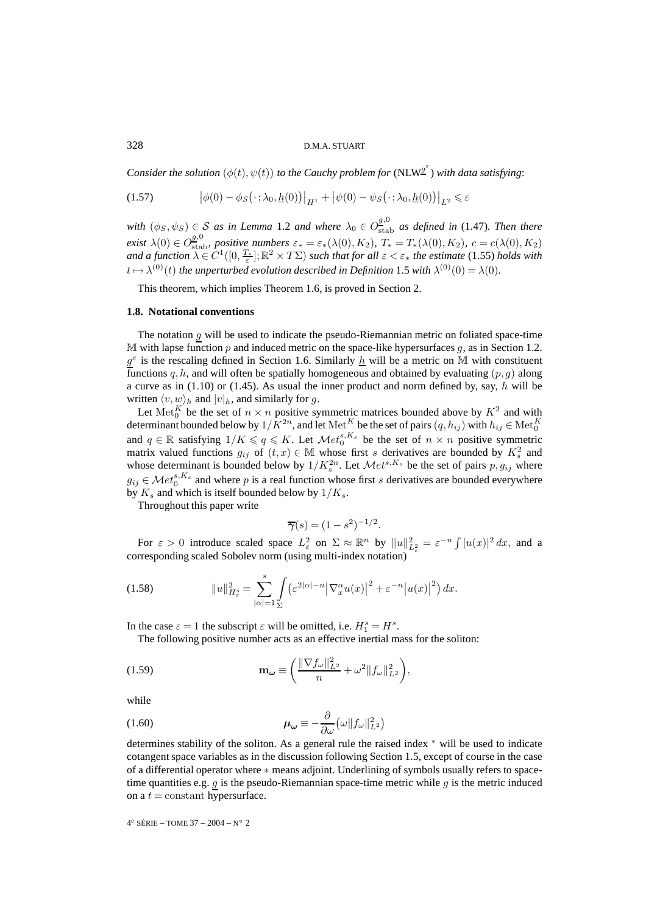*Consider the solution $(\phi(t), \psi(t))$ to the Cauchy problem for* (NLW$^{\underline{g}^\varepsilon}$) *with data satisfying*:

$$\big|\phi(0) - \phi_S\big(\cdot\,; \lambda_0, \underline{h}(0)\big)\big|_{H^1} + \big|\psi(0) - \psi_S\big(\cdot\,; \lambda_0, \underline{h}(0)\big)\big|_{L^2} \leqslant \varepsilon \tag{1.57}$$

*with* $(\phi_S, \psi_S) \in \mathcal{S}$ *as in Lemma* 1.2 *and where* $\lambda_0 \in O^{g,0}_{\mathrm{stab}}$ *as defined in* (1.47)*. Then there exist* $\lambda(0) \in O^{g,0}_{\mathrm{stab}}$*, positive numbers* $\varepsilon_* = \varepsilon_*(\lambda(0), K_2)$*,* $T_* = T_*(\lambda(0), K_2)$*,* $c = c(\lambda(0), K_2)$ *and a function* $\lambda \in C^1([0, \frac{T_*}{\varepsilon}]; \mathbb{R}^2 \times T\Sigma)$ *such that for all* $\varepsilon < \varepsilon_*$ *the estimate* (1.55) *holds with* $t \mapsto \lambda^{(0)}(t)$ *the unperturbed evolution described in Definition* 1.5 *with* $\lambda^{(0)}(0) = \lambda(0)$*.*

This theorem, which implies Theorem 1.6, is proved in Section 2.

### 1.8. Notational conventions

The notation $\underline{g}$ will be used to indicate the pseudo-Riemannian metric on foliated space-time $\mathbb{M}$ with lapse function $p$ and induced metric on the space-like hypersurfaces $g$, as in Section 1.2. $\underline{g}^\varepsilon$ is the rescaling defined in Section 1.6. Similarly $\underline{h}$ will be a metric on $\mathbb{M}$ with constituent functions $q, h$, and will often be spatially homogeneous and obtained by evaluating $(p, g)$ along a curve as in (1.10) or (1.45). As usual the inner product and norm defined by, say, $h$ will be written $\langle v, w\rangle_h$ and $|v|_h$, and similarly for $g$.

Let $\mathrm{Met}_0^K$ be the set of $n \times n$ positive symmetric matrices bounded above by $K^2$ and with determinant bounded below by $1/K^{2n}$, and let $\mathrm{Met}^K$ be the set of pairs $(q, h_{ij})$ with $h_{ij} \in \mathrm{Met}_0^K$ and $q \in \mathbb{R}$ satisfying $1/K \leqslant q \leqslant K$. Let $\mathcal{M}et_0^{s,K_s}$ be the set of $n \times n$ positive symmetric matrix valued functions $g_{ij}$ of $(t,x) \in \mathbb{M}$ whose first $s$ derivatives are bounded by $K_s^2$ and whose determinant is bounded below by $1/K_s^{2n}$. Let $\mathcal{M}et^{s,K_s}$ be the set of pairs $p, g_{ij}$ where $g_{ij} \in \mathcal{M}et_0^{s,K_s}$ and where $p$ is a real function whose first $s$ derivatives are bounded everywhere by $K_s$ and which is itself bounded below by $1/K_s$.

Throughout this paper write

$$\overline{\gamma}(s) = (1 - s^2)^{-1/2}.$$

For $\varepsilon > 0$ introduce scaled space $L^2_\varepsilon$ on $\Sigma \approx \mathbb{R}^n$ by $\|u\|^2_{L^2_\varepsilon} = \varepsilon^{-n}\int |u(x)|^2\,dx$, and a corresponding scaled Sobolev norm (using multi-index notation)

$$\|u\|^2_{H^s_\varepsilon} = \sum_{|\alpha|=1}^{s} \int_\Sigma \big(\varepsilon^{2|\alpha|-n}\big|\nabla^\alpha_x u(x)\big|^2 + \varepsilon^{-n}\big|u(x)\big|^2\big)\,dx. \tag{1.58}$$

In the case $\varepsilon = 1$ the subscript $\varepsilon$ will be omitted, i.e. $H^s_1 = H^s$.

The following positive number acts as an effective inertial mass for the soliton:

$$\mathbf{m}_{\boldsymbol{\omega}} \equiv \left(\frac{\|\nabla f_\omega\|^2_{L^2}}{n} + \omega^2\|f_\omega\|^2_{L^2}\right), \tag{1.59}$$

while

$$\boldsymbol{\mu}_{\boldsymbol{\omega}} \equiv -\frac{\partial}{\partial\omega}\big(\omega\|f_\omega\|^2_{L^2}\big) \tag{1.60}$$

determines stability of the soliton. As a general rule the raised index $^*$ will be used to indicate cotangent space variables as in the discussion following Section 1.5, except of course in the case of a differential operator where $*$ means adjoint. Underlining of symbols usually refers to space-time quantities e.g. $\underline{g}$ is the pseudo-Riemannian space-time metric while $g$ is the metric induced on a $t = \mathrm{constant}$ hypersurface.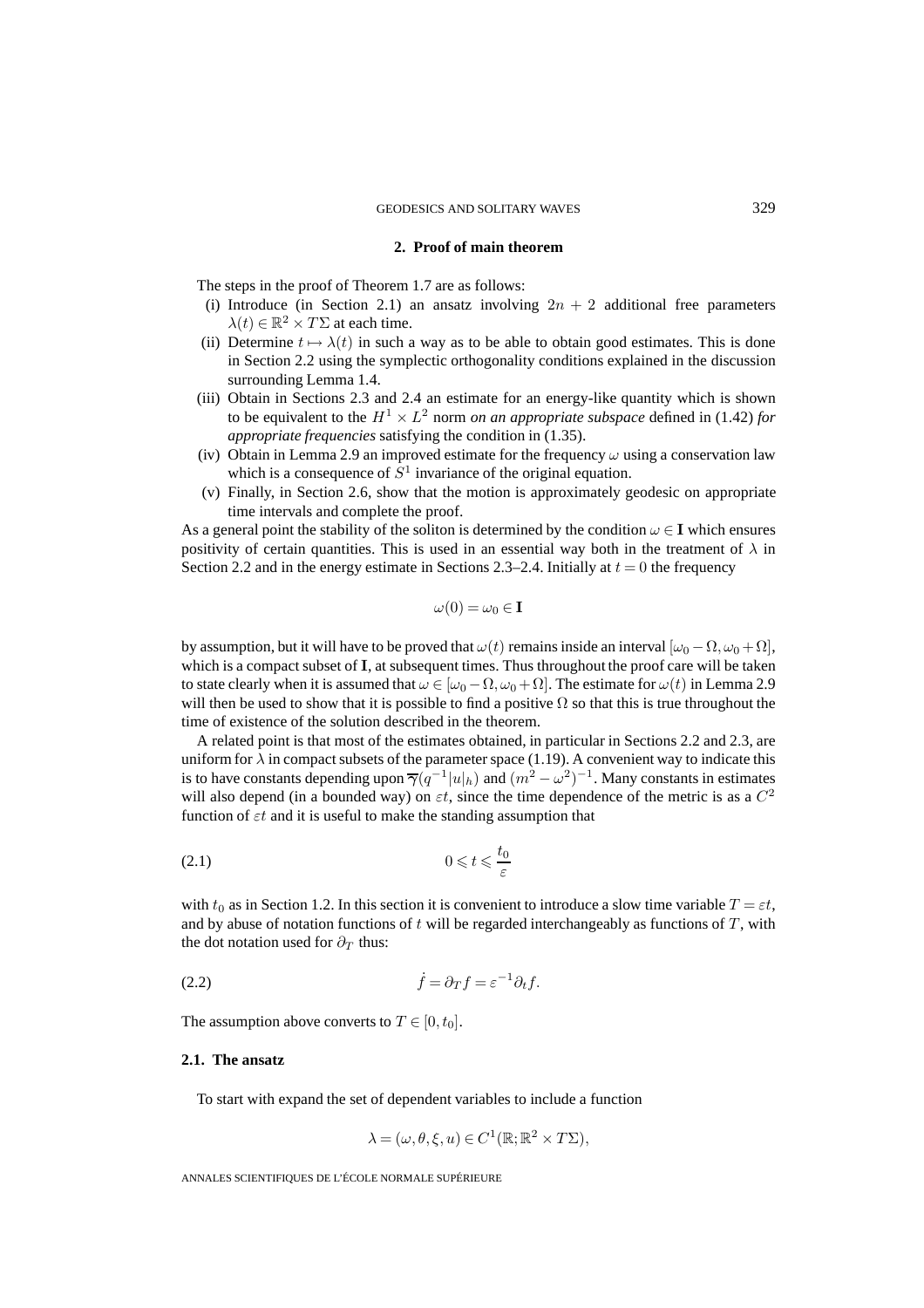## 2. Proof of main theorem

The steps in the proof of Theorem 1.7 are as follows:

(i) Introduce (in Section 2.1) an ansatz involving $2n + 2$ additional free parameters $\lambda(t) \in \mathbb{R}^2 \times T\Sigma$ at each time.

(ii) Determine $t \mapsto \lambda(t)$ in such a way as to be able to obtain good estimates. This is done in Section 2.2 using the symplectic orthogonality conditions explained in the discussion surrounding Lemma 1.4.

(iii) Obtain in Sections 2.3 and 2.4 an estimate for an energy-like quantity which is shown to be equivalent to the $H^1 \times L^2$ norm *on an appropriate subspace* defined in (1.42) *for appropriate frequencies* satisfying the condition in (1.35).

(iv) Obtain in Lemma 2.9 an improved estimate for the frequency $\omega$ using a conservation law which is a consequence of $S^1$ invariance of the original equation.

(v) Finally, in Section 2.6, show that the motion is approximately geodesic on appropriate time intervals and complete the proof.

As a general point the stability of the soliton is determined by the condition $\omega \in \mathbf{I}$ which ensures positivity of certain quantities. This is used in an essential way both in the treatment of $\lambda$ in Section 2.2 and in the energy estimate in Sections 2.3–2.4. Initially at $t = 0$ the frequency

$$\omega(0) = \omega_0 \in \mathbf{I}$$

by assumption, but it will have to be proved that $\omega(t)$ remains inside an interval $[\omega_0 - \Omega, \omega_0 + \Omega]$, which is a compact subset of $\mathbf{I}$, at subsequent times. Thus throughout the proof care will be taken to state clearly when it is assumed that $\omega \in [\omega_0 - \Omega, \omega_0 + \Omega]$. The estimate for $\omega(t)$ in Lemma 2.9 will then be used to show that it is possible to find a positive $\Omega$ so that this is true throughout the time of existence of the solution described in the theorem.

A related point is that most of the estimates obtained, in particular in Sections 2.2 and 2.3, are uniform for $\lambda$ in compact subsets of the parameter space (1.19). A convenient way to indicate this is to have constants depending upon $\overline{\gamma}(q^{-1}|u|_h)$ and $(m^2 - \omega^2)^{-1}$. Many constants in estimates will also depend (in a bounded way) on $\varepsilon t$, since the time dependence of the metric is as a $C^2$ function of $\varepsilon t$ and it is useful to make the standing assumption that

$$0 \leqslant t \leqslant \frac{t_0}{\varepsilon} \tag{2.1}$$

with $t_0$ as in Section 1.2. In this section it is convenient to introduce a slow time variable $T = \varepsilon t$, and by abuse of notation functions of $t$ will be regarded interchangeably as functions of $T$, with the dot notation used for $\partial_T$ thus:

$$\dot{f} = \partial_T f = \varepsilon^{-1} \partial_t f. \tag{2.2}$$

The assumption above converts to $T \in [0, t_0]$.

### 2.1. The ansatz

To start with expand the set of dependent variables to include a function

$$\lambda = (\omega, \theta, \xi, u) \in C^1(\mathbb{R}; \mathbb{R}^2 \times T\Sigma),$$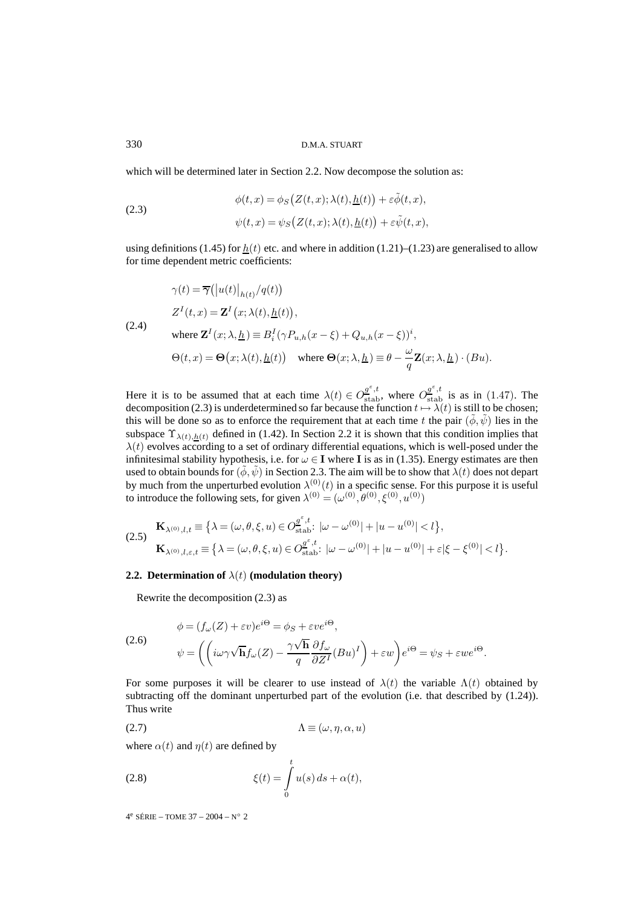which will be determined later in Section 2.2. Now decompose the solution as:

$$
\begin{aligned}
\phi(t,x) &= \phi_S\big(Z(t,x);\lambda(t),\underline{h}(t)\big) + \varepsilon\tilde{\phi}(t,x),\\
\psi(t,x) &= \psi_S\big(Z(t,x);\lambda(t),\underline{h}(t)\big) + \varepsilon\tilde{\psi}(t,x),
\end{aligned}
\tag{2.3}
$$

using definitions (1.45) for $\underline{h}(t)$ etc. and where in addition (1.21)–(1.23) are generalised to allow for time dependent metric coefficients:

$$
\begin{aligned}
&\gamma(t) = \overline{\gamma}\big(\big|u(t)\big|_{h(t)}/q(t)\big)\\
&Z^I(t,x) = \mathbf{Z}^I\big(x;\lambda(t),\underline{h}(t)\big),\\
&\text{where } \mathbf{Z}^I(x;\lambda,\underline{h}) \equiv B^I_i\big(\gamma P_{u,h}(x-\xi) + Q_{u,h}(x-\xi)\big)^i,\\
&\Theta(t,x) = \mathbf{\Theta}\big(x;\lambda(t),\underline{h}(t)\big) \quad \text{where } \mathbf{\Theta}(x;\lambda,\underline{h}) \equiv \theta - \frac{\omega}{q}\mathbf{Z}(x;\lambda,\underline{h})\cdot(Bu).
\end{aligned}
\tag{2.4}
$$

Here it is to be assumed that at each time $\lambda(t) \in O^{g^\varepsilon,t}_{\text{stab}}$, where $O^{g^\varepsilon,t}_{\text{stab}}$ is as in $(1.47)$. The decomposition (2.3) is underdetermined so far because the function $t \mapsto \lambda(t)$ is still to be chosen; this will be done so as to enforce the requirement that at each time $t$ the pair $(\tilde{\phi},\tilde{\psi})$ lies in the subspace $\Upsilon_{\lambda(t),\underline{h}(t)}$ defined in (1.42). In Section 2.2 it is shown that this condition implies that $\lambda(t)$ evolves according to a set of ordinary differential equations, which is well-posed under the infinitesimal stability hypothesis, i.e. for $\omega \in \mathbf{I}$ where $\mathbf{I}$ is as in (1.35). Energy estimates are then used to obtain bounds for $(\tilde{\phi},\tilde{\psi})$ in Section 2.3. The aim will be to show that $\lambda(t)$ does not depart by much from the unperturbed evolution $\lambda^{(0)}(t)$ in a specific sense. For this purpose it is useful to introduce the following sets, for given $\lambda^{(0)} = (\omega^{(0)},\theta^{(0)},\xi^{(0)},u^{(0)})$

$$
\begin{aligned}
\mathbf{K}_{\lambda^{(0)},l,t} &\equiv \big\{\lambda = (\omega,\theta,\xi,u) \in O^{g^\varepsilon,t}_{\text{stab}}\colon\ |\omega-\omega^{(0)}| + |u-u^{(0)}| < l\big\},\\
\mathbf{K}_{\lambda^{(0)},l,\varepsilon,t} &\equiv \big\{\lambda = (\omega,\theta,\xi,u) \in O^{g^\varepsilon,t}_{\text{stab}}\colon\ |\omega-\omega^{(0)}| + |u-u^{(0)}| + \varepsilon|\xi-\xi^{(0)}| < l\big\}.
\end{aligned}
\tag{2.5}
$$

### 2.2. Determination of $\lambda(t)$ (modulation theory)

Rewrite the decomposition (2.3) as

$$
\begin{aligned}
\phi &= \big(f_\omega(Z) + \varepsilon v\big)e^{i\Theta} = \phi_S + \varepsilon v e^{i\Theta},\\
\psi &= \left(\left(i\omega\gamma\sqrt{\mathbf{h}}f_\omega(Z) - \frac{\gamma\sqrt{\mathbf{h}}}{q}\frac{\partial f_\omega}{\partial Z^I}(Bu)^I\right) + \varepsilon w\right)e^{i\Theta} = \psi_S + \varepsilon w e^{i\Theta}.
\end{aligned}
\tag{2.6}
$$

For some purposes it will be clearer to use instead of $\lambda(t)$ the variable $\Lambda(t)$ obtained by subtracting off the dominant unperturbed part of the evolution (i.e. that described by (1.24)). Thus write

$$
\Lambda \equiv (\omega,\eta,\alpha,u)
\tag{2.7}
$$

where $\alpha(t)$ and $\eta(t)$ are defined by

$$
\xi(t) = \int_0^t u(s)\,ds + \alpha(t),
\tag{2.8}
$$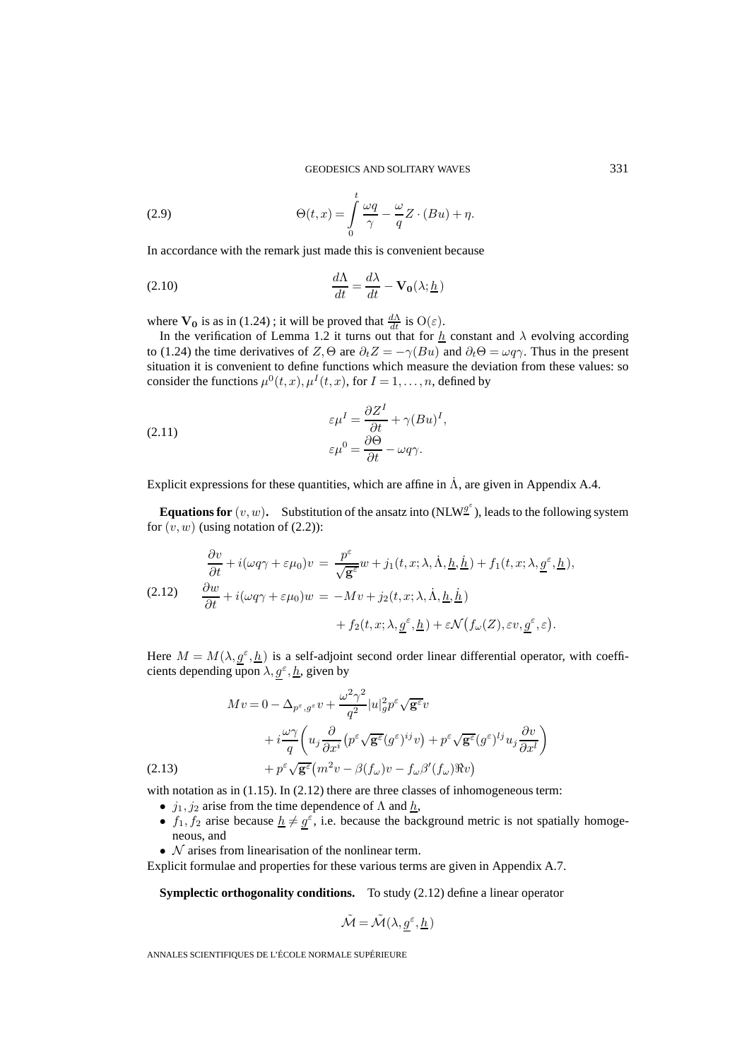$$
\Theta(t,x) = \int_0^t \frac{\omega q}{\gamma} - \frac{\omega}{q} Z \cdot (Bu) + \eta. \tag{2.9}
$$

In accordance with the remark just made this is convenient because

$$
\frac{d\Lambda}{dt} = \frac{d\lambda}{dt} - \mathbf{V_0}(\lambda; \underline{h}) \tag{2.10}
$$

where $\mathbf{V_0}$ is as in (1.24) ; it will be proved that $\frac{d\Lambda}{dt}$ is $\mathrm{O}(\varepsilon)$.

In the verification of Lemma 1.2 it turns out that for $\underline{h}$ constant and $\lambda$ evolving according to (1.24) the time derivatives of $Z, \Theta$ are $\partial_t Z = -\gamma(Bu)$ and $\partial_t \Theta = \omega q \gamma$. Thus in the present situation it is convenient to define functions which measure the deviation from these values: so consider the functions $\mu^0(t,x), \mu^I(t,x)$, for $I = 1, \ldots, n$, defined by

$$
\begin{aligned}
\varepsilon \mu^I &= \frac{\partial Z^I}{\partial t} + \gamma (Bu)^I, \\
\varepsilon \mu^0 &= \frac{\partial \Theta}{\partial t} - \omega q \gamma.
\end{aligned} \tag{2.11}
$$

Explicit expressions for these quantities, which are affine in $\dot{\Lambda}$, are given in Appendix A.4.

**Equations for** $(v,w)$**.** Substitution of the ansatz into (NLW$^{\underline{g}^\varepsilon}$), leads to the following system for $(v,w)$ (using notation of (2.2)):

$$
\begin{aligned}
\frac{\partial v}{\partial t} + i(\omega q \gamma + \varepsilon \mu_0) v &= \frac{p^\varepsilon}{\sqrt{\mathbf{g}^\varepsilon}} w + j_1(t,x;\lambda,\dot{\Lambda},\underline{h},\dot{\underline{h}}) + f_1(t,x;\lambda,\underline{g}^\varepsilon,\underline{h}), \\
\frac{\partial w}{\partial t} + i(\omega q \gamma + \varepsilon \mu_0) w &= -Mv + j_2(t,x;\lambda,\dot{\Lambda},\underline{h},\dot{\underline{h}}) \\
&\quad + f_2(t,x;\lambda,\underline{g}^\varepsilon,\underline{h}) + \varepsilon \mathcal{N}\big(f_\omega(Z), \varepsilon v, \underline{g}^\varepsilon, \varepsilon\big).
\end{aligned} \tag{2.12}
$$

Here $M = M(\lambda, \underline{g}^\varepsilon, \underline{h})$ is a self-adjoint second order linear differential operator, with coefficients depending upon $\lambda, \underline{g}^\varepsilon, \underline{h}$, given by

$$
\begin{aligned}
Mv &= 0 - \Delta_{p^\varepsilon, g^\varepsilon} v + \frac{\omega^2 \gamma^2}{q^2} |u|_g^2 p^\varepsilon \sqrt{\mathbf{g}^\varepsilon} v \\
&\quad + i \frac{\omega \gamma}{q} \left( u_j \frac{\partial}{\partial x^i} \big( p^\varepsilon \sqrt{\mathbf{g}^\varepsilon} (g^\varepsilon)^{ij} v \big) + p^\varepsilon \sqrt{\mathbf{g}^\varepsilon} (g^\varepsilon)^{lj} u_j \frac{\partial v}{\partial x^l} \right) \\
&\quad + p^\varepsilon \sqrt{\mathbf{g}^\varepsilon} \big( m^2 v - \beta(f_\omega) v - f_\omega \beta'(f_\omega) \Re v \big)
\end{aligned} \tag{2.13}
$$

with notation as in (1.15). In (2.12) there are three classes of inhomogeneous term:

- $j_1, j_2$ arise from the time dependence of $\Lambda$ and $\underline{h}$,
- $f_1, f_2$ arise because $\underline{h} \neq \underline{g}^\varepsilon$, i.e. because the background metric is not spatially homogeneous, and
- $\mathcal{N}$ arises from linearisation of the nonlinear term.

Explicit formulae and properties for these various terms are given in Appendix A.7.

**Symplectic orthogonality conditions.** To study (2.12) define a linear operator

$$
\tilde{\mathcal{M}} = \tilde{\mathcal{M}}(\lambda, \underline{g}^\varepsilon, \underline{h})
$$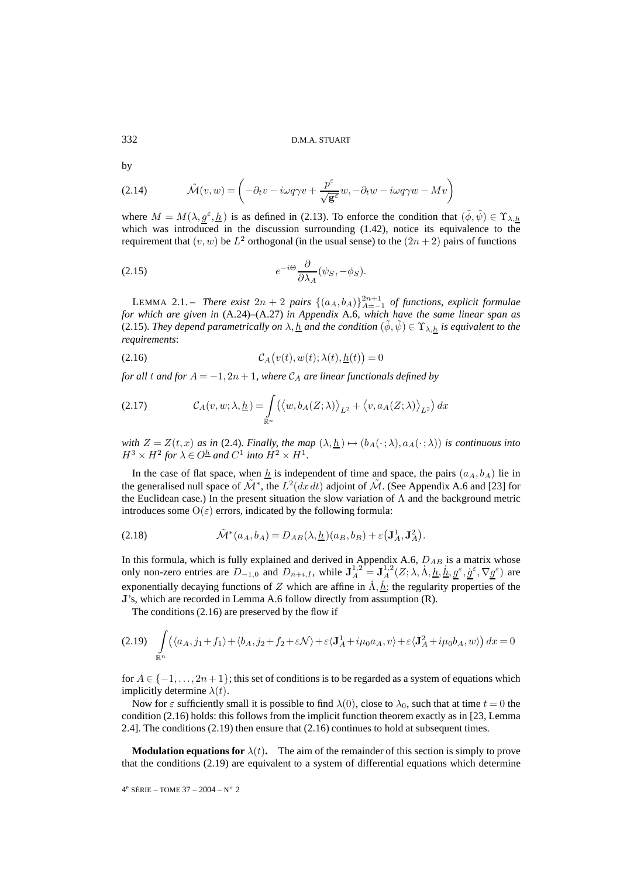by

$$\tilde{\mathcal{M}}(v,w) = \left(-\partial_t v - i\omega q\gamma v + \frac{p^\varepsilon}{\sqrt{\mathbf{g}^\varepsilon}} w, -\partial_t w - i\omega q\gamma w - Mv\right) \tag{2.14}$$

where $M = M(\lambda, \underline{g}^\varepsilon, \underline{h})$ is as defined in (2.13). To enforce the condition that $(\tilde{\phi}, \tilde{\psi}) \in \Upsilon_{\lambda,\underline{h}}$ which was introduced in the discussion surrounding (1.42), notice its equivalence to the requirement that $(v,w)$ be $L^2$ orthogonal (in the usual sense) to the $(2n+2)$ pairs of functions

$$e^{-i\Theta} \frac{\partial}{\partial \lambda_A} (\psi_S, -\phi_S). \tag{2.15}$$

LEMMA 2.1. – *There exist $2n+2$ pairs $\{(a_A, b_A)\}_{A=-1}^{2n+1}$ of functions, explicit formulae for which are given in* (A.24)–(A.27) *in Appendix* A.6*, which have the same linear span as* (2.15)*. They depend parametrically on $\lambda, \underline{h}$ and the condition $(\tilde{\phi}, \tilde{\psi}) \in \Upsilon_{\lambda,\underline{h}}$ is equivalent to the requirements*:

$$\mathcal{C}_A\big(v(t), w(t); \lambda(t), \underline{h}(t)\big) = 0 \tag{2.16}$$

*for all $t$ and for $A = -1, 2n+1$, where $\mathcal{C}_A$ are linear functionals defined by*

$$\mathcal{C}_A(v, w; \lambda, \underline{h}) = \int_{\mathbb{R}^n} \big(\langle w, b_A(Z;\lambda)\rangle_{L^2} + \langle v, a_A(Z;\lambda)\rangle_{L^2}\big)\, dx \tag{2.17}$$

*with $Z = Z(t,x)$ as in* (2.4)*. Finally, the map $(\lambda, \underline{h}) \mapsto (b_A(\cdot\,;\lambda), a_A(\cdot\,;\lambda))$ is continuous into $H^3 \times H^2$ for $\lambda \in O^{\underline{h}}$ and $C^1$ into $H^2 \times H^1$.*

In the case of flat space, when $\underline{h}$ is independent of time and space, the pairs $(a_A, b_A)$ lie in the generalised null space of $\tilde{\mathcal{M}}^*$, the $L^2(dx\,dt)$ adjoint of $\tilde{\mathcal{M}}$. (See Appendix A.6 and [23] for the Euclidean case.) In the present situation the slow variation of $\Lambda$ and the background metric introduces some $\mathrm{O}(\varepsilon)$ errors, indicated by the following formula:

$$\tilde{\mathcal{M}}^*(a_A, b_A) = D_{AB}(\lambda, \underline{h})(a_B, b_B) + \varepsilon\big(\mathbf{J}_A^1, \mathbf{J}_A^2\big). \tag{2.18}$$

In this formula, which is fully explained and derived in Appendix A.6, $D_{AB}$ is a matrix whose only non-zero entries are $D_{-1,0}$ and $D_{n+i,I}$, while $\mathbf{J}_A^{1,2} = \mathbf{J}_A^{1,2}(Z; \lambda, \dot{\Lambda}, \underline{h}, \dot{\underline{h}}, \underline{g}^\varepsilon, \dot{\underline{g}}^\varepsilon, \nabla \underline{g}^\varepsilon)$ are exponentially decaying functions of $Z$ which are affine in $\dot{\Lambda}, \dot{\underline{h}}$; the regularity properties of the $\mathbf{J}$'s, which are recorded in Lemma A.6 follow directly from assumption (R).

The conditions (2.16) are preserved by the flow if

$$\int_{\mathbb{R}^n} \big(\langle a_A, j_1 + f_1\rangle + \langle b_A, j_2 + f_2 + \varepsilon\mathcal{N}\rangle + \varepsilon\langle \mathbf{J}_A^1 + i\mu_0 a_A, v\rangle + \varepsilon\langle \mathbf{J}_A^2 + i\mu_0 b_A, w\rangle\big)\, dx = 0 \tag{2.19}$$

for $A \in \{-1, \ldots, 2n+1\}$; this set of conditions is to be regarded as a system of equations which implicitly determine $\lambda(t)$.

Now for $\varepsilon$ sufficiently small it is possible to find $\lambda(0)$, close to $\lambda_0$, such that at time $t = 0$ the condition (2.16) holds: this follows from the implicit function theorem exactly as in [23, Lemma 2.4]. The conditions (2.19) then ensure that (2.16) continues to hold at subsequent times.

**Modulation equations for $\lambda(t)$.** The aim of the remainder of this section is simply to prove that the conditions (2.19) are equivalent to a system of differential equations which determine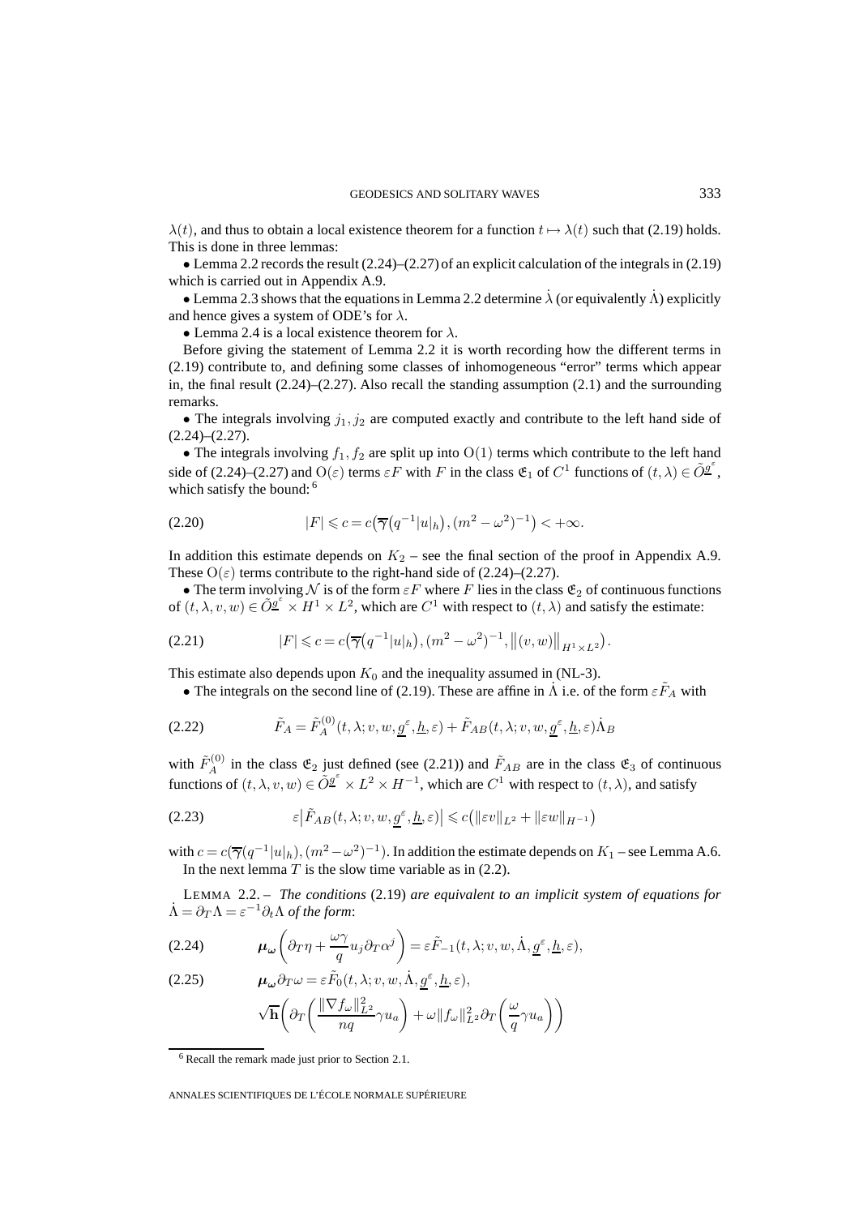$\lambda(t)$, and thus to obtain a local existence theorem for a function $t \mapsto \lambda(t)$ such that (2.19) holds. This is done in three lemmas:

- Lemma 2.2 records the result (2.24)–(2.27) of an explicit calculation of the integrals in (2.19) which is carried out in Appendix A.9.
- Lemma 2.3 shows that the equations in Lemma 2.2 determine $\dot\lambda$ (or equivalently $\dot\Lambda$) explicitly and hence gives a system of ODE's for $\lambda$.
- Lemma 2.4 is a local existence theorem for $\lambda$.

Before giving the statement of Lemma 2.2 it is worth recording how the different terms in (2.19) contribute to, and defining some classes of inhomogeneous "error" terms which appear in, the final result (2.24)–(2.27). Also recall the standing assumption (2.1) and the surrounding remarks.

- The integrals involving $j_1, j_2$ are computed exactly and contribute to the left hand side of (2.24)–(2.27).
- The integrals involving $f_1, f_2$ are split up into $\mathrm{O}(1)$ terms which contribute to the left hand side of (2.24)–(2.27) and $\mathrm{O}(\varepsilon)$ terms $\varepsilon F$ with $F$ in the class $\mathfrak{E}_1$ of $C^1$ functions of $(t,\lambda) \in \tilde{O}^{\underline{g}^\varepsilon}$, which satisfy the bound: [6]

$$|F| \leqslant c = c\big(\overline{\gamma}\big(q^{-1}|u|_h\big), (m^2-\omega^2)^{-1}\big) < +\infty. \tag{2.20}$$

In addition this estimate depends on $K_2$ – see the final section of the proof in Appendix A.9. These $\mathrm{O}(\varepsilon)$ terms contribute to the right-hand side of (2.24)–(2.27).

- The term involving $\mathcal{N}$ is of the form $\varepsilon F$ where $F$ lies in the class $\mathfrak{E}_2$ of continuous functions of $(t,\lambda,v,w) \in \tilde{O}^{\underline{g}^\varepsilon} \times H^1 \times L^2$, which are $C^1$ with respect to $(t,\lambda)$ and satisfy the estimate:

$$|F| \leqslant c = c\big(\overline{\gamma}\big(q^{-1}|u|_h\big), (m^2-\omega^2)^{-1}, \big\|(v,w)\big\|_{H^1\times L^2}\big). \tag{2.21}$$

This estimate also depends upon $K_0$ and the inequality assumed in (NL-3).

- The integrals on the second line of (2.19). These are affine in $\dot\Lambda$ i.e. of the form $\varepsilon \tilde{F}_A$ with

$$\tilde{F}_A = \tilde{F}_A^{(0)}(t,\lambda;v,w,\underline{g}^\varepsilon,\underline{h},\varepsilon) + \tilde{F}_{AB}(t,\lambda;v,w,\underline{g}^\varepsilon,\underline{h},\varepsilon)\dot\Lambda_B \tag{2.22}$$

with $\tilde{F}_A^{(0)}$ in the class $\mathfrak{E}_2$ just defined (see (2.21)) and $\tilde{F}_{AB}$ are in the class $\mathfrak{E}_3$ of continuous functions of $(t,\lambda,v,w) \in \tilde{O}^{\underline{g}^\varepsilon} \times L^2 \times H^{-1}$, which are $C^1$ with respect to $(t,\lambda)$, and satisfy

$$\varepsilon\big|\tilde{F}_{AB}(t,\lambda;v,w,\underline{g}^\varepsilon,\underline{h},\varepsilon)\big| \leqslant c\big(\|\varepsilon v\|_{L^2} + \|\varepsilon w\|_{H^{-1}}\big) \tag{2.23}$$

with $c = c(\overline{\gamma}(q^{-1}|u|_h), (m^2-\omega^2)^{-1})$. In addition the estimate depends on $K_1$ – see Lemma A.6.

In the next lemma $T$ is the slow time variable as in (2.2).

LEMMA 2.2. – *The conditions* (2.19) *are equivalent to an implicit system of equations for* $\dot\Lambda = \partial_T \Lambda = \varepsilon^{-1}\partial_t \Lambda$ *of the form*:

$$\boldsymbol{\mu_\omega}\left(\partial_T \eta + \frac{\omega\gamma}{q} u_j \partial_T \alpha^j\right) = \varepsilon \tilde{F}_{-1}(t,\lambda;v,w,\dot\Lambda,\underline{g}^\varepsilon,\underline{h},\varepsilon), \tag{2.24}$$

$$\boldsymbol{\mu_\omega}\partial_T \omega = \varepsilon \tilde{F}_0(t,\lambda;v,w,\dot\Lambda,\underline{g}^\varepsilon,\underline{h},\varepsilon), \tag{2.25}$$

$$\sqrt{\mathbf{h}}\left(\partial_T\left(\frac{\|\nabla f_\omega\|_{L^2}^2}{nq}\gamma u_a\right) + \omega\|f_\omega\|_{L^2}^2 \partial_T\left(\frac{\omega}{q}\gamma u_a\right)\right)$$

[6] Recall the remark made just prior to Section 2.1.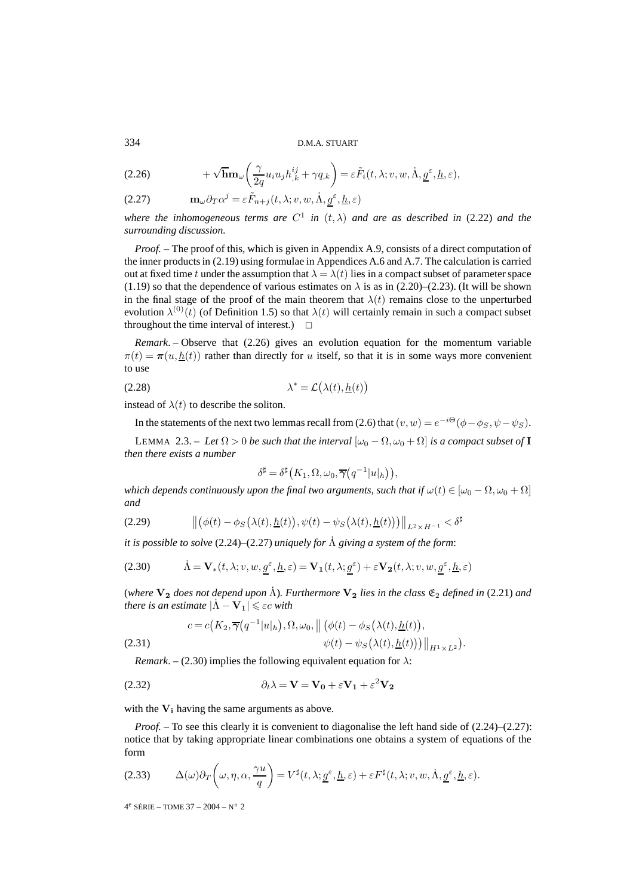$$
+\sqrt{\mathbf{h}}\mathbf{m}_\omega\left(\frac{\gamma}{2q}u_iu_jh^{ij}_{,k}+\gamma q_{,k}\right)=\varepsilon\tilde F_i(t,\lambda;v,w,\dot\Lambda,\underline{g}^\varepsilon,\underline{h},\varepsilon), \tag{2.26}
$$

$$
\mathbf{m}_\omega\partial_T\alpha^j=\varepsilon\tilde F_{n+j}(t,\lambda;v,w,\dot\Lambda,\underline{g}^\varepsilon,\underline{h},\varepsilon) \tag{2.27}
$$

*where the inhomogeneous terms are $C^1$ in $(t,\lambda)$ and are as described in* (2.22) *and the surrounding discussion.*

*Proof.* – The proof of this, which is given in Appendix A.9, consists of a direct computation of the inner products in (2.19) using formulae in Appendices A.6 and A.7. The calculation is carried out at fixed time $t$ under the assumption that $\lambda=\lambda(t)$ lies in a compact subset of parameter space (1.19) so that the dependence of various estimates on $\lambda$ is as in (2.20)–(2.23). (It will be shown in the final stage of the proof of the main theorem that $\lambda(t)$ remains close to the unperturbed evolution $\lambda^{(0)}(t)$ (of Definition 1.5) so that $\lambda(t)$ will certainly remain in such a compact subset throughout the time interval of interest.) □

*Remark*. – Observe that (2.26) gives an evolution equation for the momentum variable $\pi(t)=\boldsymbol{\pi}(u,\underline{h}(t))$ rather than directly for $u$ itself, so that it is in some ways more convenient to use

$$
\lambda^*=\mathcal{L}\big(\lambda(t),\underline{h}(t)\big) \tag{2.28}
$$

instead of $\lambda(t)$ to describe the soliton.

In the statements of the next two lemmas recall from (2.6) that $(v,w)=e^{-i\Theta}(\phi-\phi_S,\psi-\psi_S)$.

LEMMA 2.3. – *Let $\Omega>0$ be such that the interval $[\omega_0-\Omega,\omega_0+\Omega]$ is a compact subset of $\mathbf{I}$ then there exists a number*

$$
\delta^\sharp=\delta^\sharp\big(K_1,\Omega,\omega_0,\overline{\boldsymbol{\gamma}}\big(q^{-1}|u|_h\big)\big),
$$

*which depends continuously upon the final two arguments, such that if $\omega(t)\in[\omega_0-\Omega,\omega_0+\Omega]$ and*

$$
\big\|\big(\phi(t)-\phi_S\big(\lambda(t),\underline{h}(t)\big),\psi(t)-\psi_S\big(\lambda(t),\underline{h}(t)\big)\big)\big\|_{L^2\times H^{-1}}<\delta^\sharp \tag{2.29}
$$

*it is possible to solve* (2.24)–(2.27) *uniquely for $\dot\Lambda$ giving a system of the form*:

$$
\dot\Lambda=\mathbf{V}_*(t,\lambda;v,w,\underline{g}^\varepsilon,\underline{h},\varepsilon)=\mathbf{V_1}(t,\lambda;\underline{g}^\varepsilon)+\varepsilon\mathbf{V_2}(t,\lambda;v,w,\underline{g}^\varepsilon,\underline{h},\varepsilon) \tag{2.30}
$$

(*where $\mathbf{V_2}$ does not depend upon $\dot\Lambda$*)*. Furthermore $\mathbf{V_2}$ lies in the class $\mathfrak{E}_2$ defined in* (2.21) *and there is an estimate $|\dot\Lambda-\mathbf{V_1}|\leqslant\varepsilon c$ with*

$$
c=c\big(K_2,\overline{\boldsymbol{\gamma}}\big(q^{-1}|u|_h\big),\Omega,\omega_0,\big\|\big(\phi(t)-\phi_S\big(\lambda(t),\underline{h}(t)\big),\psi(t)-\psi_S\big(\lambda(t),\underline{h}(t)\big)\big)\big\|_{H^1\times L^2}\big). \tag{2.31}
$$

*Remark*. – (2.30) implies the following equivalent equation for $\lambda$:

$$
\partial_t\lambda=\mathbf{V}=\mathbf{V_0}+\varepsilon\mathbf{V_1}+\varepsilon^2\mathbf{V_2} \tag{2.32}
$$

with the $\mathbf{V_i}$ having the same arguments as above.

*Proof.* – To see this clearly it is convenient to diagonalise the left hand side of (2.24)–(2.27): notice that by taking appropriate linear combinations one obtains a system of equations of the form

$$
\Delta(\omega)\partial_T\left(\omega,\eta,\alpha,\frac{\gamma u}{q}\right)=V^\sharp(t,\lambda;\underline{g}^\varepsilon,\underline{h},\varepsilon)+\varepsilon F^\sharp(t,\lambda;v,w,\dot\Lambda,\underline{g}^\varepsilon,\underline{h},\varepsilon). \tag{2.33}
$$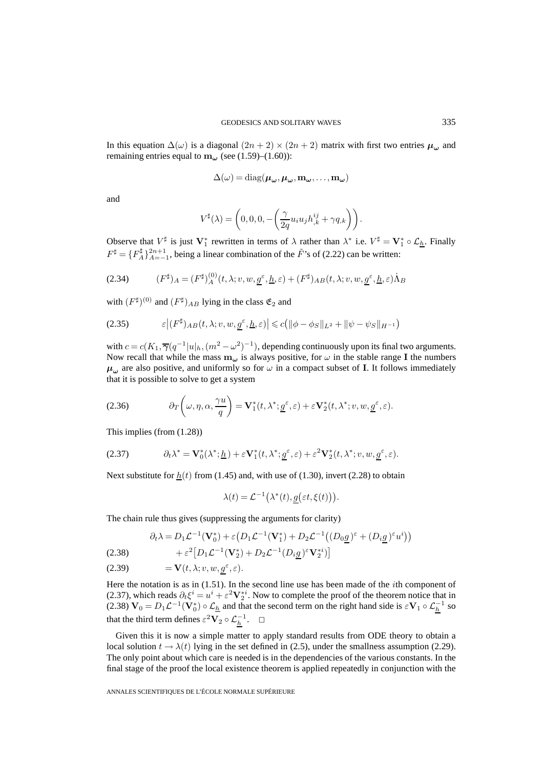In this equation $\Delta(\omega)$ is a diagonal $(2n+2)\times(2n+2)$ matrix with first two entries $\boldsymbol{\mu_\omega}$ and remaining entries equal to $\mathbf{m_\omega}$ (see (1.59)–(1.60)):

$$\Delta(\omega) = \operatorname{diag}(\boldsymbol{\mu_\omega}, \boldsymbol{\mu_\omega}, \mathbf{m_\omega}, \dots, \mathbf{m_\omega})$$

and

$$V^\sharp(\lambda) = \left(0,0,0,-\left(\frac{\gamma}{2q}u_i u_j h^{ij}_{,k} + \gamma q_{,k}\right)\right).$$

Observe that $V^\sharp$ is just $\mathbf{V}_1^*$ rewritten in terms of $\lambda$ rather than $\lambda^*$ i.e. $V^\sharp = \mathbf{V}_1^* \circ \mathcal{L}_{\underline{h}}$. Finally $F^\sharp = \{F^\sharp_A\}_{A=-1}^{2n+1}$, being a linear combination of the $\tilde{F}$'s of (2.22) can be written:

$$(F^\sharp)_A = (F^\sharp)^{(0)}_A(t,\lambda;v,w,\underline{g}^\varepsilon,\underline{h},\varepsilon) + (F^\sharp)_{AB}(t,\lambda;v,w,\underline{g}^\varepsilon,\underline{h},\varepsilon)\dot{\Lambda}_B \tag{2.34}$$

with $(F^\sharp)^{(0)}$ and $(F^\sharp)_{AB}$ lying in the class $\mathfrak{E}_2$ and

$$\varepsilon\big|(F^\sharp)_{AB}(t,\lambda;v,w,\underline{g}^\varepsilon,\underline{h},\varepsilon)\big| \leqslant c\big(\|\phi-\phi_S\|_{L^2} + \|\psi-\psi_S\|_{H^{-1}}\big) \tag{2.35}$$

with $c = c(K_1, \overline{\gamma}(q^{-1}|u|_h, (m^2-\omega^2)^{-1})$, depending continuously upon its final two arguments. Now recall that while the mass $\mathbf{m_\omega}$ is always positive, for $\omega$ in the stable range $\mathbf{I}$ the numbers $\boldsymbol{\mu_\omega}$ are also positive, and uniformly so for $\omega$ in a compact subset of $\mathbf{I}$. It follows immediately that it is possible to solve to get a system

$$\partial_T\left(\omega,\eta,\alpha,\frac{\gamma u}{q}\right) = \mathbf{V}_1^*(t,\lambda^*;\underline{g}^\varepsilon,\varepsilon) + \varepsilon\mathbf{V}_2^*(t,\lambda^*;v,w,\underline{g}^\varepsilon,\varepsilon). \tag{2.36}$$

This implies (from (1.28))

$$\partial_t\lambda^* = \mathbf{V}_0^*(\lambda^*;\underline{h}) + \varepsilon\mathbf{V}_1^*(t,\lambda^*;\underline{g}^\varepsilon,\varepsilon) + \varepsilon^2\mathbf{V}_2^*(t,\lambda^*;v,w,\underline{g}^\varepsilon,\varepsilon). \tag{2.37}$$

Next substitute for $\underline{h}(t)$ from (1.45) and, with use of (1.30), invert (2.28) to obtain

$$\lambda(t) = \mathcal{L}^{-1}\big(\lambda^*(t), \underline{g}\big(\varepsilon t, \xi(t)\big)\big).$$

The chain rule thus gives (suppressing the arguments for clarity)

$$\begin{aligned}
\partial_t\lambda &= D_1\mathcal{L}^{-1}(\mathbf{V}_0^*) + \varepsilon\big(D_1\mathcal{L}^{-1}(\mathbf{V}_1^*) + D_2\mathcal{L}^{-1}\big((D_0\underline{g})^\varepsilon + (D_i\underline{g})^\varepsilon u^i\big)\big) \\
&\quad + \varepsilon^2\big[D_1\mathcal{L}^{-1}(\mathbf{V}_2^*) + D_2\mathcal{L}^{-1}(D_i\underline{g})^\varepsilon\mathbf{V}_2^{*i}\big] \qquad (2.38)\\
&= \mathbf{V}(t,\lambda;v,w,\underline{g}^\varepsilon,\varepsilon). \qquad (2.39)
\end{aligned}$$

Here the notation is as in (1.51). In the second line use has been made of the $i$th component of (2.37), which reads $\partial_t\xi^i = u^i + \varepsilon^2\mathbf{V}_2^{*i}$. Now to complete the proof of the theorem notice that in (2.38) $\mathbf{V}_0 = D_1\mathcal{L}^{-1}(\mathbf{V}_0^*)\circ\mathcal{L}_{\underline{h}}$ and that the second term on the right hand side is $\varepsilon\mathbf{V}_1\circ\mathcal{L}_{\underline{h}}^{-1}$ so that the third term defines $\varepsilon^2\mathbf{V}_2\circ\mathcal{L}_{\underline{h}}^{-1}$. $\square$

Given this it is now a simple matter to apply standard results from ODE theory to obtain a local solution $t\to\lambda(t)$ lying in the set defined in (2.5), under the smallness assumption (2.29). The only point about which care is needed is in the dependencies of the various constants. In the final stage of the proof the local existence theorem is applied repeatedly in conjunction with the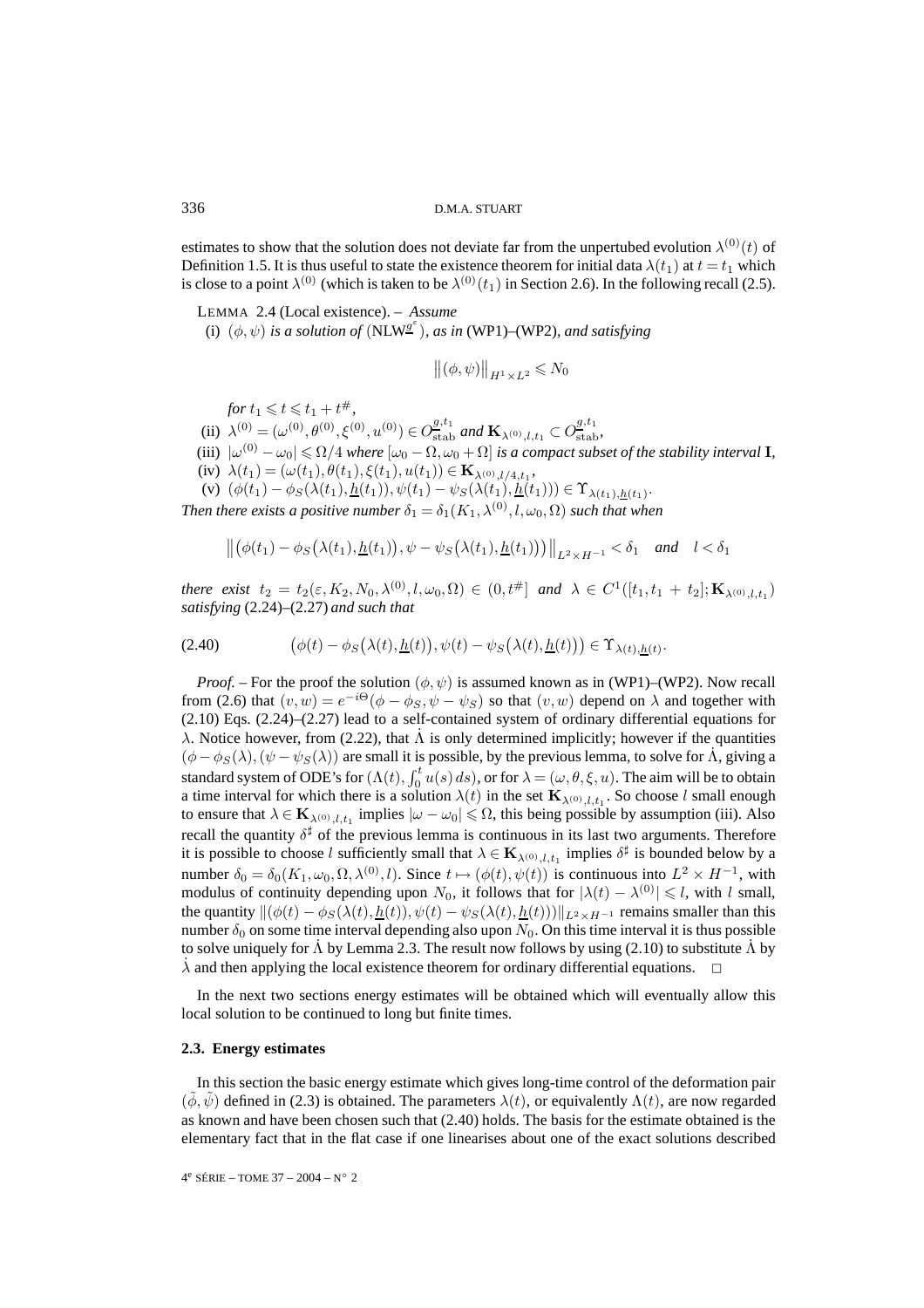estimates to show that the solution does not deviate far from the unpertubed evolution $\lambda^{(0)}(t)$ of Definition 1.5. It is thus useful to state the existence theorem for initial data $\lambda(t_1)$ at $t = t_1$ which is close to a point $\lambda^{(0)}$ (which is taken to be $\lambda^{(0)}(t_1)$ in Section 2.6). In the following recall (2.5).

LEMMA 2.4 (Local existence). – *Assume*

(i) $(\phi, \psi)$ *is a solution of* (NLW$^{g^\varepsilon}_{\,}$), *as in* (WP1)–(WP2), *and satisfying*

$$\left\|(\phi, \psi)\right\|_{H^1 \times L^2} \leqslant N_0$$

*for* $t_1 \leqslant t \leqslant t_1 + t^{\#}$,

(ii) $\lambda^{(0)} = (\omega^{(0)}, \theta^{(0)}, \xi^{(0)}, u^{(0)}) \in O^{g,t_1}_{\mathrm{stab}}$ *and* $\mathbf{K}_{\lambda^{(0)},l,t_1} \subset O^{g,t_1}_{\mathrm{stab}}$,

(iii) $|\omega^{(0)} - \omega_0| \leqslant \Omega/4$ *where* $[\omega_0 - \Omega, \omega_0 + \Omega]$ *is a compact subset of the stability interval* $\mathbf{I}$,

(iv) $\lambda(t_1) = (\omega(t_1), \theta(t_1), \xi(t_1), u(t_1)) \in \mathbf{K}_{\lambda^{(0)},l/4,t_1}$,

(v) $(\phi(t_1) - \phi_S(\lambda(t_1), \underline{h}(t_1)), \psi(t_1) - \psi_S(\lambda(t_1), \underline{h}(t_1))) \in \Upsilon_{\lambda(t_1),\underline{h}(t_1)}$.

*Then there exists a positive number* $\delta_1 = \delta_1(K_1, \lambda^{(0)}, l, \omega_0, \Omega)$ *such that when*

$$\left\|\left(\phi(t_1) - \phi_S\big(\lambda(t_1), \underline{h}(t_1)\big), \psi - \psi_S\big(\lambda(t_1), \underline{h}(t_1)\big)\right)\right\|_{L^2 \times H^{-1}} < \delta_1 \quad \textit{and} \quad l < \delta_1$$

*there exist* $t_2 = t_2(\varepsilon, K_2, N_0, \lambda^{(0)}, l, \omega_0, \Omega) \in (0, t^{\#}]$ *and* $\lambda \in C^1([t_1, t_1 + t_2]; \mathbf{K}_{\lambda^{(0)},l,t_1})$ *satisfying* (2.24)–(2.27) *and such that*

$$\big(\phi(t) - \phi_S\big(\lambda(t), \underline{h}(t)\big), \psi(t) - \psi_S\big(\lambda(t), \underline{h}(t)\big)\big) \in \Upsilon_{\lambda(t),\underline{h}(t)}. \tag{2.40}$$

*Proof.* – For the proof the solution $(\phi, \psi)$ is assumed known as in (WP1)–(WP2). Now recall from (2.6) that $(v, w) = e^{-i\Theta}(\phi - \phi_S, \psi - \psi_S)$ so that $(v, w)$ depend on $\lambda$ and together with (2.10) Eqs. (2.24)–(2.27) lead to a self-contained system of ordinary differential equations for $\lambda$. Notice however, from (2.22), that $\dot{\Lambda}$ is only determined implicitly; however if the quantities $(\phi - \phi_S(\lambda), (\psi - \psi_S(\lambda))$ are small it is possible, by the previous lemma, to solve for $\dot{\Lambda}$, giving a standard system of ODE's for $(\Lambda(t), \int_0^t u(s)\, ds)$, or for $\lambda = (\omega, \theta, \xi, u)$. The aim will be to obtain a time interval for which there is a solution $\lambda(t)$ in the set $\mathbf{K}_{\lambda^{(0)},l,t_1}$. So choose $l$ small enough to ensure that $\lambda \in \mathbf{K}_{\lambda^{(0)},l,t_1}$ implies $|\omega - \omega_0| \leqslant \Omega$, this being possible by assumption (iii). Also recall the quantity $\delta^\sharp$ of the previous lemma is continuous in its last two arguments. Therefore it is possible to choose $l$ sufficiently small that $\lambda \in \mathbf{K}_{\lambda^{(0)},l,t_1}$ implies $\delta^\sharp$ is bounded below by a number $\delta_0 = \delta_0(K_1, \omega_0, \Omega, \lambda^{(0)}, l)$. Since $t \mapsto (\phi(t), \psi(t))$ is continuous into $L^2 \times H^{-1}$, with modulus of continuity depending upon $N_0$, it follows that for $|\lambda(t) - \lambda^{(0)}| \leqslant l$, with $l$ small, the quantity $\|(\phi(t) - \phi_S(\lambda(t), \underline{h}(t)), \psi(t) - \psi_S(\lambda(t), \underline{h}(t)))\|_{L^2 \times H^{-1}}$ remains smaller than this number $\delta_0$ on some time interval depending also upon $N_0$. On this time interval it is thus possible to solve uniquely for $\dot{\Lambda}$ by Lemma 2.3. The result now follows by using (2.10) to substitute $\dot{\Lambda}$ by $\dot{\lambda}$ and then applying the local existence theorem for ordinary differential equations. $\square$

In the next two sections energy estimates will be obtained which will eventually allow this local solution to be continued to long but finite times.

### 2.3. Energy estimates

In this section the basic energy estimate which gives long-time control of the deformation pair $(\tilde{\phi}, \tilde{\psi})$ defined in (2.3) is obtained. The parameters $\lambda(t)$, or equivalently $\Lambda(t)$, are now regarded as known and have been chosen such that (2.40) holds. The basis for the estimate obtained is the elementary fact that in the flat case if one linearises about one of the exact solutions described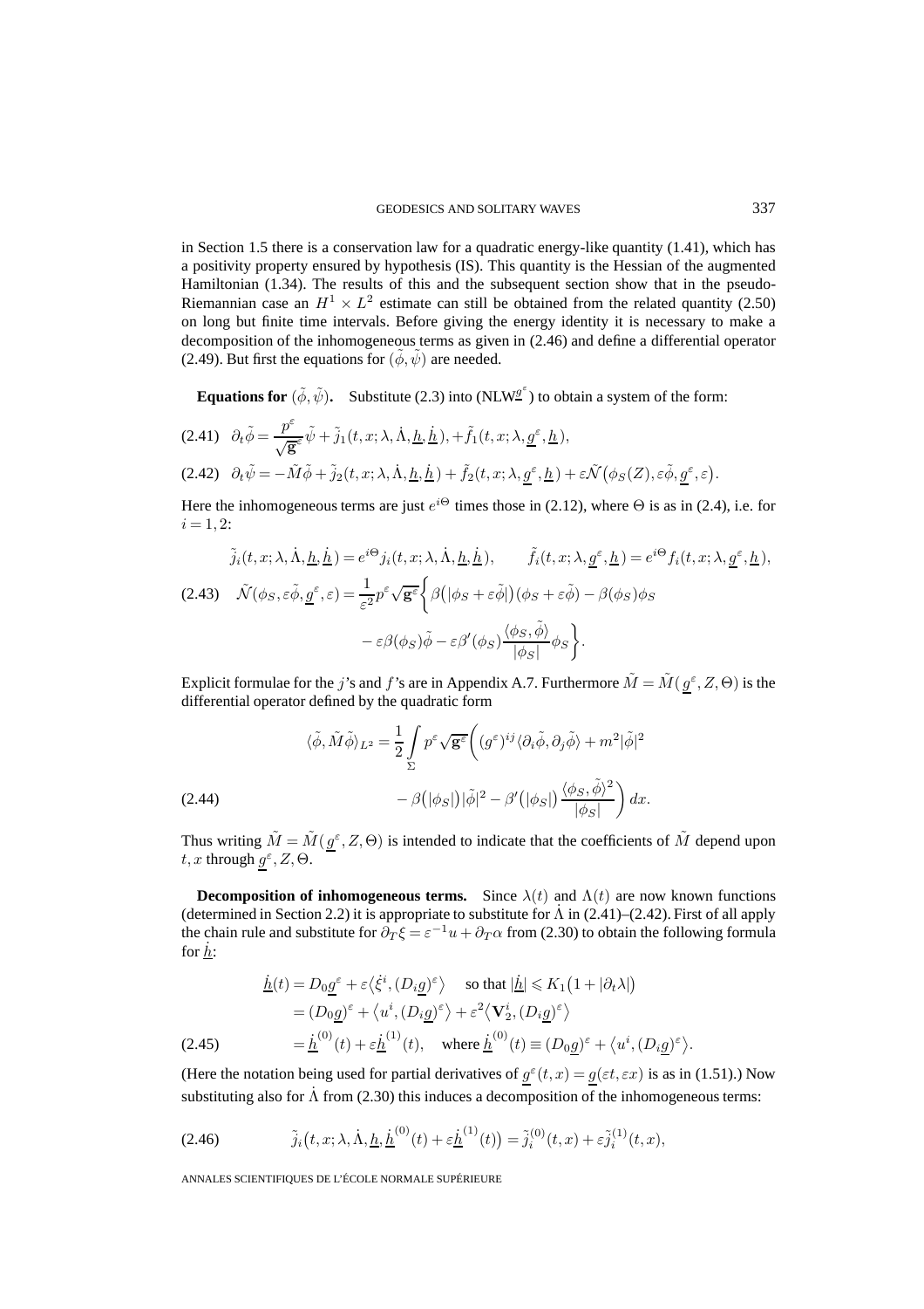in Section 1.5 there is a conservation law for a quadratic energy-like quantity (1.41), which has a positivity property ensured by hypothesis (IS). This quantity is the Hessian of the augmented Hamiltonian (1.34). The results of this and the subsequent section show that in the pseudo-Riemannian case an $H^1 \times L^2$ estimate can still be obtained from the related quantity (2.50) on long but finite time intervals. Before giving the energy identity it is necessary to make a decomposition of the inhomogeneous terms as given in (2.46) and define a differential operator (2.49). But first the equations for $(\tilde\phi, \tilde\psi)$ are needed.

**Equations for $(\tilde\phi, \tilde\psi)$.** Substitute (2.3) into (NLW$^{\underline{g}^\varepsilon}$) to obtain a system of the form:

$$\partial_t \tilde\phi = \frac{p^\varepsilon}{\sqrt{\mathbf{g}^\varepsilon}} \tilde\psi + \tilde j_1(t,x;\lambda,\dot\Lambda,\underline{h},\dot{\underline{h}}), + \tilde f_1(t,x;\lambda,\underline{g}^\varepsilon,\underline{h}), \tag{2.41}$$

$$\partial_t \tilde\psi = -\tilde M \tilde\phi + \tilde j_2(t,x;\lambda,\dot\Lambda,\underline{h},\dot{\underline{h}}) + \tilde f_2(t,x;\lambda,\underline{g}^\varepsilon,\underline{h}) + \varepsilon \tilde{\mathcal N}\big(\phi_S(Z), \varepsilon\tilde\phi, \underline{g}^\varepsilon, \varepsilon\big). \tag{2.42}$$

Here the inhomogeneous terms are just $e^{i\Theta}$ times those in (2.12), where $\Theta$ is as in (2.4), i.e. for $i = 1,2$:

$$\begin{aligned}
&\tilde j_i(t,x;\lambda,\dot\Lambda,\underline{h},\dot{\underline{h}}) = e^{i\Theta} j_i(t,x;\lambda,\dot\Lambda,\underline{h},\dot{\underline{h}}), \qquad \tilde f_i(t,x;\lambda,\underline{g}^\varepsilon,\underline{h}) = e^{i\Theta} f_i(t,x;\lambda,\underline{g}^\varepsilon,\underline{h}),\\
&\tilde{\mathcal N}(\phi_S, \varepsilon\tilde\phi, \underline{g}^\varepsilon, \varepsilon) = \frac{1}{\varepsilon^2} p^\varepsilon \sqrt{\mathbf{g}^\varepsilon} \bigg\{ \beta\big(|\phi_S + \varepsilon\tilde\phi|\big)(\phi_S + \varepsilon\tilde\phi) - \beta(\phi_S)\phi_S \\
&\qquad\qquad - \varepsilon\beta(\phi_S)\tilde\phi - \varepsilon\beta'(\phi_S)\frac{\langle \phi_S, \tilde\phi\rangle}{|\phi_S|}\phi_S \bigg\}.
\end{aligned} \tag{2.43}$$

Explicit formulae for the $j$'s and $f$'s are in Appendix A.7. Furthermore $\tilde M = \tilde M(\underline{g}^\varepsilon, Z, \Theta)$ is the differential operator defined by the quadratic form

$$\begin{aligned}
\langle \tilde\phi, \tilde M \tilde\phi\rangle_{L^2} = \frac{1}{2}\int_\Sigma p^\varepsilon \sqrt{\mathbf{g}^\varepsilon} \bigg( &(g^\varepsilon)^{ij} \langle \partial_i \tilde\phi, \partial_j \tilde\phi\rangle + m^2 |\tilde\phi|^2 \\
&- \beta\big(|\phi_S|\big)|\tilde\phi|^2 - \beta'\big(|\phi_S|\big)\frac{\langle \phi_S, \tilde\phi\rangle^2}{|\phi_S|} \bigg)\, dx.
\end{aligned} \tag{2.44}$$

Thus writing $\tilde M = \tilde M(\underline{g}^\varepsilon, Z, \Theta)$ is intended to indicate that the coefficients of $\tilde M$ depend upon $t, x$ through $\underline{g}^\varepsilon, Z, \Theta$.

**Decomposition of inhomogeneous terms.** Since $\lambda(t)$ and $\Lambda(t)$ are now known functions (determined in Section 2.2) it is appropriate to substitute for $\dot\Lambda$ in (2.41)–(2.42). First of all apply the chain rule and substitute for $\partial_T \xi = \varepsilon^{-1} u + \partial_T \alpha$ from (2.30) to obtain the following formula for $\dot{\underline{h}}$:

$$\begin{aligned}
\dot{\underline{h}}(t) &= D_0 \underline{g}^\varepsilon + \varepsilon\big\langle \dot\xi^i, (D_i \underline{g})^\varepsilon\big\rangle \quad \text{ so that } |\dot{\underline{h}}| \leqslant K_1\big(1 + |\partial_t \lambda|\big) \\
&= (D_0 \underline{g})^\varepsilon + \big\langle u^i, (D_i \underline{g})^\varepsilon\big\rangle + \varepsilon^2 \big\langle \mathbf{V}_2^i, (D_i \underline{g})^\varepsilon\big\rangle \\
&= \dot{\underline{h}}^{(0)}(t) + \varepsilon \dot{\underline{h}}^{(1)}(t), \quad \text{where } \dot{\underline{h}}^{(0)}(t) \equiv (D_0 \underline{g})^\varepsilon + \big\langle u^i, (D_i \underline{g})^\varepsilon\big\rangle.
\end{aligned} \tag{2.45}$$

(Here the notation being used for partial derivatives of $\underline{g}^\varepsilon(t,x) = \underline{g}(\varepsilon t, \varepsilon x)$ is as in (1.51).) Now substituting also for $\dot\Lambda$ from (2.30) this induces a decomposition of the inhomogeneous terms:

$$\tilde j_i\big(t,x;\lambda,\dot\Lambda,\underline{h},\dot{\underline{h}}^{(0)}(t) + \varepsilon \dot{\underline{h}}^{(1)}(t)\big) = \tilde j_i^{(0)}(t,x) + \varepsilon \tilde j_i^{(1)}(t,x), \tag{2.46}$$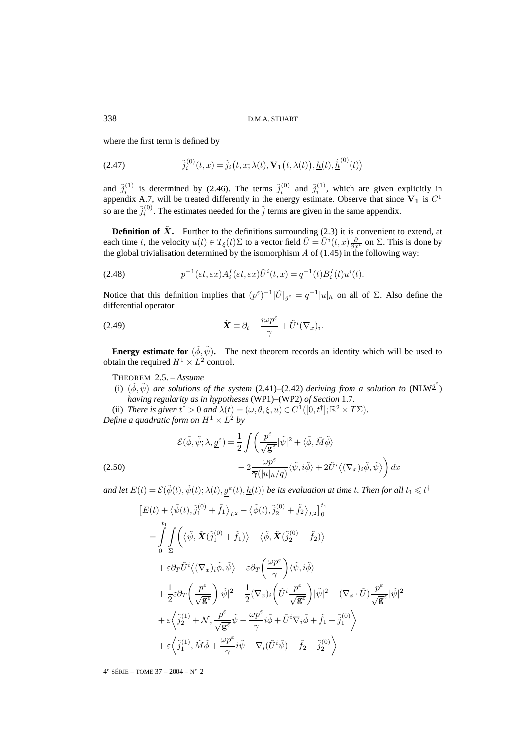where the first term is defined by

$$\tilde{j}_i^{(0)}(t,x) = \tilde{j}_i\big(t,x;\lambda(t),\mathbf{V_1}\big(t,\lambda(t)\big),\underline{h}(t),\underline{\dot{h}}^{(0)}(t)\big) \tag{2.47}$$

and $\tilde{j}_i^{(1)}$ is determined by (2.46). The terms $\tilde{j}_i^{(0)}$ and $\tilde{j}_i^{(1)}$, which are given explicitly in appendix A.7, will be treated differently in the energy estimate. Observe that since $\mathbf{V_1}$ is $C^1$ so are the $\tilde{j}_i^{(0)}$. The estimates needed for the $\tilde{j}$ terms are given in the same appendix.

**Definition of $\tilde{\boldsymbol{X}}$.** Further to the definitions surrounding (2.3) it is convenient to extend, at each time $t$, the velocity $u(t) \in T_{\xi}(t)\Sigma$ to a vector field $\tilde{U} = \tilde{U}^i(t,x)\frac{\partial}{\partial x^i}$ on $\Sigma$. This is done by the global trivialisation determined by the isomorphism $A$ of (1.45) in the following way:

$$p^{-1}(\varepsilon t,\varepsilon x)A_i^I(\varepsilon t,\varepsilon x)\tilde{U}^i(t,x) = q^{-1}(t)B_i^I(t)u^i(t). \tag{2.48}$$

Notice that this definition implies that $(p^{\varepsilon})^{-1}|\tilde{U}|_{g^{\varepsilon}} = q^{-1}|u|_h$ on all of $\Sigma$. Also define the differential operator

$$\tilde{\boldsymbol{X}} \equiv \partial_t - \frac{i\omega p^{\varepsilon}}{\gamma} + \tilde{U}^i(\nabla_x)_i. \tag{2.49}$$

**Energy estimate for $(\tilde{\phi},\tilde{\psi})$.** The next theorem records an identity which will be used to obtain the required $H^1 \times L^2$ control.

THEOREM 2.5. – *Assume*

(i) $(\tilde{\phi},\tilde{\psi})$ *are solutions of the system* (2.41)–(2.42) *deriving from a solution to* (NLW$^{\underline{g}^{\varepsilon}}$) *having regularity as in hypotheses* (WP1)–(WP2) *of Section* 1.7.

(ii) *There is given $t^{\dagger} > 0$ and $\lambda(t) = (\omega,\theta,\xi,u) \in C^1([0,t^{\dagger}];\mathbb{R}^2 \times T\Sigma)$.*

*Define a quadratic form on $H^1 \times L^2$ by*

$$\begin{aligned}
\mathcal{E}(\tilde{\phi},\tilde{\psi};\lambda,\underline{g}^{\varepsilon}) = \frac{1}{2}\int \bigg(&\frac{p^{\varepsilon}}{\sqrt{\mathbf{g}^{\varepsilon}}}|\tilde{\psi}|^2 + \langle\tilde{\phi},\tilde{M}\tilde{\phi}\rangle \\
&- 2\frac{\omega p^{\varepsilon}}{\overline{\gamma}(|u|_h/q)}\langle\tilde{\psi},i\tilde{\phi}\rangle + 2\tilde{U}^i\big\langle(\nabla_x)_i\tilde{\phi},\tilde{\psi}\big\rangle\bigg)\,dx
\end{aligned} \tag{2.50}$$

*and let $E(t) = \mathcal{E}(\tilde{\phi}(t),\tilde{\psi}(t);\lambda(t),\underline{g}^{\varepsilon}(t),\underline{h}(t))$ be its evaluation at time $t$. Then for all $t_1 \leqslant t^{\dagger}$*

$$\begin{aligned}
&\big[E(t) + \big\langle\tilde{\psi}(t),\tilde{j}_1^{(0)} + \tilde{f}_1\big\rangle_{L^2} - \big\langle\tilde{\phi}(t),\tilde{j}_2^{(0)} + \tilde{f}_2\big\rangle_{L^2}\big]_0^{t_1} \\
&= \int_0^{t_1}\int_{\Sigma}\bigg(\big\langle\tilde{\psi},\tilde{\boldsymbol{X}}(\tilde{j}_1^{(0)} + \tilde{f}_1)\big\rangle - \big\langle\tilde{\phi},\tilde{\boldsymbol{X}}(\tilde{j}_2^{(0)} + \tilde{f}_2)\big\rangle \\
&\quad + \varepsilon\partial_T\tilde{U}^i\big\langle(\nabla_x)_i\tilde{\phi},\tilde{\psi}\big\rangle - \varepsilon\partial_T\bigg(\frac{\omega p^{\varepsilon}}{\gamma}\bigg)\langle\tilde{\psi},i\tilde{\phi}\rangle \\
&\quad + \frac{1}{2}\varepsilon\partial_T\bigg(\frac{p^{\varepsilon}}{\sqrt{\mathbf{g}^{\varepsilon}}}\bigg)|\tilde{\psi}|^2 + \frac{1}{2}(\nabla_x)_i\bigg(\tilde{U}^i\frac{p^{\varepsilon}}{\sqrt{\mathbf{g}^{\varepsilon}}}\bigg)|\tilde{\psi}|^2 - (\nabla_x\cdot\tilde{U})\frac{p^{\varepsilon}}{\sqrt{\mathbf{g}^{\varepsilon}}}|\tilde{\psi}|^2 \\
&\quad + \varepsilon\bigg\langle\tilde{j}_2^{(1)} + \mathcal{N},\frac{p^{\varepsilon}}{\sqrt{\mathbf{g}^{\varepsilon}}}\tilde{\psi} - \frac{\omega p^{\varepsilon}}{\gamma}i\tilde{\phi} + \tilde{U}^i\nabla_i\tilde{\phi} + \tilde{f}_1 + \tilde{j}_1^{(0)}\bigg\rangle \\
&\quad + \varepsilon\bigg\langle\tilde{j}_1^{(1)},\tilde{M}\tilde{\phi} + \frac{\omega p^{\varepsilon}}{\gamma}i\tilde{\psi} - \nabla_i(\tilde{U}^i\tilde{\psi}) - \tilde{f}_2 - \tilde{j}_2^{(0)}\bigg\rangle
\end{aligned}$$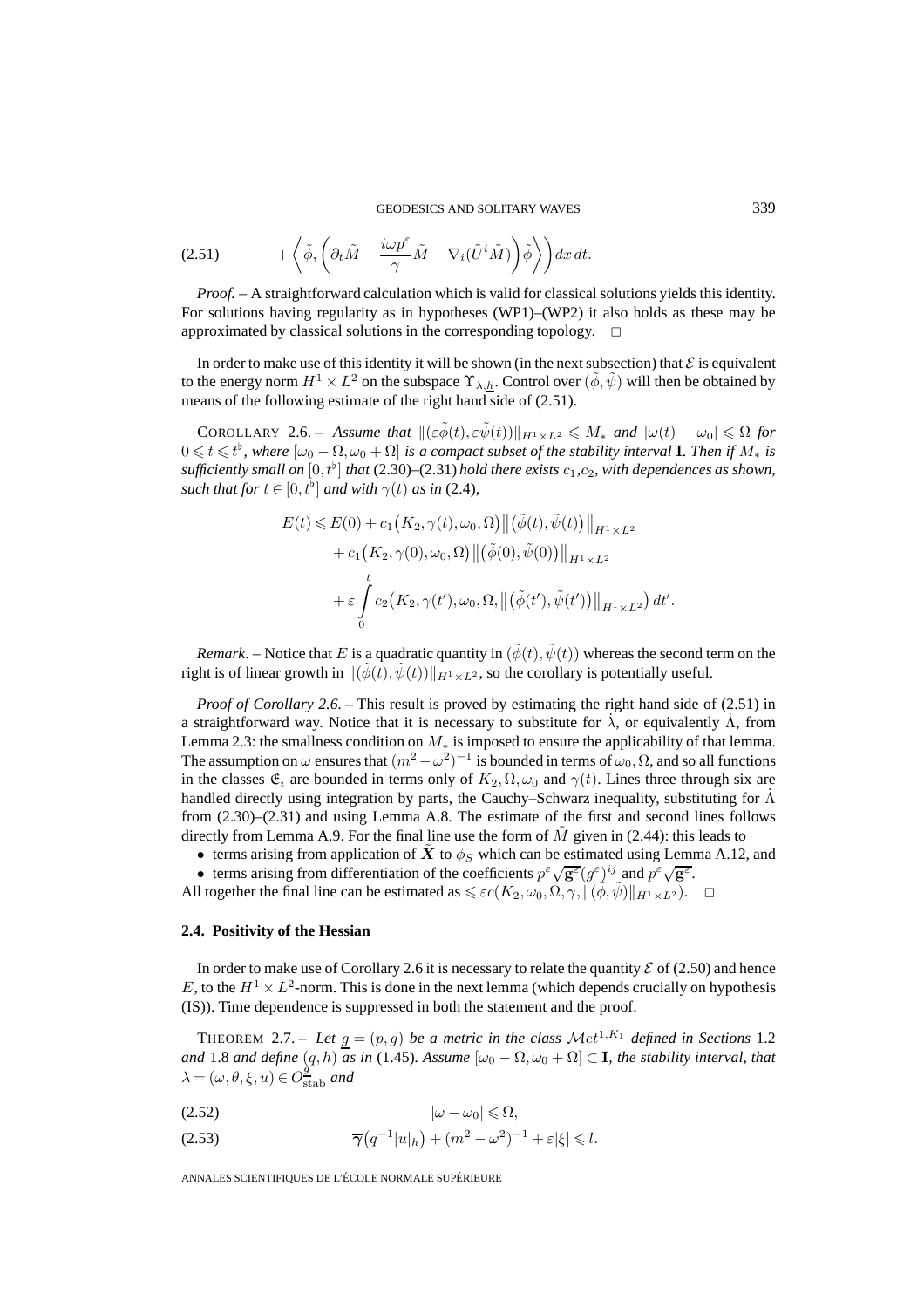$$+\left\langle \tilde\phi, \left(\partial_t \tilde M - \frac{i\omega p^\varepsilon}{\gamma}\tilde M + \nabla_i(\tilde U^i \tilde M)\right)\tilde\phi\right\rangle\bigg) dx\,dt. \tag{2.51}$$

*Proof.* – A straightforward calculation which is valid for classical solutions yields this identity. For solutions having regularity as in hypotheses (WP1)–(WP2) it also holds as these may be approximated by classical solutions in the corresponding topology. □

In order to make use of this identity it will be shown (in the next subsection) that $\mathcal{E}$ is equivalent to the energy norm $H^1 \times L^2$ on the subspace $\Upsilon_{\lambda,\underline{h}}$. Control over $(\tilde\phi, \tilde\psi)$ will then be obtained by means of the following estimate of the right hand side of (2.51).

COROLLARY 2.6. – *Assume that* $\|(\varepsilon\tilde\phi(t), \varepsilon\tilde\psi(t))\|_{H^1\times L^2} \leqslant M_*$ *and* $|\omega(t) - \omega_0| \leqslant \Omega$ *for* $0 \leqslant t \leqslant t^\flat$, *where* $[\omega_0 - \Omega, \omega_0 + \Omega]$ *is a compact subset of the stability interval* $\mathbf{I}$. *Then if* $M_*$ *is sufficiently small on* $[0, t^\flat]$ *that* (2.30)–(2.31) *hold there exists* $c_1, c_2$, *with dependences as shown, such that for* $t \in [0, t^\flat]$ *and with* $\gamma(t)$ *as in* (2.4),

$$\begin{aligned}
E(t) \leqslant E(0) &+ c_1\big(K_2, \gamma(t), \omega_0, \Omega\big)\big\|\big(\tilde\phi(t), \tilde\psi(t)\big)\big\|_{H^1\times L^2} \\
&+ c_1\big(K_2, \gamma(0), \omega_0, \Omega\big)\big\|\big(\tilde\phi(0), \tilde\psi(0)\big)\big\|_{H^1\times L^2} \\
&+ \varepsilon\int_0^t c_2\big(K_2, \gamma(t'), \omega_0, \Omega, \big\|\big(\tilde\phi(t'), \tilde\psi(t')\big)\big\|_{H^1\times L^2}\big)\,dt'.
\end{aligned}$$

*Remark*. – Notice that $E$ is a quadratic quantity in $(\tilde\phi(t), \tilde\psi(t))$ whereas the second term on the right is of linear growth in $\|(\tilde\phi(t), \tilde\psi(t))\|_{H^1\times L^2}$, so the corollary is potentially useful.

*Proof of Corollary 2.6.* – This result is proved by estimating the right hand side of (2.51) in a straightforward way. Notice that it is necessary to substitute for $\dot\lambda$, or equivalently $\dot\Lambda$, from Lemma 2.3: the smallness condition on $M_*$ is imposed to ensure the applicability of that lemma. The assumption on $\omega$ ensures that $(m^2 - \omega^2)^{-1}$ is bounded in terms of $\omega_0, \Omega$, and so all functions in the classes $\mathfrak{E}_i$ are bounded in terms only of $K_2, \Omega, \omega_0$ and $\gamma(t)$. Lines three through six are handled directly using integration by parts, the Cauchy–Schwarz inequality, substituting for $\dot\Lambda$ from (2.30)–(2.31) and using Lemma A.8. The estimate of the first and second lines follows directly from Lemma A.9. For the final line use the form of $\tilde M$ given in (2.44): this leads to

- terms arising from application of $\tilde{\boldsymbol{X}}$ to $\phi_S$ which can be estimated using Lemma A.12, and
- terms arising from differentiation of the coefficients $p^\varepsilon\sqrt{\mathbf{g}^\varepsilon}(g^\varepsilon)^{ij}$ and $p^\varepsilon\sqrt{\mathbf{g}^\varepsilon}$.

All together the final line can be estimated as $\leqslant \varepsilon c(K_2, \omega_0, \Omega, \gamma, \|(\tilde\phi, \tilde\psi)\|_{H^1\times L^2})$. □

### 2.4. Positivity of the Hessian

In order to make use of Corollary 2.6 it is necessary to relate the quantity $\mathcal{E}$ of (2.50) and hence $E$, to the $H^1 \times L^2$-norm. This is done in the next lemma (which depends crucially on hypothesis (IS)). Time dependence is suppressed in both the statement and the proof.

THEOREM 2.7. – *Let* $\underline{g} = (p, g)$ *be a metric in the class* $\mathcal{M}et^{1,K_1}$ *defined in Sections* 1.2 *and* 1.8 *and define* $(q, h)$ *as in* (1.45). *Assume* $[\omega_0 - \Omega, \omega_0 + \Omega] \subset \mathbf{I}$, *the stability interval, that* $\lambda = (\omega, \theta, \xi, u) \in O_{\mathrm{stab}}^{\underline{g}}$ *and*

$$|\omega - \omega_0| \leqslant \Omega, \tag{2.52}$$

$$\overline{\gamma}\big(q^{-1}|u|_h\big) + (m^2 - \omega^2)^{-1} + \varepsilon|\xi| \leqslant l. \tag{2.53}$$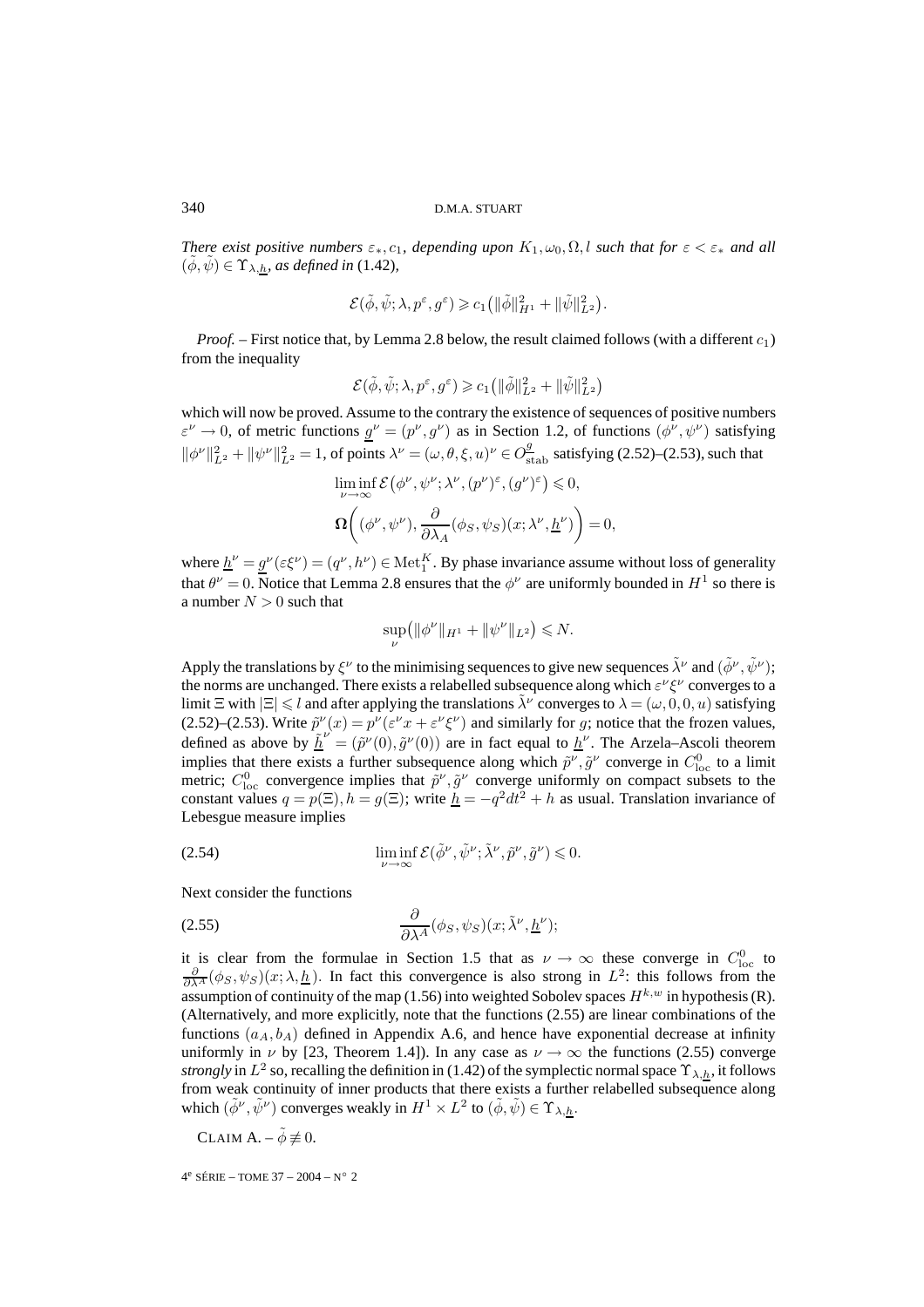*There exist positive numbers $\varepsilon_*, c_1$, depending upon $K_1, \omega_0, \Omega, l$ such that for $\varepsilon < \varepsilon_*$ and all $(\tilde\phi, \tilde\psi) \in \Upsilon_{\lambda,\underline{h}}$, as defined in* (1.42),

$$\mathcal{E}(\tilde\phi, \tilde\psi; \lambda, p^\varepsilon, g^\varepsilon) \geqslant c_1\big(\|\tilde\phi\|_{H^1}^2 + \|\tilde\psi\|_{L^2}^2\big).$$

*Proof.* – First notice that, by Lemma 2.8 below, the result claimed follows (with a different $c_1$) from the inequality

$$\mathcal{E}(\tilde\phi, \tilde\psi; \lambda, p^\varepsilon, g^\varepsilon) \geqslant c_1\big(\|\tilde\phi\|_{L^2}^2 + \|\tilde\psi\|_{L^2}^2\big)$$

which will now be proved. Assume to the contrary the existence of sequences of positive numbers $\varepsilon^\nu \to 0$, of metric functions $\underline{g}^\nu = (p^\nu, g^\nu)$ as in Section 1.2, of functions $(\phi^\nu, \psi^\nu)$ satisfying $\|\phi^\nu\|_{L^2}^2 + \|\psi^\nu\|_{L^2}^2 = 1$, of points $\lambda^\nu = (\omega, \theta, \xi, u)^\nu \in O^{\underline{g}}_{\mathrm{stab}}$ satisfying (2.52)–(2.53), such that

$$\liminf_{\nu\to\infty} \mathcal{E}\big(\phi^\nu, \psi^\nu; \lambda^\nu, (p^\nu)^\varepsilon, (g^\nu)^\varepsilon\big) \leqslant 0,$$

$$\mathbf{\Omega}\bigg((\phi^\nu, \psi^\nu), \frac{\partial}{\partial \lambda_A}(\phi_S, \psi_S)(x; \lambda^\nu, \underline{h}^\nu)\bigg) = 0,$$

where $\underline{h}^\nu = \underline{g}^\nu(\varepsilon\xi^\nu) = (q^\nu, h^\nu) \in \mathrm{Met}_1^K$. By phase invariance assume without loss of generality that $\theta^\nu = 0$. Notice that Lemma 2.8 ensures that the $\phi^\nu$ are uniformly bounded in $H^1$ so there is a number $N > 0$ such that

$$\sup_\nu\big(\|\phi^\nu\|_{H^1} + \|\psi^\nu\|_{L^2}\big) \leqslant N.$$

Apply the translations by $\xi^\nu$ to the minimising sequences to give new sequences $\tilde\lambda^\nu$ and $(\tilde\phi^\nu, \tilde\psi^\nu)$; the norms are unchanged. There exists a relabelled subsequence along which $\varepsilon^\nu\xi^\nu$ converges to a limit $\Xi$ with $|\Xi| \leqslant l$ and after applying the translations $\tilde\lambda^\nu$ converges to $\lambda = (\omega, 0, 0, u)$ satisfying (2.52)–(2.53). Write $\tilde p^\nu(x) = p^\nu(\varepsilon^\nu x + \varepsilon^\nu\xi^\nu)$ and similarly for $g$; notice that the frozen values, defined as above by $\underline{\tilde h}^\nu = (\tilde p^\nu(0), \tilde g^\nu(0))$ are in fact equal to $\underline{h}^\nu$. The Arzela–Ascoli theorem implies that there exists a further subsequence along which $\tilde p^\nu, \tilde g^\nu$ converge in $C^0_{\mathrm{loc}}$ to a limit metric; $C^0_{\mathrm{loc}}$ convergence implies that $\tilde p^\nu, \tilde g^\nu$ converge uniformly on compact subsets to the constant values $q = p(\Xi), h = g(\Xi)$; write $\underline{h} = -q^2dt^2 + h$ as usual. Translation invariance of Lebesgue measure implies

$$\liminf_{\nu\to\infty} \mathcal{E}(\tilde\phi^\nu, \tilde\psi^\nu; \tilde\lambda^\nu, \tilde p^\nu, \tilde g^\nu) \leqslant 0. \tag{2.54}$$

Next consider the functions

$$\frac{\partial}{\partial\lambda^A}(\phi_S, \psi_S)(x; \tilde\lambda^\nu, \underline{h}^\nu); \tag{2.55}$$

it is clear from the formulae in Section 1.5 that as $\nu \to \infty$ these converge in $C^0_{\mathrm{loc}}$ to $\frac{\partial}{\partial\lambda^A}(\phi_S, \psi_S)(x; \lambda, \underline{h})$. In fact this convergence is also strong in $L^2$: this follows from the assumption of continuity of the map (1.56) into weighted Sobolev spaces $H^{k,w}$ in hypothesis (R). (Alternatively, and more explicitly, note that the functions (2.55) are linear combinations of the functions $(a_A, b_A)$ defined in Appendix A.6, and hence have exponential decrease at infinity uniformly in $\nu$ by [23, Theorem 1.4]). In any case as $\nu \to \infty$ the functions (2.55) converge *strongly* in $L^2$ so, recalling the definition in (1.42) of the symplectic normal space $\Upsilon_{\lambda,\underline{h}}$, it follows from weak continuity of inner products that there exists a further relabelled subsequence along which $(\tilde\phi^\nu, \tilde\psi^\nu)$ converges weakly in $H^1 \times L^2$ to $(\tilde\phi, \tilde\psi) \in \Upsilon_{\lambda,\underline{h}}$.

CLAIM A. – $\tilde\phi \not\equiv 0$.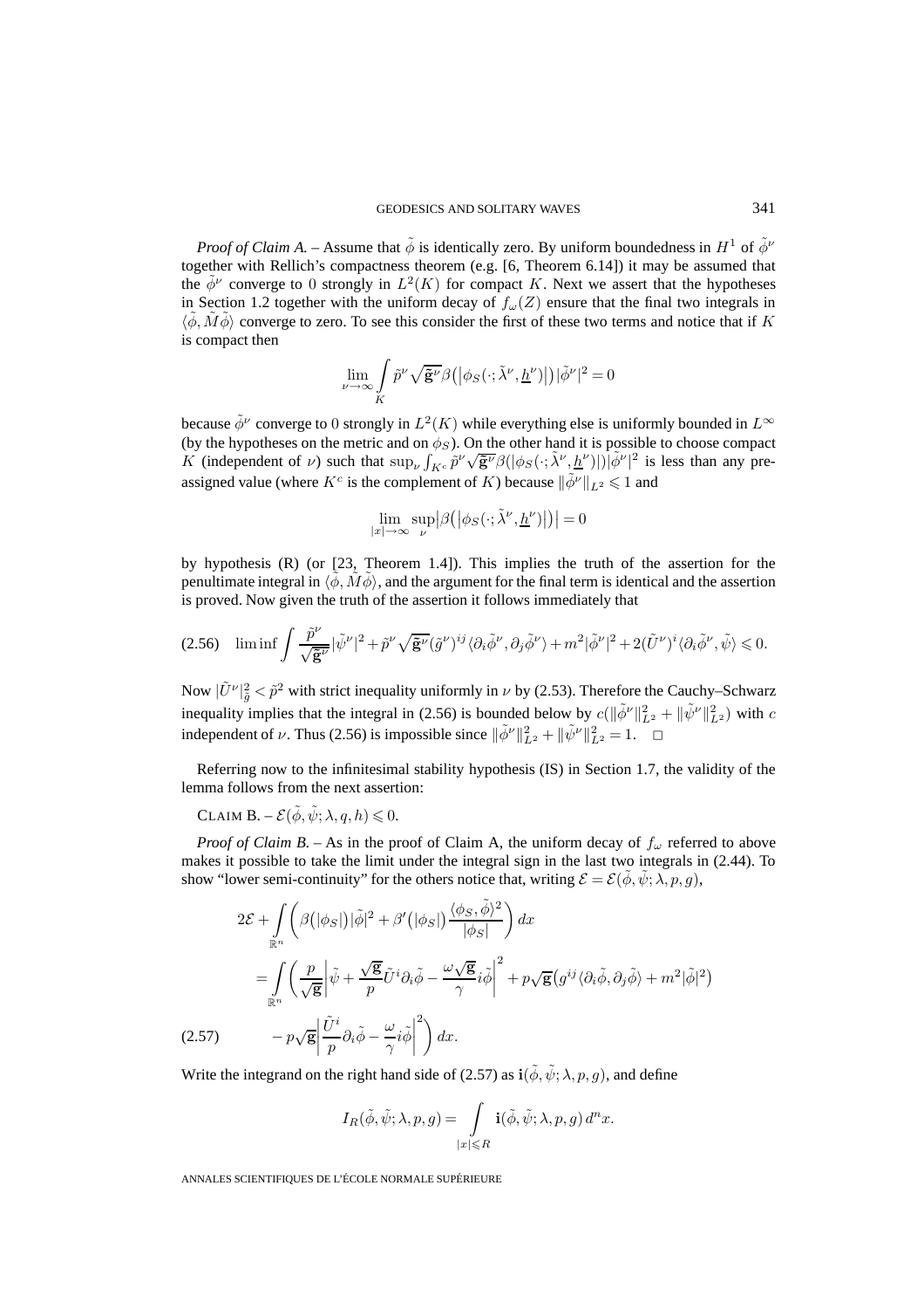*Proof of Claim A.* – Assume that $\tilde\phi$ is identically zero. By uniform boundedness in $H^1$ of $\tilde\phi^\nu$ together with Rellich's compactness theorem (e.g. [6, Theorem 6.14]) it may be assumed that the $\tilde\phi^\nu$ converge to 0 strongly in $L^2(K)$ for compact $K$. Next we assert that the hypotheses in Section 1.2 together with the uniform decay of $f_\omega(Z)$ ensure that the final two integrals in $\langle\tilde\phi, \tilde M\tilde\phi\rangle$ converge to zero. To see this consider the first of these two terms and notice that if $K$ is compact then

$$\lim_{\nu\to\infty}\int_K \tilde p^\nu\sqrt{\tilde{\mathbf g}^\nu}\beta\big(\big|\phi_S(\cdot;\tilde\lambda^\nu,\underline{h}^\nu)\big|\big)|\tilde\phi^\nu|^2=0$$

because $\tilde\phi^\nu$ converge to 0 strongly in $L^2(K)$ while everything else is uniformly bounded in $L^\infty$ (by the hypotheses on the metric and on $\phi_S$). On the other hand it is possible to choose compact $K$ (independent of $\nu$) such that $\sup_\nu\int_{K^c}\tilde p^\nu\sqrt{\tilde{\mathbf g}^\nu}\beta(|\phi_S(\cdot;\tilde\lambda^\nu,\underline{h}^\nu)|)|\tilde\phi^\nu|^2$ is less than any preassigned value (where $K^c$ is the complement of $K$) because $\|\tilde\phi^\nu\|_{L^2}\leqslant 1$ and

$$\lim_{|x|\to\infty}\sup_\nu\big|\beta\big(\big|\phi_S(\cdot;\tilde\lambda^\nu,\underline{h}^\nu)\big|\big)\big|=0$$

by hypothesis (R) (or [23, Theorem 1.4]). This implies the truth of the assertion for the penultimate integral in $\langle\tilde\phi,\tilde M\tilde\phi\rangle$, and the argument for the final term is identical and the assertion is proved. Now given the truth of the assertion it follows immediately that

$$\liminf\int\frac{\tilde p^\nu}{\sqrt{\tilde{\mathbf g}^\nu}}|\tilde\psi^\nu|^2+\tilde p^\nu\sqrt{\tilde{\mathbf g}^\nu}(\tilde g^\nu)^{ij}\langle\partial_i\tilde\phi^\nu,\partial_j\tilde\phi^\nu\rangle+m^2|\tilde\phi^\nu|^2+2(\tilde U^\nu)^i\langle\partial_i\tilde\phi^\nu,\tilde\psi\rangle\leqslant 0. \tag{2.56}$$

Now $|\tilde U^\nu|^2_{\tilde g}<\tilde p^2$ with strict inequality uniformly in $\nu$ by (2.53). Therefore the Cauchy–Schwarz inequality implies that the integral in (2.56) is bounded below by $c(\|\tilde\phi^\nu\|^2_{L^2}+\|\tilde\psi^\nu\|^2_{L^2})$ with $c$ independent of $\nu$. Thus (2.56) is impossible since $\|\tilde\phi^\nu\|^2_{L^2}+\|\tilde\psi^\nu\|^2_{L^2}=1$. □

Referring now to the infinitesimal stability hypothesis (IS) in Section 1.7, the validity of the lemma follows from the next assertion:

CLAIM B. – $\mathcal E(\tilde\phi,\tilde\psi;\lambda,q,h)\leqslant 0$.

*Proof of Claim B.* – As in the proof of Claim A, the uniform decay of $f_\omega$ referred to above makes it possible to take the limit under the integral sign in the last two integrals in (2.44). To show "lower semi-continuity" for the others notice that, writing $\mathcal E=\mathcal E(\tilde\phi,\tilde\psi;\lambda,p,g)$,

$$\begin{aligned}
2\mathcal E+\int_{\mathbb R^n}\bigg(\beta\big(|\phi_S|\big)|\tilde\phi|^2+\beta'\big(|\phi_S|\big)\frac{\langle\phi_S,\tilde\phi\rangle^2}{|\phi_S|}\bigg)\,dx&\\
=\int_{\mathbb R^n}\bigg(\frac{p}{\sqrt{\mathbf g}}\bigg|\tilde\psi+\frac{\sqrt{\mathbf g}}{p}\tilde U^i\partial_i\tilde\phi-\frac{\omega\sqrt{\mathbf g}}{\gamma}i\tilde\phi\bigg|^2+p\sqrt{\mathbf g}\big(g^{ij}\langle\partial_i\tilde\phi,\partial_j\tilde\phi\rangle+m^2|\tilde\phi|^2\big)&\\
-p\sqrt{\mathbf g}\bigg|\frac{\tilde U^i}{p}\partial_i\tilde\phi-\frac{\omega}{\gamma}i\tilde\phi\bigg|^2\bigg)\,dx.&
\end{aligned}\tag{2.57}$$

Write the integrand on the right hand side of (2.57) as $\mathbf i(\tilde\phi,\tilde\psi;\lambda,p,g)$, and define

$$I_R(\tilde\phi,\tilde\psi;\lambda,p,g)=\int_{|x|\leqslant R}\mathbf i(\tilde\phi,\tilde\psi;\lambda,p,g)\,d^nx.$$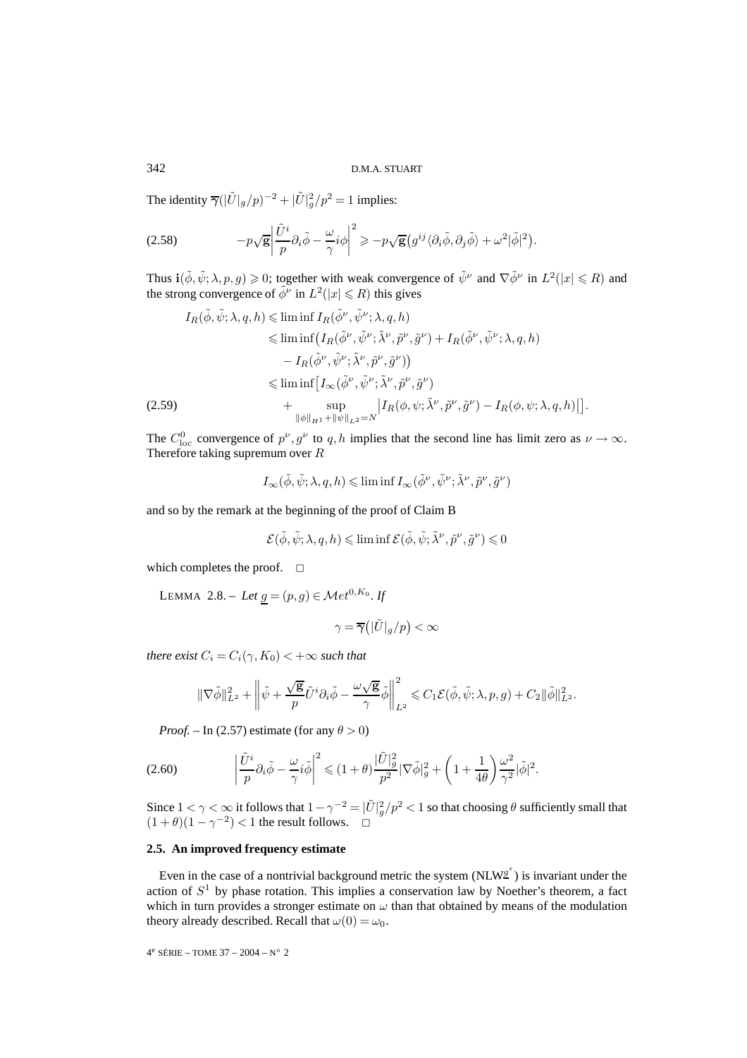The identity $\overline{\gamma}(|\tilde U|_g/p)^{-2} + |\tilde U|_g^2/p^2 = 1$ implies:

$$-p\sqrt{\mathbf{g}}\left|\frac{\tilde U^i}{p}\partial_i\tilde\phi - \frac{\omega}{\gamma}i\phi\right|^2 \geqslant -p\sqrt{\mathbf{g}}\left(g^{ij}\langle\partial_i\tilde\phi,\partial_j\tilde\phi\rangle + \omega^2|\tilde\phi|^2\right). \tag{2.58}$$

Thus $\mathbf{i}(\tilde\phi,\tilde\psi;\lambda,p,g)\geqslant 0$; together with weak convergence of $\tilde\psi^\nu$ and $\nabla\tilde\phi^\nu$ in $L^2(|x|\leqslant R)$ and the strong convergence of $\tilde\phi^\nu$ in $L^2(|x|\leqslant R)$ this gives

$$\begin{aligned}
I_R(\tilde\phi,\tilde\psi;\lambda,q,h) &\leqslant \liminf I_R(\tilde\phi^\nu,\tilde\psi^\nu;\lambda,q,h)\\
&\leqslant \liminf\big(I_R(\tilde\phi^\nu,\tilde\psi^\nu;\tilde\lambda^\nu,\tilde p^\nu,\tilde g^\nu) + I_R(\tilde\phi^\nu,\tilde\psi^\nu;\lambda,q,h)\\
&\qquad - I_R(\tilde\phi^\nu,\tilde\psi^\nu;\tilde\lambda^\nu,\tilde p^\nu,\tilde g^\nu)\big)\\
&\leqslant \liminf\big[I_\infty(\tilde\phi^\nu,\tilde\psi^\nu;\tilde\lambda^\nu,\tilde p^\nu,\tilde g^\nu)\\
&\qquad + \sup_{\|\phi\|_{H^1}+\|\psi\|_{L^2}=N}\big|I_R(\phi,\psi;\tilde\lambda^\nu,\tilde p^\nu,\tilde g^\nu) - I_R(\phi,\psi;\lambda,q,h)\big|\big].
\end{aligned} \tag{2.59}$$

The $C^0_{\mathrm{loc}}$ convergence of $p^\nu,g^\nu$ to $q,h$ implies that the second line has limit zero as $\nu\to\infty$. Therefore taking supremum over $R$

$$I_\infty(\tilde\phi,\tilde\psi;\lambda,q,h)\leqslant \liminf I_\infty(\tilde\phi^\nu,\tilde\psi^\nu;\tilde\lambda^\nu,\tilde p^\nu,\tilde g^\nu)$$

and so by the remark at the beginning of the proof of Claim B

$$\mathcal{E}(\tilde\phi,\tilde\psi;\lambda,q,h)\leqslant \liminf \mathcal{E}(\tilde\phi,\tilde\psi;\tilde\lambda^\nu,\tilde p^\nu,\tilde g^\nu)\leqslant 0$$

which completes the proof. □

LEMMA 2.8. – *Let* $\underline{g}=(p,g)\in\mathcal{M}et^{0,K_0}$. *If*

$$\gamma = \overline{\gamma}\big(|\tilde U|_g/p\big) < \infty$$

*there exist* $C_i = C_i(\gamma,K_0) < +\infty$ *such that*

$$\|\nabla\tilde\phi\|^2_{L^2} + \left\|\tilde\psi + \frac{\sqrt{\mathbf{g}}}{p}\tilde U^i\partial_i\tilde\phi - \frac{\omega\sqrt{\mathbf{g}}}{\gamma}\tilde\phi\right\|^2_{L^2} \leqslant C_1\mathcal{E}(\tilde\phi,\tilde\psi;\lambda,p,g) + C_2\|\tilde\phi\|^2_{L^2}.$$

*Proof.* – In (2.57) estimate (for any $\theta>0$)

$$\left|\frac{\tilde U^i}{p}\partial_i\tilde\phi - \frac{\omega}{\gamma}i\tilde\phi\right|^2 \leqslant (1+\theta)\frac{|\tilde U|_g^2}{p^2}|\nabla\tilde\phi|_g^2 + \left(1+\frac{1}{4\theta}\right)\frac{\omega^2}{\gamma^2}|\tilde\phi|^2. \tag{2.60}$$

Since $1<\gamma<\infty$ it follows that $1-\gamma^{-2} = |\tilde U|_g^2/p^2 < 1$ so that choosing $\theta$ sufficiently small that $(1+\theta)(1-\gamma^{-2})<1$ the result follows. □

### 2.5. An improved frequency estimate

Even in the case of a nontrivial background metric the system (NLW$^{\underline{g}^\varepsilon}$) is invariant under the action of $S^1$ by phase rotation. This implies a conservation law by Noether's theorem, a fact which in turn provides a stronger estimate on $\omega$ than that obtained by means of the modulation theory already described. Recall that $\omega(0)=\omega_0$.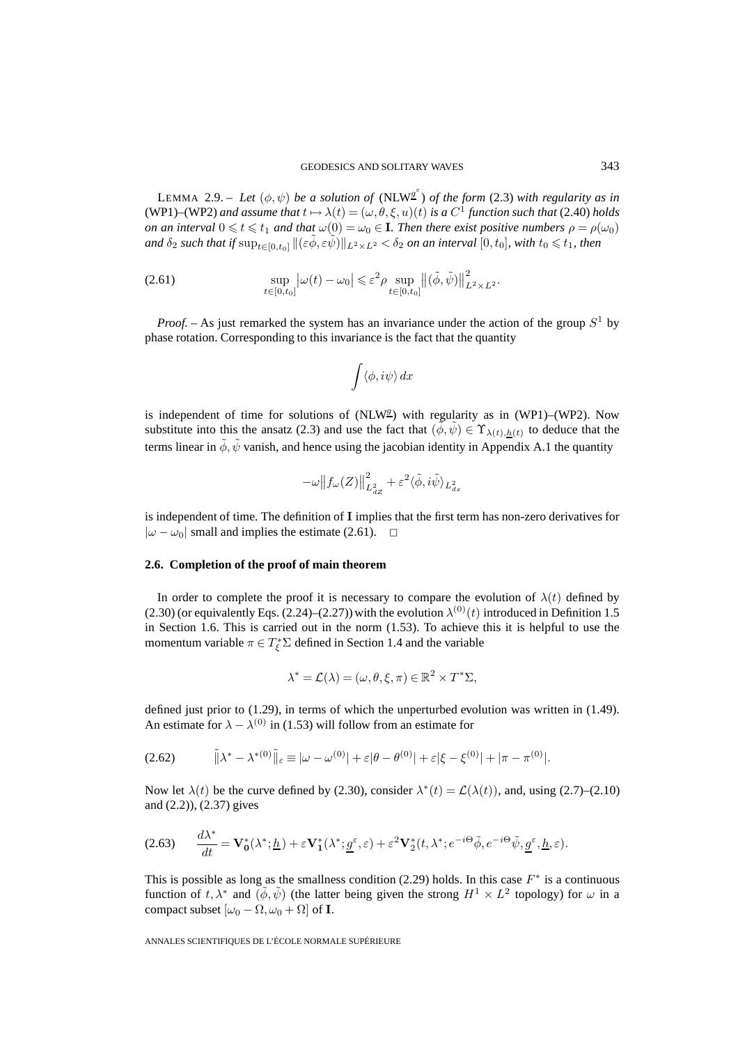LEMMA 2.9. – *Let $(\phi,\psi)$ be a solution of* (NLW$^{\underline{g}^\varepsilon}$) *of the form* (2.3) *with regularity as in* (WP1)–(WP2) *and assume that $t\mapsto \lambda(t)=(\omega,\theta,\xi,u)(t)$ is a $C^1$ function such that* (2.40) *holds on an interval $0\leqslant t\leqslant t_1$ and that $\omega(0)=\omega_0\in\mathbf{I}$. Then there exist positive numbers $\rho=\rho(\omega_0)$ and $\delta_2$ such that if $\sup_{t\in[0,t_0]}\|(\varepsilon\tilde\phi,\varepsilon\tilde\psi)\|_{L^2\times L^2}<\delta_2$ on an interval $[0,t_0]$, with $t_0\leqslant t_1$, then*

$$
\sup_{t\in[0,t_0]}\big|\omega(t)-\omega_0\big|\leqslant \varepsilon^2\rho\sup_{t\in[0,t_0]}\big\|(\tilde\phi,\tilde\psi)\big\|^2_{L^2\times L^2}. \tag{2.61}
$$

*Proof.* – As just remarked the system has an invariance under the action of the group $S^1$ by phase rotation. Corresponding to this invariance is the fact that the quantity

$$
\int\langle\phi,i\psi\rangle\,dx
$$

is independent of time for solutions of (NLW$^{\underline{g}}$) with regularity as in (WP1)–(WP2). Now substitute into this the ansatz (2.3) and use the fact that $(\tilde\phi,\tilde\psi)\in\Upsilon_{\lambda(t),\underline{h}(t)}$ to deduce that the terms linear in $\tilde\phi,\tilde\psi$ vanish, and hence using the jacobian identity in Appendix A.1 the quantity

$$
-\omega\big\|f_\omega(Z)\big\|^2_{L^2_{dZ}}+\varepsilon^2\langle\tilde\phi,i\tilde\psi\rangle_{L^2_{dx}}
$$

is independent of time. The definition of $\mathbf{I}$ implies that the first term has non-zero derivatives for $|\omega-\omega_0|$ small and implies the estimate (2.61). $\square$

### 2.6. Completion of the proof of main theorem

In order to complete the proof it is necessary to compare the evolution of $\lambda(t)$ defined by (2.30) (or equivalently Eqs. (2.24)–(2.27)) with the evolution $\lambda^{(0)}(t)$ introduced in Definition 1.5 in Section 1.6. This is carried out in the norm (1.53). To achieve this it is helpful to use the momentum variable $\pi\in T^*_\xi\Sigma$ defined in Section 1.4 and the variable

$$
\lambda^*=\mathcal{L}(\lambda)=(\omega,\theta,\xi,\pi)\in\mathbb{R}^2\times T^*\Sigma,
$$

defined just prior to (1.29), in terms of which the unperturbed evolution was written in (1.49). An estimate for $\lambda-\lambda^{(0)}$ in (1.53) will follow from an estimate for

$$
\tilde{\|}\lambda^*-\lambda^{*(0)}\tilde{\|}_\varepsilon\equiv|\omega-\omega^{(0)}|+\varepsilon|\theta-\theta^{(0)}|+\varepsilon|\xi-\xi^{(0)}|+|\pi-\pi^{(0)}|. \tag{2.62}
$$

Now let $\lambda(t)$ be the curve defined by (2.30), consider $\lambda^*(t)=\mathcal{L}(\lambda(t))$, and, using (2.7)–(2.10) and (2.2)), (2.37) gives

$$
\frac{d\lambda^*}{dt}=\mathbf{V}_\mathbf{0}^*(\lambda^*;\underline{h})+\varepsilon\mathbf{V}_\mathbf{1}^*(\lambda^*;\underline{g}^\varepsilon,\varepsilon)+\varepsilon^2\mathbf{V}_2^*(t,\lambda^*;e^{-i\Theta}\tilde\phi,e^{-i\Theta}\tilde\psi,\underline{g}^\varepsilon,\underline{h},\varepsilon). \tag{2.63}
$$

This is possible as long as the smallness condition (2.29) holds. In this case $F^*$ is a continuous function of $t,\lambda^*$ and $(\tilde\phi,\tilde\psi)$ (the latter being given the strong $H^1\times L^2$ topology) for $\omega$ in a compact subset $[\omega_0-\Omega,\omega_0+\Omega]$ of $\mathbf{I}$.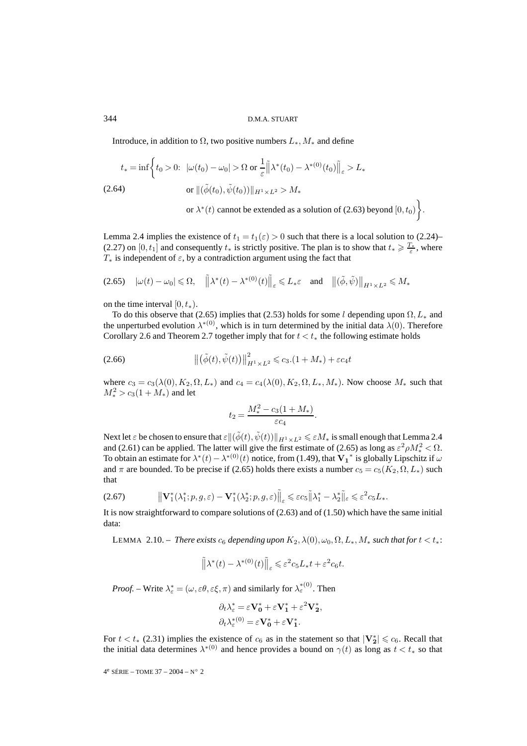Introduce, in addition to $\Omega$, two positive numbers $L_*, M_*$ and define

$$t_* = \inf\biggl\{ t_0 > 0\colon\ |\omega(t_0) - \omega_0| > \Omega \text{ or } \frac{1}{\varepsilon}\tilde{\bigl\|}\lambda^*(t_0) - \lambda^{*(0)}(t_0)\tilde{\bigr\|}_\varepsilon > L_* \tag{2.64}$$
$$\text{or } \|(\tilde\phi(t_0), \tilde\psi(t_0))\|_{H^1\times L^2} > M_*$$
$$\text{or } \lambda^*(t) \text{ cannot be extended as a solution of (2.63) beyond } [0, t_0)\biggr\}.$$

Lemma 2.4 implies the existence of $t_1 = t_1(\varepsilon) > 0$ such that there is a local solution to (2.24)–(2.27) on $[0, t_1]$ and consequently $t_*$ is strictly positive. The plan is to show that $t_* \geqslant \frac{T_*}{\varepsilon}$, where $T_*$ is independent of $\varepsilon$, by a contradiction argument using the fact that

$$|\omega(t) - \omega_0| \leqslant \Omega, \quad \tilde{\bigl\|}\lambda^*(t) - \lambda^{*(0)}(t)\tilde{\bigr\|}_\varepsilon \leqslant L_*\varepsilon \quad \text{and} \quad \bigl\|(\tilde\phi, \tilde\psi)\bigr\|_{H^1\times L^2} \leqslant M_* \tag{2.65}$$

on the time interval $[0, t_*)$.

To do this observe that (2.65) implies that (2.53) holds for some $l$ depending upon $\Omega, L_*$ and the unperturbed evolution $\lambda^{*(0)}$, which is in turn determined by the initial data $\lambda(0)$. Therefore Corollary 2.6 and Theorem 2.7 together imply that for $t < t_*$ the following estimate holds

$$\bigl\|\bigl(\tilde\phi(t), \tilde\psi(t)\bigr)\bigr\|^2_{H^1\times L^2} \leqslant c_3.(1 + M_*) + \varepsilon c_4 t \tag{2.66}$$

where $c_3 = c_3(\lambda(0), K_2, \Omega, L_*)$ and $c_4 = c_4(\lambda(0), K_2, \Omega, L_*, M_*)$. Now choose $M_*$ such that $M_*^2 > c_3(1 + M_*)$ and let

$$t_2 = \frac{M_*^2 - c_3(1 + M_*)}{\varepsilon c_4}.$$

Next let $\varepsilon$ be chosen to ensure that $\varepsilon\|(\tilde\phi(t), \tilde\psi(t))\|_{H^1\times L^2} \leqslant \varepsilon M_*$ is small enough that Lemma 2.4 and (2.61) can be applied. The latter will give the first estimate of (2.65) as long as $\varepsilon^2\rho M_*^2 < \Omega$. To obtain an estimate for $\lambda^*(t) - \lambda^{*(0)}(t)$ notice, from (1.49), that $\mathbf{V_1}^*$ is globally Lipschitz if $\omega$ and $\pi$ are bounded. To be precise if (2.65) holds there exists a number $c_5 = c_5(K_2, \Omega, L_*)$ such that

$$\bigl\|\mathbf{V}_1^*(\lambda_1^*; p, g, \varepsilon) - \mathbf{V}_1^*(\lambda_2^*; p, g, \varepsilon)\tilde{\bigr\|}_\varepsilon \leqslant \varepsilon c_5 \tilde{\|}\lambda_1^* - \lambda_2^*\tilde{\|}_\varepsilon \leqslant \varepsilon^2 c_5 L_*. \tag{2.67}$$

It is now straightforward to compare solutions of (2.63) and of (1.50) which have the same initial data:

LEMMA 2.10. – *There exists $c_6$ depending upon $K_2, \lambda(0), \omega_0, \Omega, L_*, M_*$ such that for $t < t_*$:*

$$\tilde{\bigl\|}\lambda^*(t) - \lambda^{*(0)}(t)\tilde{\bigr\|}_\varepsilon \leqslant \varepsilon^2 c_5 L_* t + \varepsilon^2 c_6 t.$$

*Proof.* – Write $\lambda_\varepsilon^* = (\omega, \varepsilon\theta, \varepsilon\xi, \pi)$ and similarly for $\lambda_\varepsilon^{*(0)}$. Then

$$\partial_t \lambda_\varepsilon^* = \varepsilon \mathbf{V_0^*} + \varepsilon \mathbf{V_1^*} + \varepsilon^2 \mathbf{V_2^*},$$
$$\partial_t \lambda_\varepsilon^{*(0)} = \varepsilon \mathbf{V_0^*} + \varepsilon \mathbf{V_1^*}.$$

For $t < t_*$ (2.31) implies the existence of $c_6$ as in the statement so that $|\mathbf{V_2^*}| \leqslant c_6$. Recall that the initial data determines $\lambda^{*(0)}$ and hence provides a bound on $\gamma(t)$ as long as $t < t_*$ so that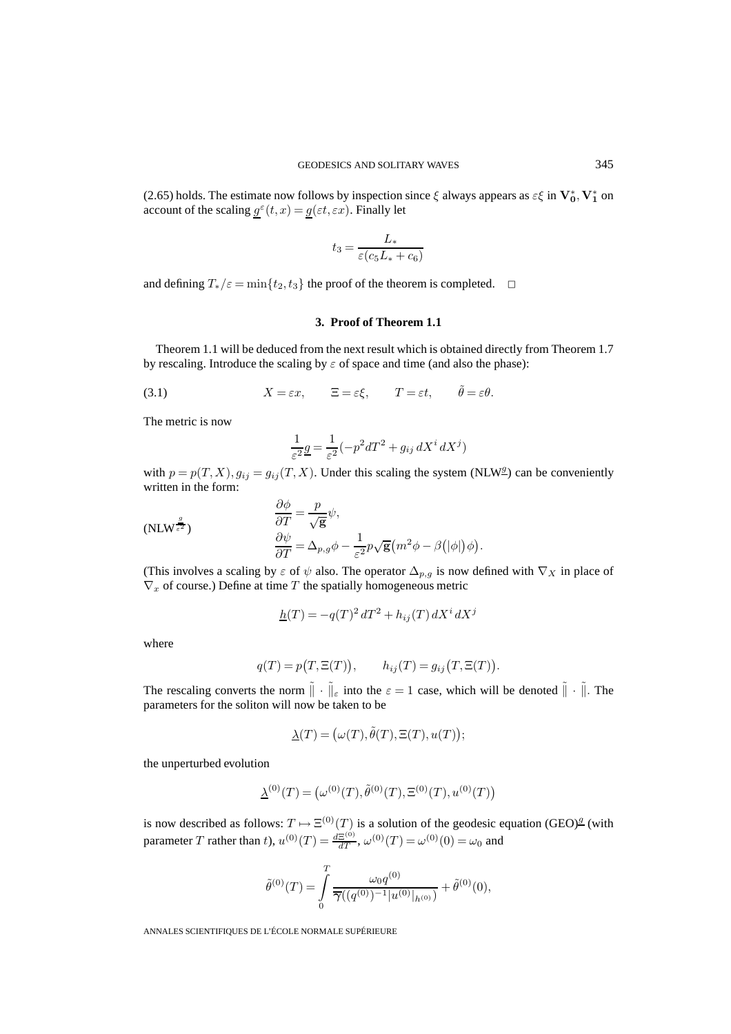(2.65) holds. The estimate now follows by inspection since $\xi$ always appears as $\varepsilon\xi$ in $\mathbf{V}_\mathbf{0}^*, \mathbf{V}_\mathbf{1}^*$ on account of the scaling $\underline{g}^\varepsilon(t,x) = \underline{g}(\varepsilon t, \varepsilon x)$. Finally let

$$t_3 = \frac{L_*}{\varepsilon(c_5 L_* + c_6)}$$

and defining $T_*/\varepsilon = \min\{t_2, t_3\}$ the proof of the theorem is completed. $\square$

## 3. Proof of Theorem 1.1

Theorem 1.1 will be deduced from the next result which is obtained directly from Theorem 1.7 by rescaling. Introduce the scaling by $\varepsilon$ of space and time (and also the phase):

$$X = \varepsilon x, \qquad \Xi = \varepsilon \xi, \qquad T = \varepsilon t, \qquad \tilde{\theta} = \varepsilon \theta. \tag{3.1}$$

The metric is now

$$\frac{1}{\varepsilon^2}\underline{g} = \frac{1}{\varepsilon^2}\left(-p^2 dT^2 + g_{ij}\, dX^i\, dX^j\right)$$

with $p = p(T,X), g_{ij} = g_{ij}(T,X)$. Under this scaling the system (NLW$^{\underline{g}}$) can be conveniently written in the form:

$$(\text{NLW}^{\frac{g}{\varepsilon^2}}) \qquad \begin{aligned} \frac{\partial \phi}{\partial T} &= \frac{p}{\sqrt{\mathbf{g}}}\psi, \\ \frac{\partial \psi}{\partial T} &= \Delta_{p,g}\phi - \frac{1}{\varepsilon^2} p\sqrt{\mathbf{g}}\big(m^2\phi - \beta\big(|\phi|\big)\phi\big). \end{aligned}$$

(This involves a scaling by $\varepsilon$ of $\psi$ also. The operator $\Delta_{p,g}$ is now defined with $\nabla_X$ in place of $\nabla_x$ of course.) Define at time $T$ the spatially homogeneous metric

$$\underline{h}(T) = -q(T)^2\, dT^2 + h_{ij}(T)\, dX^i\, dX^j$$

where

$$q(T) = p\big(T, \Xi(T)\big), \qquad h_{ij}(T) = g_{ij}\big(T, \Xi(T)\big).$$

The rescaling converts the norm $\tilde{\|} \cdot \tilde{\|}_\varepsilon$ into the $\varepsilon = 1$ case, which will be denoted $\tilde{\|} \cdot \tilde{\|}$. The parameters for the soliton will now be taken to be

$$\underline{\lambda}(T) = \big(\omega(T), \tilde{\theta}(T), \Xi(T), u(T)\big);$$

the unperturbed evolution

$$\underline{\lambda}^{(0)}(T) = \big(\omega^{(0)}(T), \tilde{\theta}^{(0)}(T), \Xi^{(0)}(T), u^{(0)}(T)\big)$$

is now described as follows: $T \mapsto \Xi^{(0)}(T)$ is a solution of the geodesic equation (GEO)$^{\underline{g}}$ (with parameter $T$ rather than $t$), $u^{(0)}(T) = \frac{d\Xi^{(0)}}{dT}$, $\omega^{(0)}(T) = \omega^{(0)}(0) = \omega_0$ and

$$\tilde{\theta}^{(0)}(T) = \int_0^T \frac{\omega_0 q^{(0)}}{\overline{\gamma}((q^{(0)})^{-1}|u^{(0)}|_{h^{(0)}})} + \tilde{\theta}^{(0)}(0),$$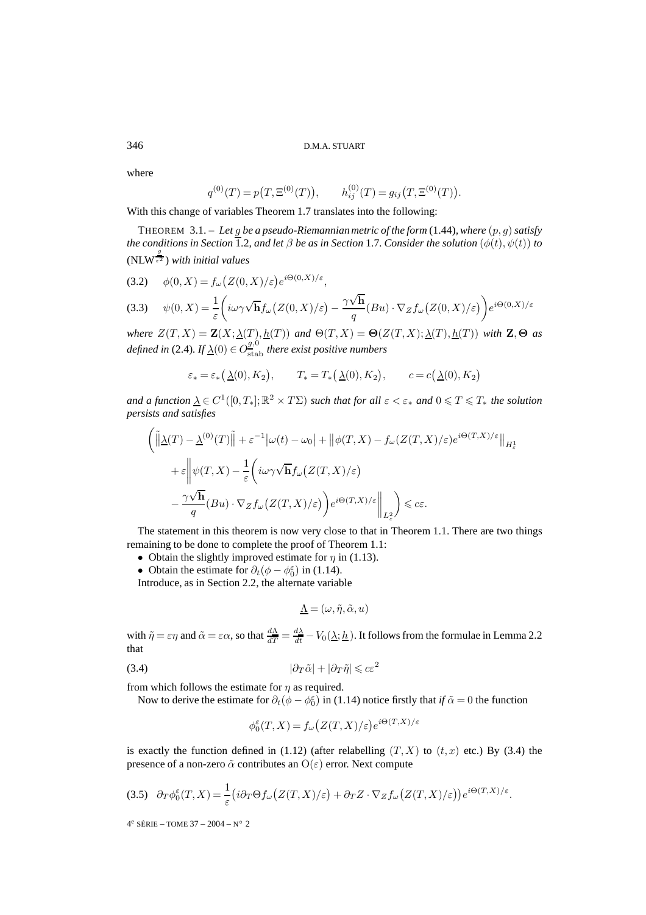where

$$q^{(0)}(T) = p\big(T, \Xi^{(0)}(T)\big), \qquad h_{ij}^{(0)}(T) = g_{ij}\big(T, \Xi^{(0)}(T)\big).$$

With this change of variables Theorem 1.7 translates into the following:

THEOREM 3.1. – *Let $\underline{g}$ be a pseudo-Riemannian metric of the form* (1.44)*, where $(p, g)$ satisfy the conditions in Section* 1.2*, and let $\beta$ be as in Section* 1.7*. Consider the solution $(\phi(t), \psi(t))$ to* (NLW$^{\frac{g}{\varepsilon^2}}$) *with initial values*

$$\phi(0, X) = f_\omega\big(Z(0, X)/\varepsilon\big)e^{i\Theta(0,X)/\varepsilon}, \tag{3.2}$$

$$\psi(0, X) = \frac{1}{\varepsilon}\bigg(i\omega\gamma\sqrt{\mathbf{h}}f_\omega\big(Z(0, X)/\varepsilon\big) - \frac{\gamma\sqrt{\mathbf{h}}}{q}(Bu)\cdot\nabla_Z f_\omega\big(Z(0, X)/\varepsilon\big)\bigg)e^{i\Theta(0,X)/\varepsilon} \tag{3.3}$$

*where $Z(T, X) = \mathbf{Z}(X; \underline{\lambda}(T), \underline{h}(T))$ and $\Theta(T, X) = \mathbf{\Theta}(Z(T, X); \underline{\lambda}(T), \underline{h}(T))$ with $\mathbf{Z}, \mathbf{\Theta}$ as defined in* (2.4)*. If $\underline{\lambda}(0) \in O^{g,0}_{\text{stab}}$ there exist positive numbers*

$$\varepsilon_* = \varepsilon_*\big(\underline{\lambda}(0), K_2\big), \qquad T_* = T_*\big(\underline{\lambda}(0), K_2\big), \qquad c = c\big(\underline{\lambda}(0), K_2\big)$$

*and a function $\underline{\lambda} \in C^1([0, T_*]; \mathbb{R}^2 \times T\Sigma)$ such that for all $\varepsilon < \varepsilon_*$ and $0 \leqslant T \leqslant T_*$ the solution persists and satisfies*

$$\begin{aligned}
\bigg(\tilde{\big\|}\underline{\lambda}(T) - \underline{\lambda}^{(0)}(T)\tilde{\big\|} &+ \varepsilon^{-1}\big|\omega(t) - \omega_0\big| + \big\|\phi(T, X) - f_\omega(Z(T, X)/\varepsilon)e^{i\Theta(T,X)/\varepsilon}\big\|_{H^1_\varepsilon} \\
&+ \varepsilon\bigg\|\psi(T, X) - \frac{1}{\varepsilon}\bigg(i\omega\gamma\sqrt{\mathbf{h}}f_\omega\big(Z(T, X)/\varepsilon\big) \\
&- \frac{\gamma\sqrt{\mathbf{h}}}{q}(Bu)\cdot\nabla_Z f_\omega\big(Z(T, X)/\varepsilon\big)\bigg)e^{i\Theta(T,X)/\varepsilon}\bigg\|_{L^2_\varepsilon}\bigg) \leqslant c\varepsilon.
\end{aligned}$$

The statement in this theorem is now very close to that in Theorem 1.1. There are two things remaining to be done to complete the proof of Theorem 1.1:

- Obtain the slightly improved estimate for $\eta$ in (1.13).
- Obtain the estimate for $\partial_t(\phi - \phi_0^\varepsilon)$ in (1.14).

Introduce, as in Section 2.2, the alternate variable

$$\underline{\Lambda} = (\omega, \tilde{\eta}, \tilde{\alpha}, u)$$

with $\tilde{\eta} = \varepsilon\eta$ and $\tilde{\alpha} = \varepsilon\alpha$, so that $\frac{d\Lambda}{dT} = \frac{d\lambda}{dt} - V_0(\underline{\lambda}; \underline{h})$. It follows from the formulae in Lemma 2.2 that

$$|\partial_T\tilde{\alpha}| + |\partial_T\tilde{\eta}| \leqslant c\varepsilon^2 \tag{3.4}$$

from which follows the estimate for $\eta$ as required.

Now to derive the estimate for $\partial_t(\phi - \phi_0^\varepsilon)$ in (1.14) notice firstly that *if* $\tilde{\alpha} = 0$ the function

$$\phi_0^\varepsilon(T, X) = f_\omega\big(Z(T, X)/\varepsilon\big)e^{i\Theta(T,X)/\varepsilon}$$

is exactly the function defined in (1.12) (after relabelling $(T, X)$ to $(t, x)$ etc.) By (3.4) the presence of a non-zero $\tilde{\alpha}$ contributes an $\mathrm{O}(\varepsilon)$ error. Next compute

$$\partial_T\phi_0^\varepsilon(T, X) = \frac{1}{\varepsilon}\big(i\partial_T\Theta f_\omega\big(Z(T, X)/\varepsilon\big) + \partial_T Z\cdot\nabla_Z f_\omega\big(Z(T, X)/\varepsilon\big)\big)e^{i\Theta(T,X)/\varepsilon}. \tag{3.5}$$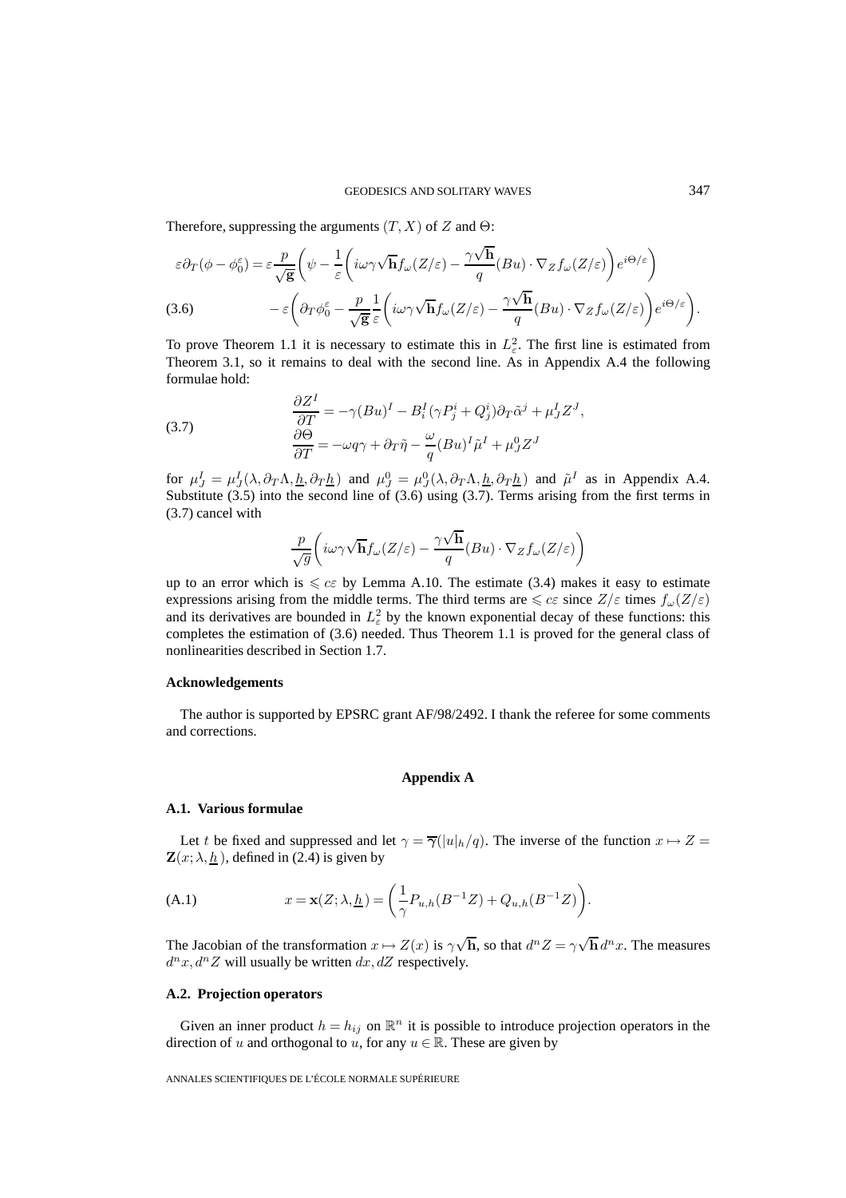Therefore, suppressing the arguments $(T,X)$ of $Z$ and $\Theta$:

$$
\begin{aligned}
\varepsilon\partial_T(\phi-\phi_0^\varepsilon) = {} & \varepsilon\frac{p}{\sqrt{\mathbf{g}}}\left(\psi-\frac{1}{\varepsilon}\left(i\omega\gamma\sqrt{\mathbf{h}}f_\omega(Z/\varepsilon)-\frac{\gamma\sqrt{\mathbf{h}}}{q}(Bu)\cdot\nabla_Z f_\omega(Z/\varepsilon)\right)e^{i\Theta/\varepsilon}\right)\\
& -\varepsilon\left(\partial_T\phi_0^\varepsilon-\frac{p}{\sqrt{\mathbf{g}}}\frac{1}{\varepsilon}\left(i\omega\gamma\sqrt{\mathbf{h}}f_\omega(Z/\varepsilon)-\frac{\gamma\sqrt{\mathbf{h}}}{q}(Bu)\cdot\nabla_Z f_\omega(Z/\varepsilon)\right)e^{i\Theta/\varepsilon}\right).
\end{aligned}
\tag{3.6}
$$

To prove Theorem 1.1 it is necessary to estimate this in $L^2_\varepsilon$. The first line is estimated from Theorem 3.1, so it remains to deal with the second line. As in Appendix A.4 the following formulae hold:

$$
\begin{aligned}
\frac{\partial Z^I}{\partial T} &= -\gamma(Bu)^I - B^I_i(\gamma P^i_j+Q^i_j)\partial_T\tilde\alpha^j+\mu^I_J Z^J,\\
\frac{\partial\Theta}{\partial T} &= -\omega q\gamma+\partial_T\tilde\eta-\frac{\omega}{q}(Bu)^I\tilde\mu^I+\mu^0_J Z^J
\end{aligned}
\tag{3.7}
$$

for $\mu^I_J=\mu^I_J(\lambda,\partial_T\Lambda,\underline{h},\partial_T\underline{h})$ and $\mu^0_J=\mu^0_J(\lambda,\partial_T\Lambda,\underline{h},\partial_T\underline{h})$ and $\tilde\mu^I$ as in Appendix A.4. Substitute (3.5) into the second line of (3.6) using (3.7). Terms arising from the first terms in (3.7) cancel with

$$
\frac{p}{\sqrt{g}}\left(i\omega\gamma\sqrt{\mathbf{h}}f_\omega(Z/\varepsilon)-\frac{\gamma\sqrt{\mathbf{h}}}{q}(Bu)\cdot\nabla_Z f_\omega(Z/\varepsilon)\right)
$$

up to an error which is $\leqslant c\varepsilon$ by Lemma A.10. The estimate (3.4) makes it easy to estimate expressions arising from the middle terms. The third terms are $\leqslant c\varepsilon$ since $Z/\varepsilon$ times $f_\omega(Z/\varepsilon)$ and its derivatives are bounded in $L^2_\varepsilon$ by the known exponential decay of these functions: this completes the estimation of (3.6) needed. Thus Theorem 1.1 is proved for the general class of nonlinearities described in Section 1.7.

**Acknowledgements**

The author is supported by EPSRC grant AF/98/2492. I thank the referee for some comments and corrections.

## Appendix A

### A.1. Various formulae

Let $t$ be fixed and suppressed and let $\gamma=\overline{\gamma}(|u|_h/q)$. The inverse of the function $x\mapsto Z=\mathbf{Z}(x;\lambda,\underline{h})$, defined in (2.4) is given by

$$
x=\mathbf{x}(Z;\lambda,\underline{h})=\left(\frac{1}{\gamma}P_{u,h}(B^{-1}Z)+Q_{u,h}(B^{-1}Z)\right).
\tag{A.1}
$$

The Jacobian of the transformation $x\mapsto Z(x)$ is $\gamma\sqrt{\mathbf{h}}$, so that $d^nZ=\gamma\sqrt{\mathbf{h}}\,d^nx$. The measures $d^nx, d^nZ$ will usually be written $dx, dZ$ respectively.

### A.2. Projection operators

Given an inner product $h=h_{ij}$ on $\mathbb{R}^n$ it is possible to introduce projection operators in the direction of $u$ and orthogonal to $u$, for any $u\in\mathbb{R}$. These are given by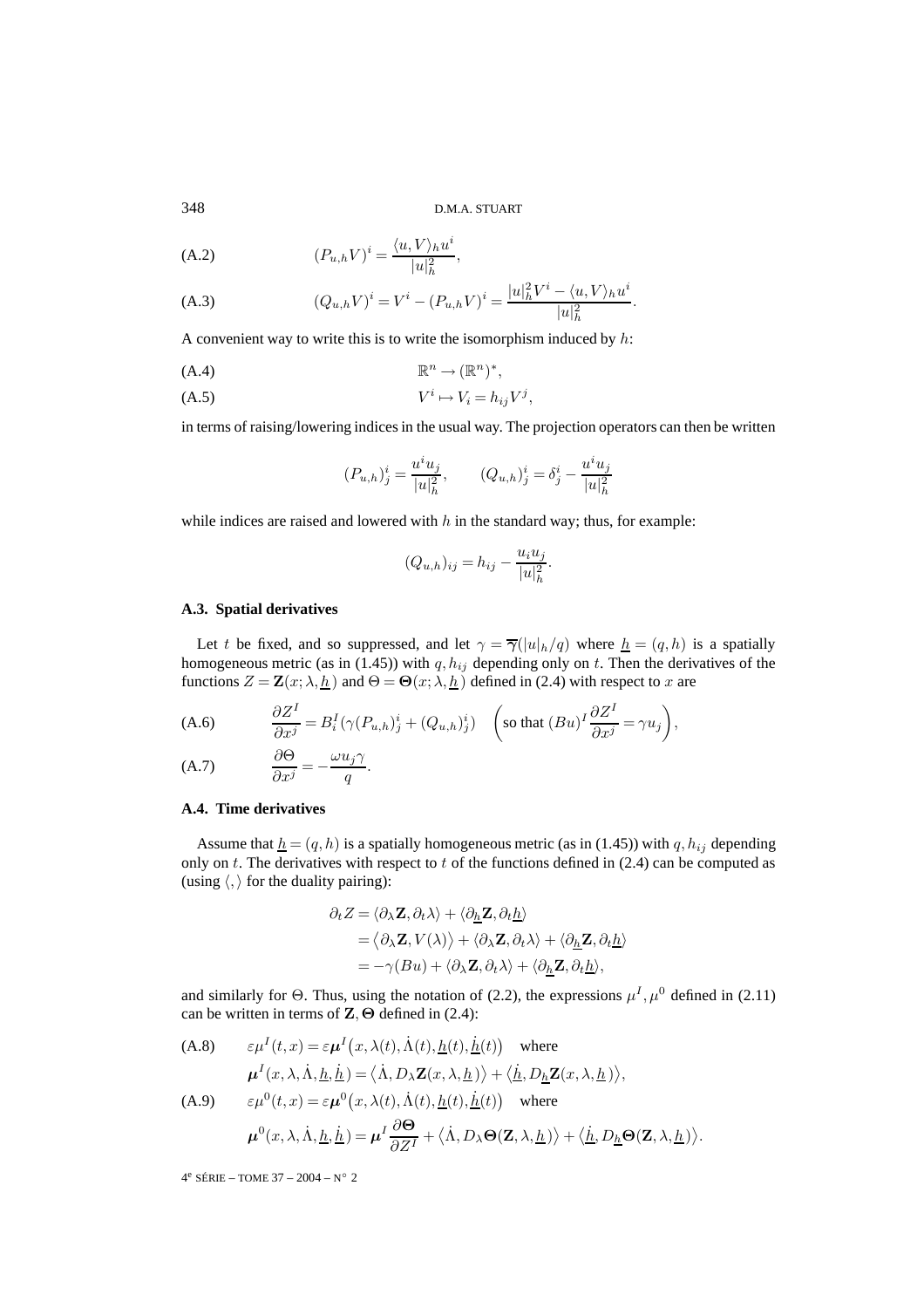$$(P_{u,h}V)^i = \frac{\langle u, V\rangle_h u^i}{|u|_h^2}, \tag{A.2}$$

$$(Q_{u,h}V)^i = V^i - (P_{u,h}V)^i = \frac{|u|_h^2 V^i - \langle u, V\rangle_h u^i}{|u|_h^2}. \tag{A.3}$$

A convenient way to write this is to write the isomorphism induced by $h$:

$$\mathbb{R}^n \to (\mathbb{R}^n)^*, \tag{A.4}$$

$$V^i \mapsto V_i = h_{ij}V^j, \tag{A.5}$$

in terms of raising/lowering indices in the usual way. The projection operators can then be written

$$(P_{u,h})^i_j = \frac{u^i u_j}{|u|_h^2}, \qquad (Q_{u,h})^i_j = \delta^i_j - \frac{u^i u_j}{|u|_h^2}$$

while indices are raised and lowered with $h$ in the standard way; thus, for example:

$$(Q_{u,h})_{ij} = h_{ij} - \frac{u_i u_j}{|u|_h^2}.$$

### A.3. Spatial derivatives

Let $t$ be fixed, and so suppressed, and let $\gamma = \overline{\gamma}(|u|_h/q)$ where $\underline{h} = (q, h)$ is a spatially homogeneous metric (as in (1.45)) with $q, h_{ij}$ depending only on $t$. Then the derivatives of the functions $Z = \mathbf{Z}(x; \lambda, \underline{h})$ and $\Theta = \mathbf{\Theta}(x; \lambda, \underline{h})$ defined in (2.4) with respect to $x$ are

$$\frac{\partial Z^I}{\partial x^j} = B^I_i(\gamma(P_{u,h})^i_j + (Q_{u,h})^i_j) \quad \left(\text{so that } (Bu)^I \frac{\partial Z^I}{\partial x^j} = \gamma u_j\right), \tag{A.6}$$

$$\frac{\partial \Theta}{\partial x^j} = -\frac{\omega u_j \gamma}{q}. \tag{A.7}$$

### A.4. Time derivatives

Assume that $\underline{h} = (q, h)$ is a spatially homogeneous metric (as in (1.45)) with $q, h_{ij}$ depending only on $t$. The derivatives with respect to $t$ of the functions defined in (2.4) can be computed as (using $\langle , \rangle$ for the duality pairing):

$$\begin{aligned}
\partial_t Z &= \langle \partial_\lambda \mathbf{Z}, \partial_t \lambda\rangle + \langle \partial_{\underline{h}} \mathbf{Z}, \partial_t \underline{h}\rangle \\
&= \langle \partial_\lambda \mathbf{Z}, V(\lambda)\rangle + \langle \partial_\lambda \mathbf{Z}, \partial_t \lambda\rangle + \langle \partial_{\underline{h}} \mathbf{Z}, \partial_t \underline{h}\rangle \\
&= -\gamma(Bu) + \langle \partial_\lambda \mathbf{Z}, \partial_t \lambda\rangle + \langle \partial_{\underline{h}} \mathbf{Z}, \partial_t \underline{h}\rangle,
\end{aligned}$$

and similarly for $\Theta$. Thus, using the notation of (2.2), the expressions $\mu^I, \mu^0$ defined in (2.11) can be written in terms of $\mathbf{Z}, \mathbf{\Theta}$ defined in (2.4):

$$\begin{aligned}
&\varepsilon\mu^I(t,x) = \varepsilon\boldsymbol{\mu}^I\big(x, \lambda(t), \dot{\Lambda}(t), \underline{h}(t), \dot{\underline{h}}(t)\big) \quad \text{where} \\
&\boldsymbol{\mu}^I(x, \lambda, \dot{\Lambda}, \underline{h}, \dot{\underline{h}}) = \big\langle \dot{\Lambda}, D_\lambda \mathbf{Z}(x, \lambda, \underline{h})\big\rangle + \big\langle \dot{\underline{h}}, D_{\underline{h}} \mathbf{Z}(x, \lambda, \underline{h})\big\rangle,
\end{aligned} \tag{A.8}$$

$$\begin{aligned}
&\varepsilon\mu^0(t,x) = \varepsilon\boldsymbol{\mu}^0\big(x, \lambda(t), \dot{\Lambda}(t), \underline{h}(t), \dot{\underline{h}}(t)\big) \quad \text{where} \\
&\boldsymbol{\mu}^0(x, \lambda, \dot{\Lambda}, \underline{h}, \dot{\underline{h}}) = \boldsymbol{\mu}^I \frac{\partial \mathbf{\Theta}}{\partial Z^I} + \big\langle \dot{\Lambda}, D_\lambda \mathbf{\Theta}(\mathbf{Z}, \lambda, \underline{h})\big\rangle + \big\langle \dot{\underline{h}}, D_{\underline{h}} \mathbf{\Theta}(\mathbf{Z}, \lambda, \underline{h})\big\rangle.
\end{aligned} \tag{A.9}$$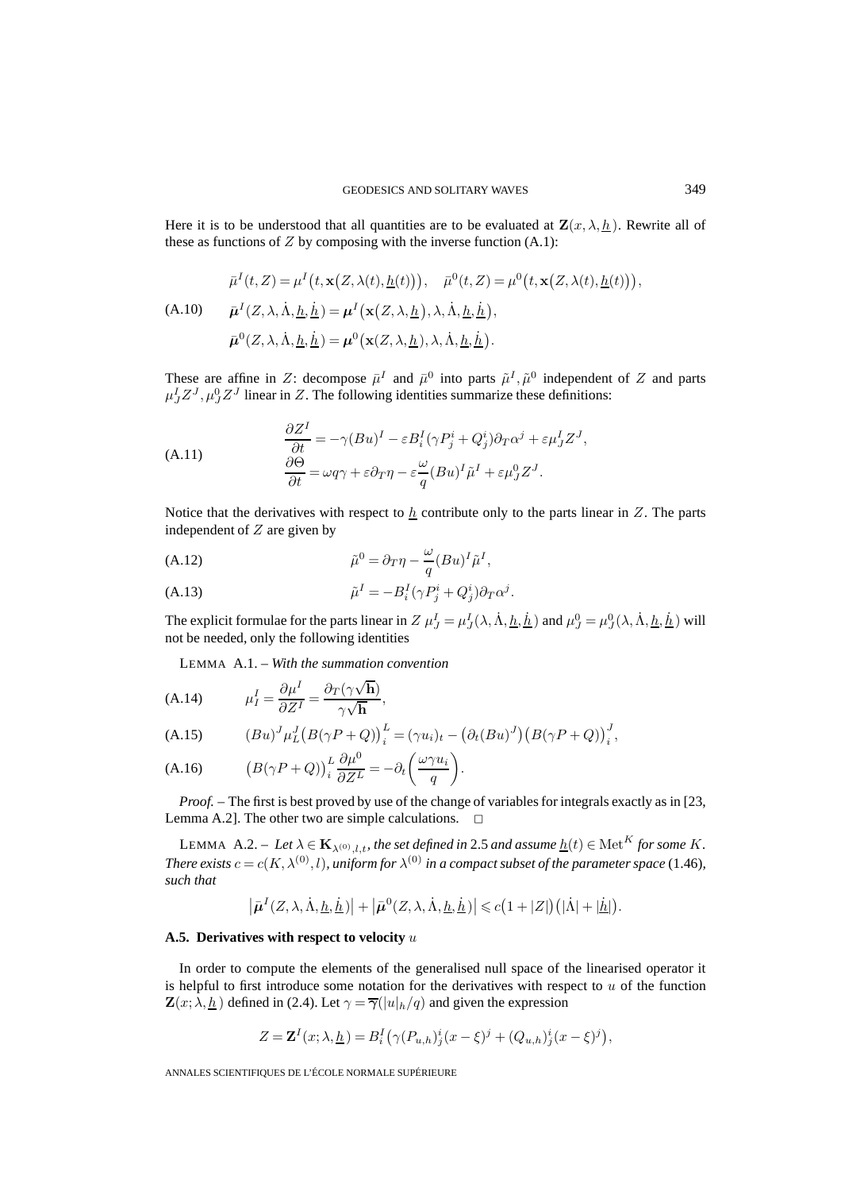Here it is to be understood that all quantities are to be evaluated at $\mathbf{Z}(x,\lambda,\underline{h})$. Rewrite all of these as functions of $Z$ by composing with the inverse function (A.1):

$$
\begin{aligned}
&\bar{\mu}^I(t,Z) = \mu^I\big(t,\mathbf{x}\big(Z,\lambda(t),\underline{h}(t)\big)\big), \quad \bar{\mu}^0(t,Z) = \mu^0\big(t,\mathbf{x}\big(Z,\lambda(t),\underline{h}(t)\big)\big),\\
&\bar{\boldsymbol{\mu}}^I(Z,\lambda,\dot{\Lambda},\underline{h},\dot{\underline{h}}) = \boldsymbol{\mu}^I\big(\mathbf{x}\big(Z,\lambda,\underline{h}\big),\lambda,\dot{\Lambda},\underline{h},\dot{\underline{h}}\big),\\
&\bar{\boldsymbol{\mu}}^0(Z,\lambda,\dot{\Lambda},\underline{h},\dot{\underline{h}}) = \boldsymbol{\mu}^0\big(\mathbf{x}(Z,\lambda,\underline{h}),\lambda,\dot{\Lambda},\underline{h},\dot{\underline{h}}\big).
\end{aligned} \tag{A.10}
$$

These are affine in $Z$: decompose $\bar{\mu}^I$ and $\bar{\mu}^0$ into parts $\tilde{\mu}^I,\tilde{\mu}^0$ independent of $Z$ and parts $\mu^I_J Z^J, \mu^0_J Z^J$ linear in $Z$. The following identities summarize these definitions:

$$
\begin{aligned}
\frac{\partial Z^I}{\partial t} &= -\gamma(Bu)^I - \varepsilon B^I_i(\gamma P^i_j + Q^i_j)\partial_T\alpha^j + \varepsilon\mu^I_J Z^J,\\
\frac{\partial\Theta}{\partial t} &= \omega q\gamma + \varepsilon\partial_T\eta - \varepsilon\frac{\omega}{q}(Bu)^I\tilde{\mu}^I + \varepsilon\mu^0_J Z^J.
\end{aligned} \tag{A.11}
$$

Notice that the derivatives with respect to $\underline{h}$ contribute only to the parts linear in $Z$. The parts independent of $Z$ are given by

$$
\tilde{\mu}^0 = \partial_T\eta - \frac{\omega}{q}(Bu)^I\tilde{\mu}^I, \tag{A.12}
$$

$$
\tilde{\mu}^I = -B^I_i(\gamma P^i_j + Q^i_j)\partial_T\alpha^j. \tag{A.13}
$$

The explicit formulae for the parts linear in $Z$ $\mu^I_J = \mu^I_J(\lambda,\dot{\Lambda},\underline{h},\dot{\underline{h}})$ and $\mu^0_J = \mu^0_J(\lambda,\dot{\Lambda},\underline{h},\dot{\underline{h}})$ will not be needed, only the following identities

LEMMA A.1. – *With the summation convention*

$$
\mu^I_I = \frac{\partial\mu^I}{\partial Z^I} = \frac{\partial_T(\gamma\sqrt{\mathbf{h}})}{\gamma\sqrt{\mathbf{h}}}, \tag{A.14}
$$

$$
(Bu)^J\mu^J_L\big(B(\gamma P + Q)\big)^L_i = (\gamma u_i)_t - \big(\partial_t(Bu)^J\big)\big(B(\gamma P + Q)\big)^J_i, \tag{A.15}
$$

$$
\big(B(\gamma P + Q)\big)^L_i\frac{\partial\mu^0}{\partial Z^L} = -\partial_t\left(\frac{\omega\gamma u_i}{q}\right). \tag{A.16}
$$

*Proof.* – The first is best proved by use of the change of variables for integrals exactly as in [23, Lemma A.2]. The other two are simple calculations. □

LEMMA A.2. – *Let $\lambda\in\mathbf{K}_{\lambda^{(0)},l,t}$, the set defined in* 2.5 *and assume $\underline{h}(t)\in\mathrm{Met}^K$ for some $K$. There exists $c = c(K,\lambda^{(0)},l)$, uniform for $\lambda^{(0)}$ in a compact subset of the parameter space* (1.46)*, such that*

$$
\big|\bar{\boldsymbol{\mu}}^I(Z,\lambda,\dot{\Lambda},\underline{h},\dot{\underline{h}})\big| + \big|\bar{\boldsymbol{\mu}}^0(Z,\lambda,\dot{\Lambda},\underline{h},\dot{\underline{h}})\big| \leqslant c\big(1+|Z|\big)\big(|\dot{\Lambda}| + |\dot{\underline{h}}|\big).
$$

### A.5. Derivatives with respect to velocity $u$

In order to compute the elements of the generalised null space of the linearised operator it is helpful to first introduce some notation for the derivatives with respect to $u$ of the function $\mathbf{Z}(x;\lambda,\underline{h})$ defined in (2.4). Let $\gamma = \overline{\gamma}(|u|_h/q)$ and given the expression

$$
Z = \mathbf{Z}^I(x;\lambda,\underline{h}) = B^I_i\big(\gamma(P_{u,h})^i_j(x-\xi)^j + (Q_{u,h})^i_j(x-\xi)^j\big),
$$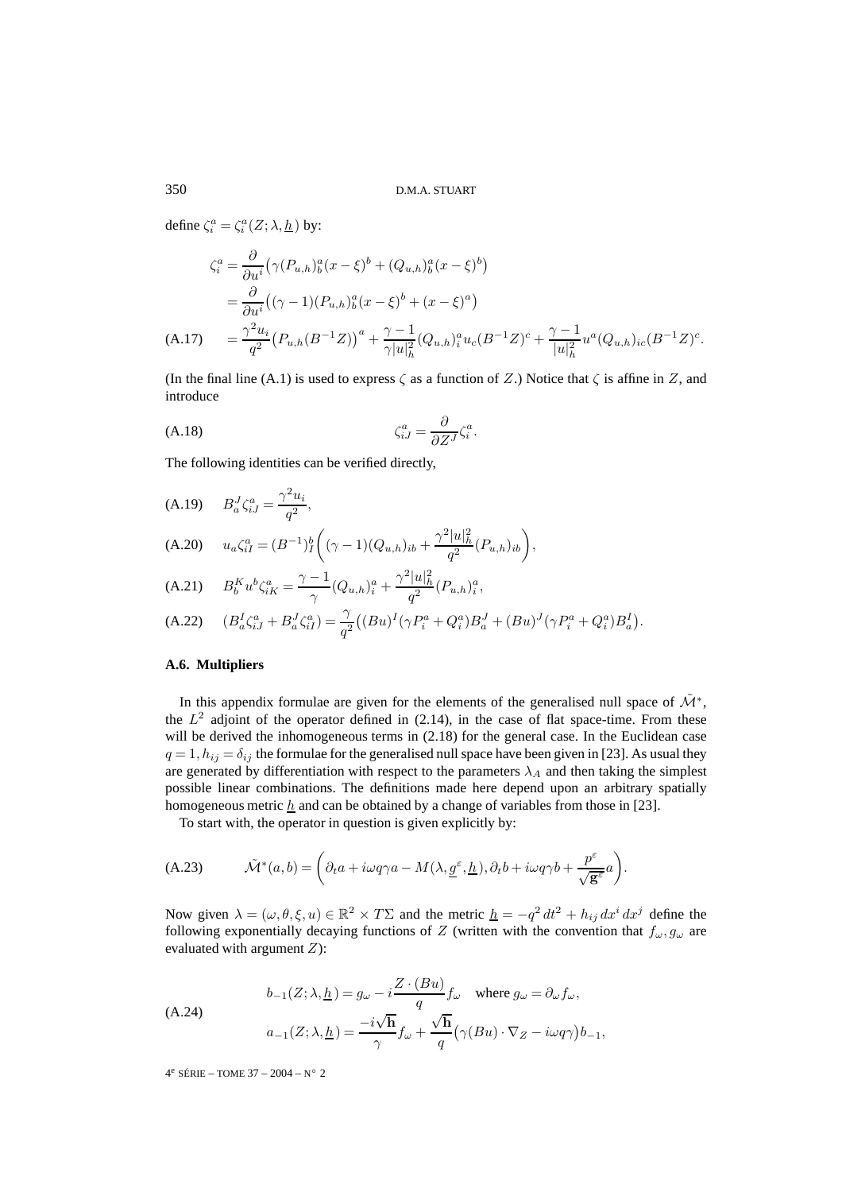define $\zeta_i^a = \zeta_i^a(Z;\lambda,\underline{h})$ by:

$$
\begin{aligned}
\zeta_i^a &= \frac{\partial}{\partial u^i}\big(\gamma (P_{u,h})^a_b (x-\xi)^b + (Q_{u,h})^a_b (x-\xi)^b\big)\\
&= \frac{\partial}{\partial u^i}\big((\gamma-1)(P_{u,h})^a_b (x-\xi)^b + (x-\xi)^a\big)\\
&= \frac{\gamma^2 u_i}{q^2}\big(P_{u,h}(B^{-1}Z)\big)^a + \frac{\gamma-1}{\gamma |u|_h^2}(Q_{u,h})^a_i u_c (B^{-1}Z)^c + \frac{\gamma-1}{|u|_h^2} u^a (Q_{u,h})_{ic}(B^{-1}Z)^c. \qquad \text{(A.17)}
\end{aligned}
$$

(In the final line (A.1) is used to express $\zeta$ as a function of $Z$.) Notice that $\zeta$ is affine in $Z$, and introduce

$$
\zeta^a_{iJ} = \frac{\partial}{\partial Z^J}\zeta^a_i. \qquad \text{(A.18)}
$$

The following identities can be verified directly,

$$
B^J_a \zeta^a_{iJ} = \frac{\gamma^2 u_i}{q^2}, \qquad \text{(A.19)}
$$

$$
u_a \zeta^a_{iI} = (B^{-1})^b_I\bigg((\gamma-1)(Q_{u,h})_{ib} + \frac{\gamma^2 |u|_h^2}{q^2}(P_{u,h})_{ib}\bigg), \qquad \text{(A.20)}
$$

$$
B^K_b u^b \zeta^a_{iK} = \frac{\gamma-1}{\gamma}(Q_{u,h})^a_i + \frac{\gamma^2 |u|_h^2}{q^2}(P_{u,h})^a_i, \qquad \text{(A.21)}
$$

$$
\big(B^I_a \zeta^a_{iJ} + B^J_a \zeta^a_{iI}\big) = \frac{\gamma}{q^2}\big((Bu)^I(\gamma P^a_i + Q^a_i)B^J_a + (Bu)^J(\gamma P^a_i + Q^a_i)B^I_a\big). \qquad \text{(A.22)}
$$

### A.6. Multipliers

In this appendix formulae are given for the elements of the generalised null space of $\tilde{\mathcal{M}}^*$, the $L^2$ adjoint of the operator defined in (2.14), in the case of flat space-time. From these will be derived the inhomogeneous terms in (2.18) for the general case. In the Euclidean case $q=1, h_{ij}=\delta_{ij}$ the formulae for the generalised null space have been given in [23]. As usual they are generated by differentiation with respect to the parameters $\lambda_A$ and then taking the simplest possible linear combinations. The definitions made here depend upon an arbitrary spatially homogeneous metric $\underline{h}$ and can be obtained by a change of variables from those in [23].

To start with, the operator in question is given explicitly by:

$$
\tilde{\mathcal{M}}^*(a,b) = \bigg(\partial_t a + i\omega q\gamma a - M(\lambda,\underline{g}^\varepsilon,\underline{h}), \partial_t b + i\omega q\gamma b + \frac{p^\varepsilon}{\sqrt{\mathbf{g}^\varepsilon}}a\bigg). \qquad \text{(A.23)}
$$

Now given $\lambda = (\omega,\theta,\xi,u)\in\mathbb{R}^2\times T\Sigma$ and the metric $\underline{h} = -q^2\,dt^2 + h_{ij}\,dx^i\,dx^j$ define the following exponentially decaying functions of $Z$ (written with the convention that $f_\omega, g_\omega$ are evaluated with argument $Z$):

$$
\begin{aligned}
b_{-1}(Z;\lambda,\underline{h}) &= g_\omega - i\frac{Z\cdot(Bu)}{q}f_\omega \quad \text{where } g_\omega = \partial_\omega f_\omega,\\
a_{-1}(Z;\lambda,\underline{h}) &= \frac{-i\sqrt{\mathbf{h}}}{\gamma}f_\omega + \frac{\sqrt{\mathbf{h}}}{q}\big(\gamma(Bu)\cdot\nabla_Z - i\omega q\gamma\big)b_{-1},
\end{aligned} \qquad \text{(A.24)}
$$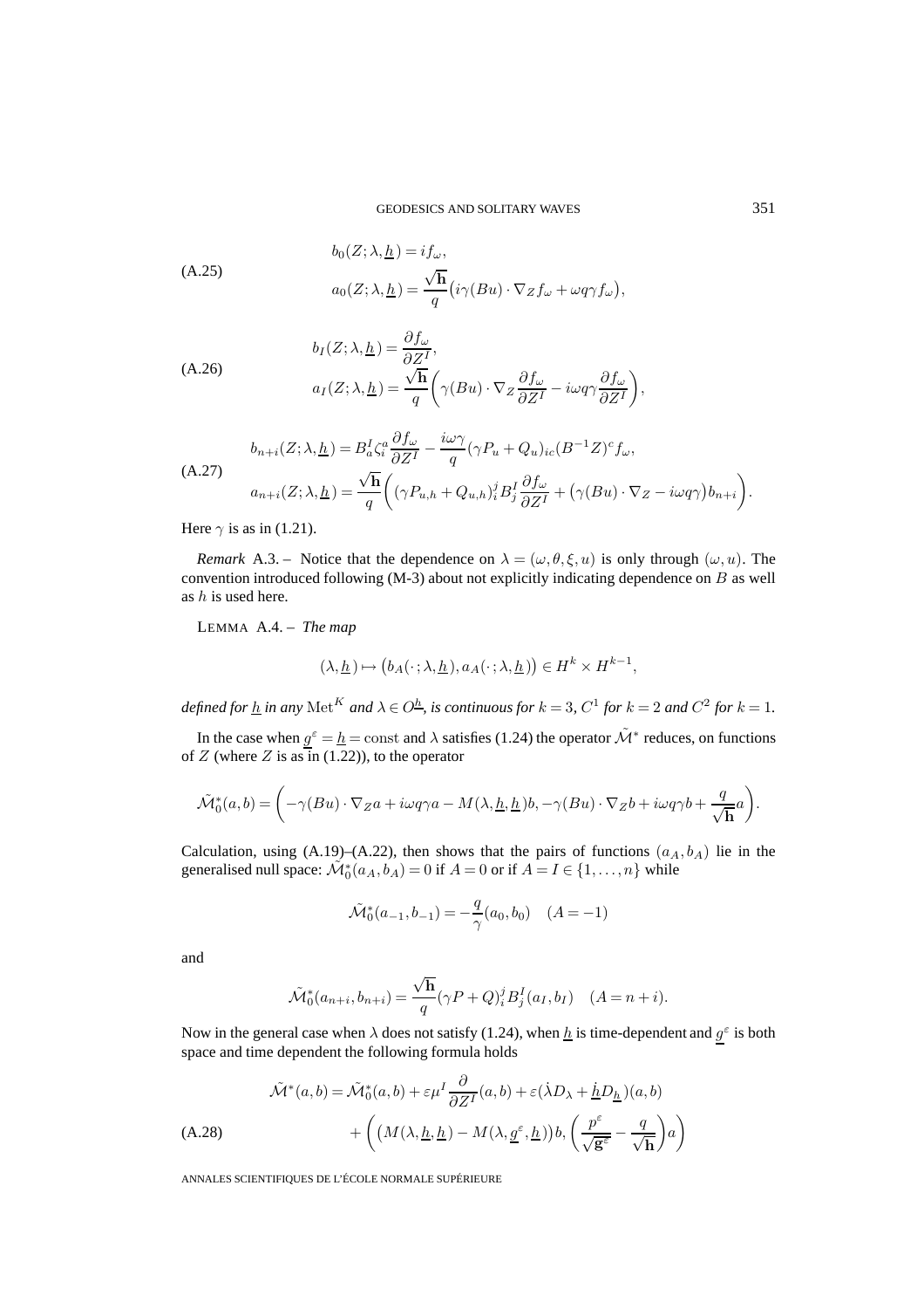$$
\begin{aligned}
b_0(Z;\lambda,\underline{h}) &= i f_\omega,\\
a_0(Z;\lambda,\underline{h}) &= \frac{\sqrt{\mathbf{h}}}{q}\big(i\gamma(Bu)\cdot\nabla_Z f_\omega + \omega q\gamma f_\omega\big),
\end{aligned}
\tag{A.25}
$$

$$
\begin{aligned}
b_I(Z;\lambda,\underline{h}) &= \frac{\partial f_\omega}{\partial Z^I},\\
a_I(Z;\lambda,\underline{h}) &= \frac{\sqrt{\mathbf{h}}}{q}\left(\gamma(Bu)\cdot\nabla_Z \frac{\partial f_\omega}{\partial Z^I} - i\omega q\gamma\frac{\partial f_\omega}{\partial Z^I}\right),
\end{aligned}
\tag{A.26}
$$

$$
\begin{aligned}
b_{n+i}(Z;\lambda,\underline{h}) &= B_a^I\zeta_i^a\frac{\partial f_\omega}{\partial Z^I} - \frac{i\omega\gamma}{q}(\gamma P_u + Q_u)_{ic}(B^{-1}Z)^c f_\omega,\\
a_{n+i}(Z;\lambda,\underline{h}) &= \frac{\sqrt{\mathbf{h}}}{q}\left((\gamma P_{u,h} + Q_{u,h})_i^j B_j^I\frac{\partial f_\omega}{\partial Z^I} + \big(\gamma(Bu)\cdot\nabla_Z - i\omega q\gamma\big)b_{n+i}\right).
\end{aligned}
\tag{A.27}
$$

Here $\gamma$ is as in (1.21).

*Remark* A.3. – Notice that the dependence on $\lambda = (\omega,\theta,\xi,u)$ is only through $(\omega,u)$. The convention introduced following (M-3) about not explicitly indicating dependence on $B$ as well as $h$ is used here.

LEMMA A.4. – *The map*

$$
(\lambda,\underline{h}) \mapsto \big(b_A(\cdot\,;\lambda,\underline{h}), a_A(\cdot\,;\lambda,\underline{h})\big) \in H^k\times H^{k-1},
$$

*defined for $\underline{h}$ in any $\mathrm{Met}^K$ and $\lambda\in O^{\underline{h}}$, is continuous for $k=3$, $C^1$ for $k=2$ and $C^2$ for $k=1$.*

In the case when $\underline{g}^\varepsilon = \underline{h} = \text{const}$ and $\lambda$ satisfies (1.24) the operator $\tilde{\mathcal{M}}^*$ reduces, on functions of $Z$ (where $Z$ is as in (1.22)), to the operator

$$
\tilde{\mathcal{M}}_0^*(a,b) = \left(-\gamma(Bu)\cdot\nabla_Z a + i\omega q\gamma a - M(\lambda,\underline{h},\underline{h})b, -\gamma(Bu)\cdot\nabla_Z b + i\omega q\gamma b + \frac{q}{\sqrt{\mathbf{h}}}a\right).
$$

Calculation, using (A.19)–(A.22), then shows that the pairs of functions $(a_A,b_A)$ lie in the generalised null space: $\tilde{\mathcal{M}}_0^*(a_A,b_A) = 0$ if $A=0$ or if $A = I\in\{1,\dots,n\}$ while

$$
\tilde{\mathcal{M}}_0^*(a_{-1},b_{-1}) = -\frac{q}{\gamma}(a_0,b_0)\quad (A=-1)
$$

and

$$
\tilde{\mathcal{M}}_0^*(a_{n+i},b_{n+i}) = \frac{\sqrt{\mathbf{h}}}{q}(\gamma P + Q)_i^j B_j^I(a_I,b_I)\quad (A = n+i).
$$

Now in the general case when $\lambda$ does not satisfy (1.24), when $\underline{h}$ is time-dependent and $\underline{g}^\varepsilon$ is both space and time dependent the following formula holds

$$
\begin{aligned}
\tilde{\mathcal{M}}^*(a,b) &= \tilde{\mathcal{M}}_0^*(a,b) + \varepsilon\mu^I\frac{\partial}{\partial Z^I}(a,b) + \varepsilon(\dot\lambda D_\lambda + \underline{\dot h}D_{\underline{h}})(a,b)\\
&\quad + \left(\big(M(\lambda,\underline{h},\underline{h}) - M(\lambda,\underline{g}^\varepsilon,\underline{h})\big)b, \left(\frac{p^\varepsilon}{\sqrt{\mathbf{g}^\varepsilon}} - \frac{q}{\sqrt{\mathbf{h}}}\right)a\right)
\end{aligned}
\tag{A.28}
$$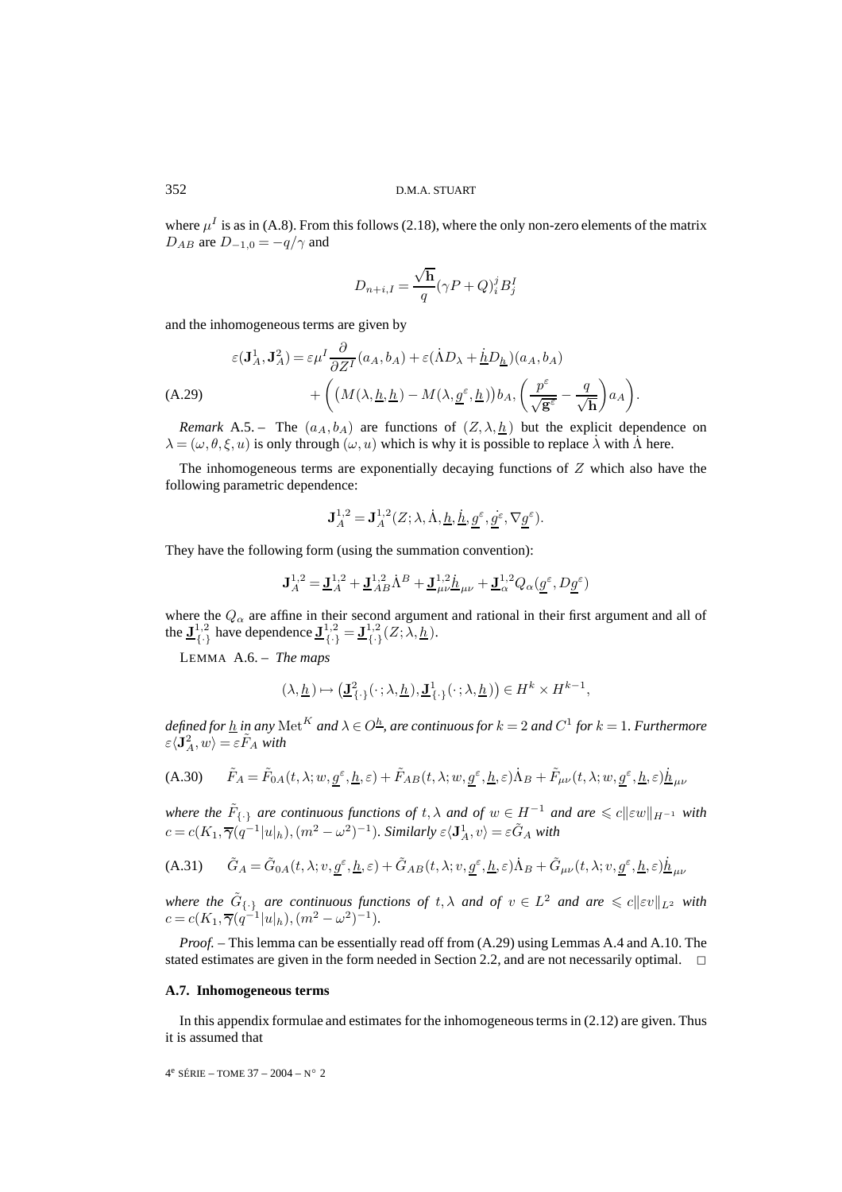where $\mu^I$ is as in (A.8). From this follows (2.18), where the only non-zero elements of the matrix $D_{AB}$ are $D_{-1,0} = -q/\gamma$ and

$$D_{n+i,I} = \frac{\sqrt{\mathbf{h}}}{q}(\gamma P + Q)_i^j B_j^I$$

and the inhomogeneous terms are given by

$$\begin{aligned}
\varepsilon(\mathbf{J}_A^1, \mathbf{J}_A^2) &= \varepsilon \mu^I \frac{\partial}{\partial Z^I}(a_A, b_A) + \varepsilon(\dot{\Lambda} D_\lambda + \underline{\dot{h}} D_{\underline{h}})(a_A, b_A) \\
&\quad + \left( \big(M(\lambda, \underline{h}, \underline{h}) - M(\lambda, \underline{g}^\varepsilon, \underline{h})\big) b_A, \left( \frac{p^\varepsilon}{\sqrt{\mathbf{g}^\varepsilon}} - \frac{q}{\sqrt{\mathbf{h}}} \right) a_A \right).
\end{aligned} \tag{A.29}$$

*Remark* A.5. – The $(a_A, b_A)$ are functions of $(Z, \lambda, \underline{h})$ but the explicit dependence on $\lambda = (\omega, \theta, \xi, u)$ is only through $(\omega, u)$ which is why it is possible to replace $\dot{\lambda}$ with $\dot{\Lambda}$ here.

The inhomogeneous terms are exponentially decaying functions of $Z$ which also have the following parametric dependence:

$$\mathbf{J}_A^{1,2} = \mathbf{J}_A^{1,2}(Z; \lambda, \dot{\Lambda}, \underline{h}, \underline{\dot{h}}, \underline{g}^\varepsilon, \underline{\dot{g}}^\varepsilon, \nabla \underline{g}^\varepsilon).$$

They have the following form (using the summation convention):

$$\mathbf{J}_A^{1,2} = \underline{\mathbf{J}}_A^{1,2} + \underline{\mathbf{J}}_{AB}^{1,2} \dot{\Lambda}^B + \underline{\mathbf{J}}_{\mu\nu}^{1,2} \underline{\dot{h}}_{\mu\nu} + \underline{\mathbf{J}}_\alpha^{1,2} Q_\alpha(\underline{g}^\varepsilon, D\underline{g}^\varepsilon)$$

where the $Q_\alpha$ are affine in their second argument and rational in their first argument and all of the $\underline{\mathbf{J}}_{\{\cdot\}}^{1,2}$ have dependence $\underline{\mathbf{J}}_{\{\cdot\}}^{1,2} = \underline{\mathbf{J}}_{\{\cdot\}}^{1,2}(Z; \lambda, \underline{h})$.

LEMMA A.6. – *The maps*

$$(\lambda, \underline{h}) \mapsto \left( \underline{\mathbf{J}}_{\{\cdot\}}^2(\,\cdot\,; \lambda, \underline{h}), \underline{\mathbf{J}}_{\{\cdot\}}^1(\,\cdot\,; \lambda, \underline{h}) \right) \in H^k \times H^{k-1},$$

*defined for $\underline{h}$ in any $\mathrm{Met}^K$ and $\lambda \in O^{\underline{h}}$, are continuous for $k = 2$ and $C^1$ for $k = 1$. Furthermore $\varepsilon \langle \mathbf{J}_A^2, w \rangle = \varepsilon \tilde{F}_A$ with*

$$\tilde{F}_A = \tilde{F}_{0A}(t, \lambda; w, \underline{g}^\varepsilon, \underline{h}, \varepsilon) + \tilde{F}_{AB}(t, \lambda; w, \underline{g}^\varepsilon, \underline{h}, \varepsilon) \dot{\Lambda}_B + \tilde{F}_{\mu\nu}(t, \lambda; w, \underline{g}^\varepsilon, \underline{h}, \varepsilon) \underline{\dot{h}}_{\mu\nu} \tag{A.30}$$

*where the $\tilde{F}_{\{\cdot\}}$ are continuous functions of $t, \lambda$ and of $w \in H^{-1}$ and are $\leqslant c\|\varepsilon w\|_{H^{-1}}$ with $c = c(K_1, \overline{\gamma}(q^{-1}|u|_h), (m^2 - \omega^2)^{-1})$. Similarly $\varepsilon \langle \mathbf{J}_A^1, v \rangle = \varepsilon \tilde{G}_A$ with*

$$\tilde{G}_A = \tilde{G}_{0A}(t, \lambda; v, \underline{g}^\varepsilon, \underline{h}, \varepsilon) + \tilde{G}_{AB}(t, \lambda; v, \underline{g}^\varepsilon, \underline{h}, \varepsilon) \dot{\Lambda}_B + \tilde{G}_{\mu\nu}(t, \lambda; v, \underline{g}^\varepsilon, \underline{h}, \varepsilon) \underline{\dot{h}}_{\mu\nu} \tag{A.31}$$

*where the $\tilde{G}_{\{\cdot\}}$ are continuous functions of $t, \lambda$ and of $v \in L^2$ and are $\leqslant c\|\varepsilon v\|_{L^2}$ with $c = c(K_1, \overline{\gamma}(q^{-1}|u|_h), (m^2 - \omega^2)^{-1})$.*

*Proof.* – This lemma can be essentially read off from (A.29) using Lemmas A.4 and A.10. The stated estimates are given in the form needed in Section 2.2, and are not necessarily optimal. □

### A.7. Inhomogeneous terms

In this appendix formulae and estimates for the inhomogeneous terms in (2.12) are given. Thus it is assumed that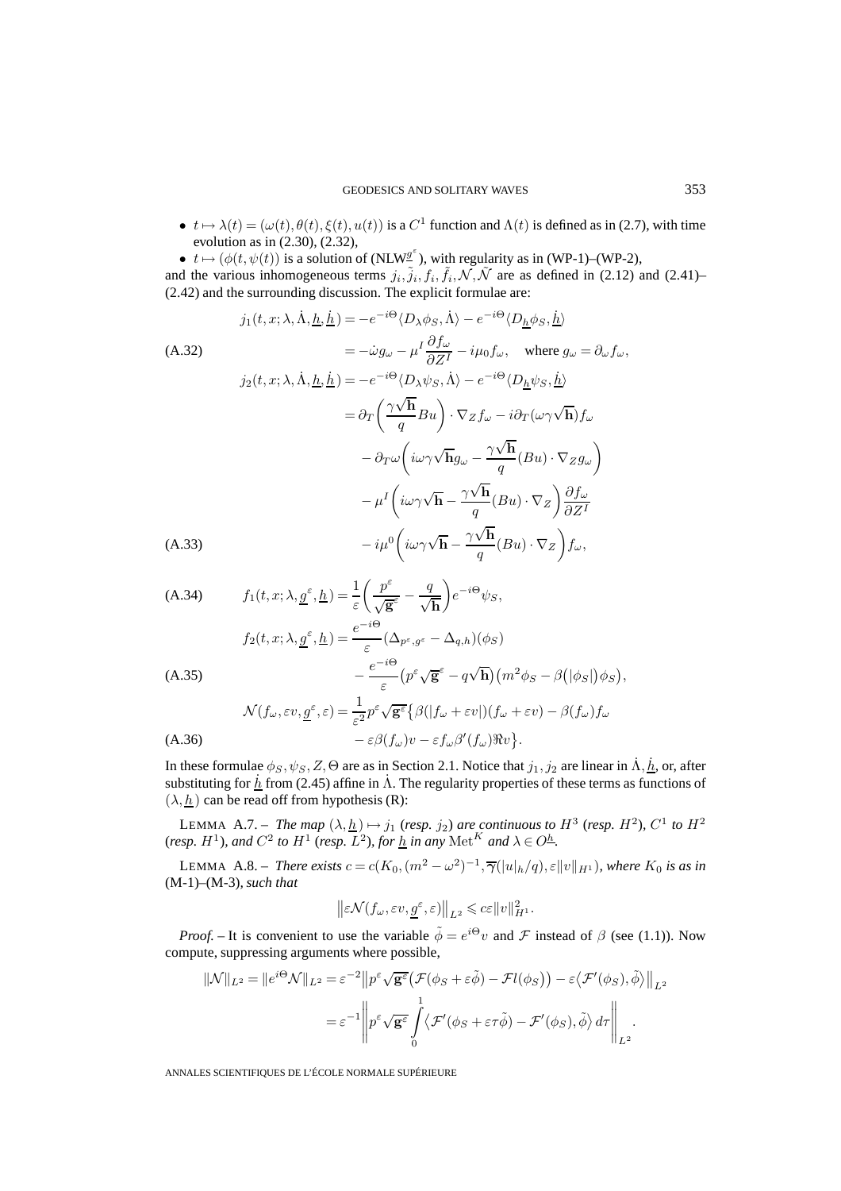- $t \mapsto \lambda(t) = (\omega(t), \theta(t), \xi(t), u(t))$ is a $C^1$ function and $\Lambda(t)$ is defined as in (2.7), with time evolution as in (2.30), (2.32),
- $t \mapsto (\phi(t, \psi(t))$ is a solution of (NLW$^{\underline{g}^\varepsilon}$), with regularity as in (WP-1)–(WP-2),

and the various inhomogeneous terms $j_i, \tilde{j}_i, f_i, \tilde{f}_i, \mathcal{N}, \tilde{\mathcal{N}}$ are as defined in (2.12) and (2.41)–(2.42) and the surrounding discussion. The explicit formulae are:

$$
\begin{aligned}
j_1(t,x;\lambda,\dot{\Lambda},\underline{h},\underline{\dot{h}}) &= -e^{-i\Theta}\langle D_\lambda \phi_S, \dot{\Lambda}\rangle - e^{-i\Theta}\langle D_{\underline{h}}\phi_S, \underline{\dot{h}}\rangle \\
&= -\dot{\omega} g_\omega - \mu^I \frac{\partial f_\omega}{\partial Z^I} - i\mu_0 f_\omega, \quad \text{where } g_\omega = \partial_\omega f_\omega,
\end{aligned} \tag{A.32}
$$

$$
\begin{aligned}
j_2(t,x;\lambda,\dot{\Lambda},\underline{h},\underline{\dot{h}}) &= -e^{-i\Theta}\langle D_\lambda \psi_S, \dot{\Lambda}\rangle - e^{-i\Theta}\langle D_{\underline{h}}\psi_S, \underline{\dot{h}}\rangle \\
&= \partial_T\left(\frac{\gamma\sqrt{\mathbf{h}}}{q}Bu\right)\cdot\nabla_Z f_\omega - i\partial_T(\omega\gamma\sqrt{\mathbf{h}})f_\omega \\
&\quad - \partial_T\omega\left(i\omega\gamma\sqrt{\mathbf{h}}g_\omega - \frac{\gamma\sqrt{\mathbf{h}}}{q}(Bu)\cdot\nabla_Z g_\omega\right) \\
&\quad - \mu^I\left(i\omega\gamma\sqrt{\mathbf{h}} - \frac{\gamma\sqrt{\mathbf{h}}}{q}(Bu)\cdot\nabla_Z\right)\frac{\partial f_\omega}{\partial Z^I} \\
&\quad - i\mu^0\left(i\omega\gamma\sqrt{\mathbf{h}} - \frac{\gamma\sqrt{\mathbf{h}}}{q}(Bu)\cdot\nabla_Z\right)f_\omega,
\end{aligned} \tag{A.33}
$$

$$
f_1(t,x;\lambda,\underline{g}^\varepsilon,\underline{h}) = \frac{1}{\varepsilon}\left(\frac{p^\varepsilon}{\sqrt{\mathbf{g}^\varepsilon}} - \frac{q}{\sqrt{\mathbf{h}}}\right)e^{-i\Theta}\psi_S, \tag{A.34}
$$

$$
\begin{aligned}
f_2(t,x;\lambda,\underline{g}^\varepsilon,\underline{h}) &= \frac{e^{-i\Theta}}{\varepsilon}(\Delta_{p^\varepsilon,g^\varepsilon} - \Delta_{q,h})(\phi_S) \\
&\quad - \frac{e^{-i\Theta}}{\varepsilon}\big(p^\varepsilon\sqrt{\mathbf{g}}^\varepsilon - q\sqrt{\mathbf{h}}\big)\big(m^2\phi_S - \beta\big(|\phi_S|\big)\phi_S\big),
\end{aligned} \tag{A.35}
$$

$$
\begin{aligned}
\mathcal{N}(f_\omega,\varepsilon v,\underline{g}^\varepsilon,\varepsilon) &= \frac{1}{\varepsilon^2}p^\varepsilon\sqrt{\mathbf{g}^\varepsilon}\big\{\beta(|f_\omega+\varepsilon v|)(f_\omega+\varepsilon v) - \beta(f_\omega)f_\omega \\
&\quad - \varepsilon\beta(f_\omega)v - \varepsilon f_\omega\beta'(f_\omega)\Re v\big\}.
\end{aligned} \tag{A.36}
$$

In these formulae $\phi_S, \psi_S, Z, \Theta$ are as in Section 2.1. Notice that $j_1, j_2$ are linear in $\dot{\Lambda}, \underline{\dot{h}}$, or, after substituting for $\underline{\dot{h}}$ from (2.45) affine in $\dot{\Lambda}$. The regularity properties of these terms as functions of $(\lambda, \underline{h})$ can be read off from hypothesis (R):

LEMMA A.7. – *The map $(\lambda, \underline{h}) \mapsto j_1$ (resp. $j_2$) are continuous to $H^3$ (resp. $H^2$), $C^1$ to $H^2$ (resp. $H^1$), and $C^2$ to $H^1$ (resp. $L^2$), for $\underline{h}$ in any $\mathrm{Met}^K$ and $\lambda \in O^{\underline{h}}$.*

LEMMA A.8. – *There exists $c = c(K_0, (m^2-\omega^2)^{-1}, \overline{\gamma}(|u|_h/q), \varepsilon\|v\|_{H^1})$, where $K_0$ is as in* (M-1)–(M-3), *such that*

$$
\big\|\varepsilon\mathcal{N}(f_\omega,\varepsilon v,\underline{g}^\varepsilon,\varepsilon)\big\|_{L^2} \leqslant c\varepsilon\|v\|_{H^1}^2.
$$

*Proof.* – It is convenient to use the variable $\tilde{\phi} = e^{i\Theta}v$ and $\mathcal{F}$ instead of $\beta$ (see (1.1)). Now compute, suppressing arguments where possible,

$$
\begin{aligned}
\|\mathcal{N}\|_{L^2} = \|e^{i\Theta}\mathcal{N}\|_{L^2} &= \varepsilon^{-2}\big\|p^\varepsilon\sqrt{\mathbf{g}^\varepsilon}\big(\mathcal{F}(\phi_S+\varepsilon\tilde{\phi}) - \mathcal{F}l(\phi_S)\big) - \varepsilon\big\langle\mathcal{F}'(\phi_S),\tilde{\phi}\big\rangle\big\|_{L^2} \\
&= \varepsilon^{-1}\left\|p^\varepsilon\sqrt{\mathbf{g}^\varepsilon}\int_0^1\big\langle\mathcal{F}'(\phi_S+\varepsilon\tau\tilde{\phi}) - \mathcal{F}'(\phi_S),\tilde{\phi}\big\rangle\,d\tau\right\|_{L^2}.
\end{aligned}
$$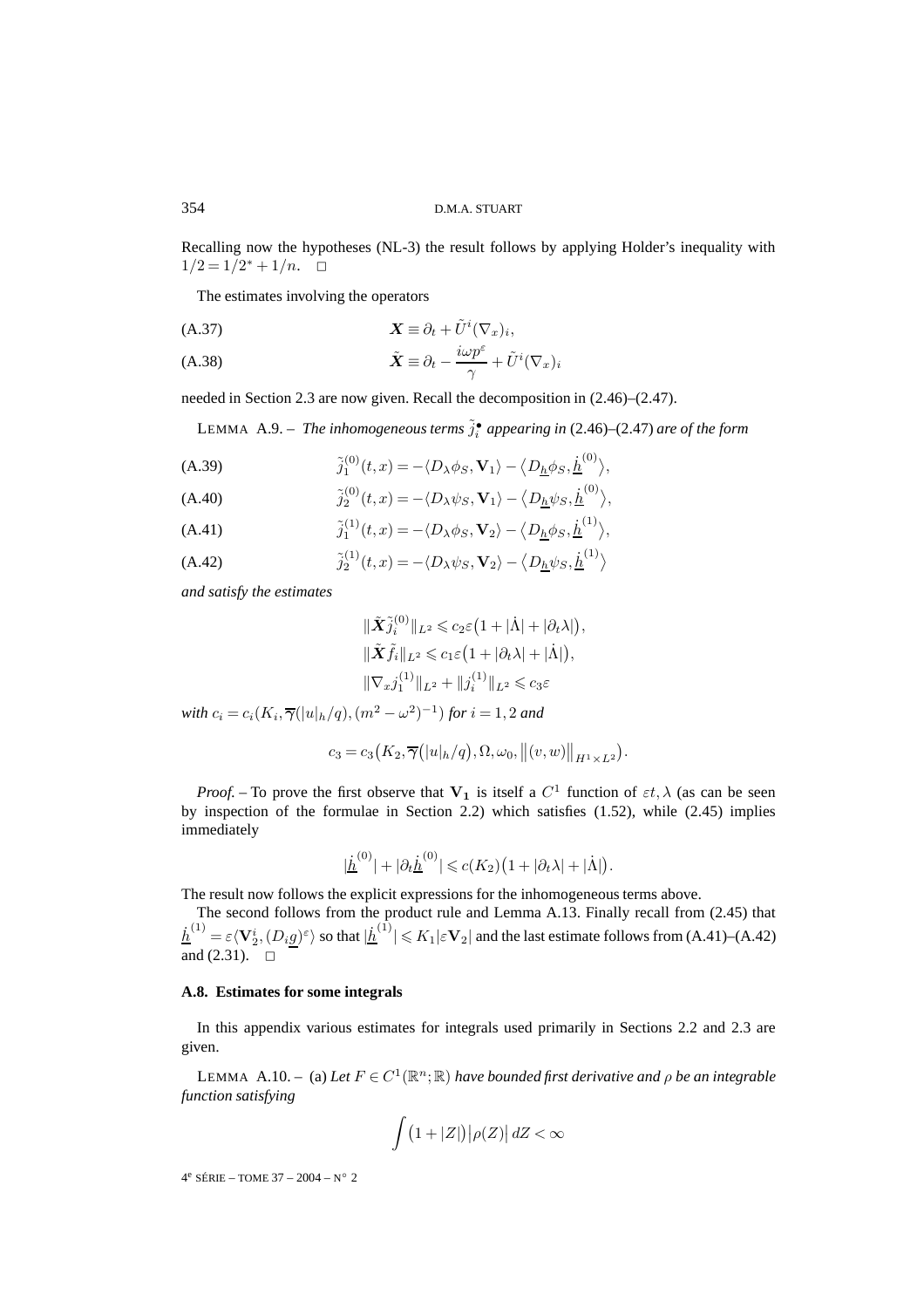Recalling now the hypotheses (NL-3) the result follows by applying Holder's inequality with $1/2 = 1/2^* + 1/n$. $\square$

The estimates involving the operators

$$\boldsymbol{X} \equiv \partial_t + \tilde{U}^i (\nabla_x)_i, \tag{A.37}$$

$$\tilde{\boldsymbol{X}} \equiv \partial_t - \frac{i\omega p^\varepsilon}{\gamma} + \tilde{U}^i (\nabla_x)_i \tag{A.38}$$

needed in Section 2.3 are now given. Recall the decomposition in (2.46)–(2.47).

LEMMA A.9. – *The inhomogeneous terms $\tilde{j}_i^\bullet$ appearing in* (2.46)–(2.47) *are of the form*

$$\tilde{j}_1^{(0)}(t,x) = -\langle D_\lambda \phi_S, \mathbf{V}_1 \rangle - \langle D_{\underline{h}} \phi_S, \underline{\dot{h}}^{(0)} \rangle, \tag{A.39}$$

$$\tilde{j}_2^{(0)}(t,x) = -\langle D_\lambda \psi_S, \mathbf{V}_1 \rangle - \langle D_{\underline{h}} \psi_S, \underline{\dot{h}}^{(0)} \rangle, \tag{A.40}$$

$$\tilde{j}_1^{(1)}(t,x) = -\langle D_\lambda \phi_S, \mathbf{V}_2 \rangle - \langle D_{\underline{h}} \phi_S, \underline{\dot{h}}^{(1)} \rangle, \tag{A.41}$$

$$\tilde{j}_2^{(1)}(t,x) = -\langle D_\lambda \psi_S, \mathbf{V}_2 \rangle - \langle D_{\underline{h}} \psi_S, \underline{\dot{h}}^{(1)} \rangle \tag{A.42}$$

*and satisfy the estimates*

$$\|\tilde{\boldsymbol{X}} \tilde{j}_i^{(0)}\|_{L^2} \leqslant c_2 \varepsilon \big(1 + |\dot{\Lambda}| + |\partial_t \lambda|\big),$$
$$\|\tilde{\boldsymbol{X}} \tilde{f}_i\|_{L^2} \leqslant c_1 \varepsilon \big(1 + |\partial_t \lambda| + |\dot{\Lambda}|\big),$$
$$\|\nabla_x j_i^{(1)}\|_{L^2} + \|j_i^{(1)}\|_{L^2} \leqslant c_3 \varepsilon$$

*with $c_i = c_i(K_i, \overline{\gamma}(|u|_h/q), (m^2 - \omega^2)^{-1})$ for $i = 1, 2$ and*

$$c_3 = c_3\big(K_2, \overline{\gamma}\big(|u|_h/q\big), \Omega, \omega_0, \big\|(v,w)\big\|_{H^1 \times L^2}\big).$$

*Proof.* – To prove the first observe that $\mathbf{V_1}$ is itself a $C^1$ function of $\varepsilon t, \lambda$ (as can be seen by inspection of the formulae in Section 2.2) which satisfies (1.52), while (2.45) implies immediately

$$|\underline{\dot{h}}^{(0)}| + |\partial_t \underline{\dot{h}}^{(0)}| \leqslant c(K_2)\big(1 + |\partial_t \lambda| + |\dot{\Lambda}|\big).$$

The result now follows the explicit expressions for the inhomogeneous terms above.

The second follows from the product rule and Lemma A.13. Finally recall from (2.45) that $\underline{\dot{h}}^{(1)} = \varepsilon \langle \mathbf{V}_2^i, (D_i \underline{g})^\varepsilon \rangle$ so that $|\underline{\dot{h}}^{(1)}| \leqslant K_1 |\varepsilon \mathbf{V}_2|$ and the last estimate follows from (A.41)–(A.42) and (2.31). $\square$

### A.8. Estimates for some integrals

In this appendix various estimates for integrals used primarily in Sections 2.2 and 2.3 are given.

LEMMA A.10. – (a) *Let $F \in C^1(\mathbb{R}^n; \mathbb{R})$ have bounded first derivative and $\rho$ be an integrable function satisfying*

$$\int \big(1 + |Z|\big) \big|\rho(Z)\big| \, dZ < \infty$$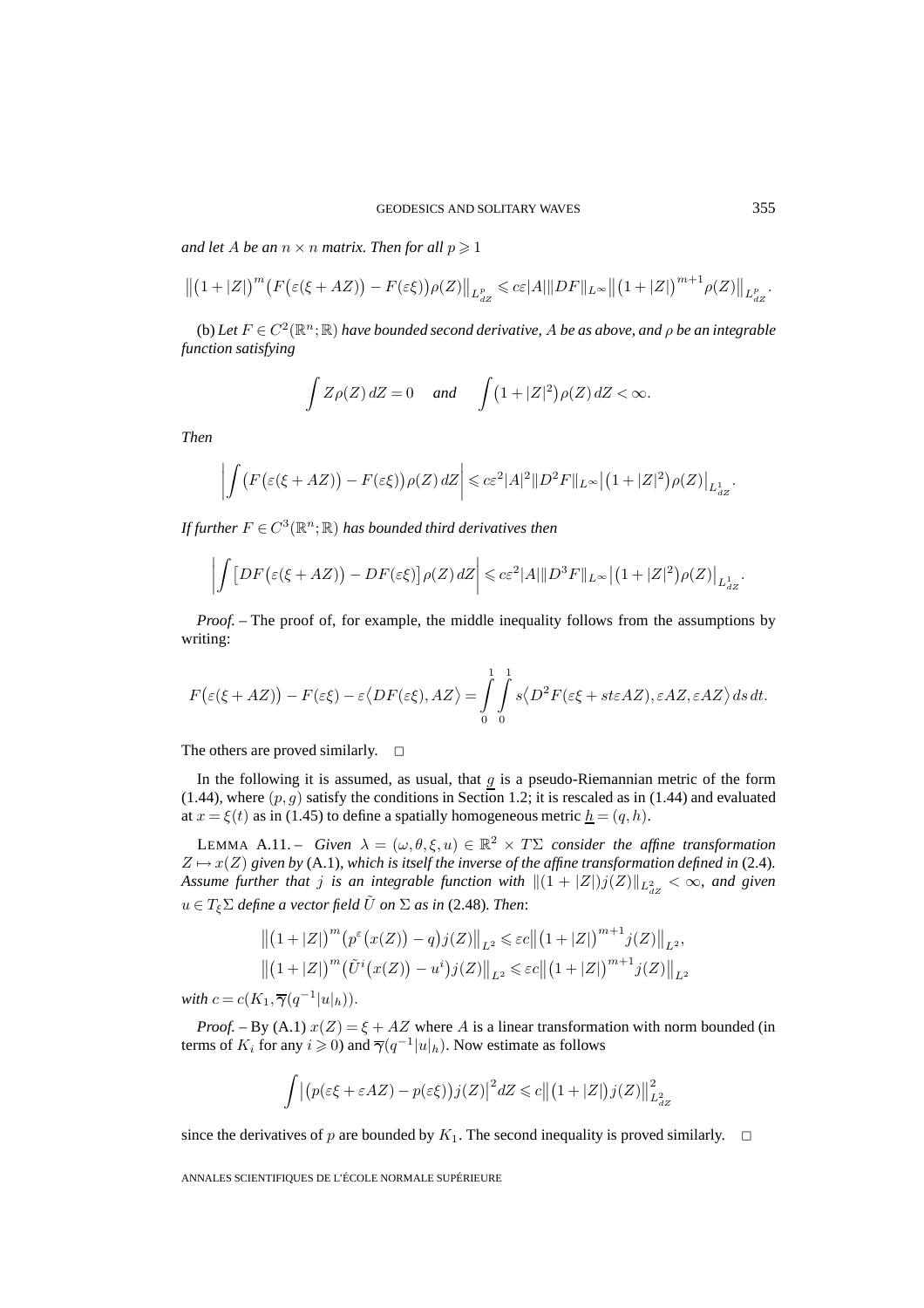*and let $A$ be an $n \times n$ matrix. Then for all $p \geqslant 1$*

$$\big\|\big(1+|Z|\big)^m\big(F\big(\varepsilon(\xi+AZ)\big)-F(\varepsilon\xi)\big)\rho(Z)\big\|_{L^p_{dZ}} \leqslant c\varepsilon|A|\|DF\|_{L^\infty}\big\|\big(1+|Z|\big)^{m+1}\rho(Z)\big\|_{L^p_{dZ}}.$$

(b) *Let $F \in C^2(\mathbb{R}^n;\mathbb{R})$ have bounded second derivative, $A$ be as above, and $\rho$ be an integrable function satisfying*

$$\int Z\rho(Z)\,dZ = 0 \quad \textit{and} \quad \int \big(1+|Z|^2\big)\rho(Z)\,dZ < \infty.$$

*Then*

$$\left|\int \big(F\big(\varepsilon(\xi+AZ)\big)-F(\varepsilon\xi)\big)\rho(Z)\,dZ\right| \leqslant c\varepsilon^2|A|^2\|D^2F\|_{L^\infty}\big|\big(1+|Z|^2\big)\rho(Z)\big|_{L^1_{dZ}}.$$

*If further $F \in C^3(\mathbb{R}^n;\mathbb{R})$ has bounded third derivatives then*

$$\left|\int \big[DF\big(\varepsilon(\xi+AZ)\big)-DF(\varepsilon\xi)\big]\rho(Z)\,dZ\right| \leqslant c\varepsilon^2|A|\|D^3F\|_{L^\infty}\big|\big(1+|Z|^2\big)\rho(Z)\big|_{L^1_{dZ}}.$$

*Proof.* – The proof of, for example, the middle inequality follows from the assumptions by writing:

$$F\big(\varepsilon(\xi+AZ)\big)-F(\varepsilon\xi)-\varepsilon\big\langle DF(\varepsilon\xi),AZ\big\rangle = \int_0^1\int_0^1 s\big\langle D^2F(\varepsilon\xi+st\varepsilon AZ),\varepsilon AZ,\varepsilon AZ\big\rangle\,ds\,dt.$$

The others are proved similarly. □

In the following it is assumed, as usual, that $\underline{g}$ is a pseudo-Riemannian metric of the form (1.44), where $(p,g)$ satisfy the conditions in Section 1.2; it is rescaled as in (1.44) and evaluated at $x = \xi(t)$ as in (1.45) to define a spatially homogeneous metric $\underline{h} = (q,h)$.

LEMMA A.11. – *Given $\lambda = (\omega,\theta,\xi,u) \in \mathbb{R}^2 \times T\Sigma$ consider the affine transformation $Z \mapsto x(Z)$ given by* (A.1)*, which is itself the inverse of the affine transformation defined in* (2.4)*. Assume further that $j$ is an integrable function with $\|(1+|Z|)j(Z)\|_{L^2_{dZ}} < \infty$, and given $u \in T_\xi\Sigma$ define a vector field $\tilde{U}$ on $\Sigma$ as in* (2.48)*. Then*:

$$\big\|\big(1+|Z|\big)^m\big(p^\varepsilon\big(x(Z)\big)-q\big)j(Z)\big\|_{L^2} \leqslant \varepsilon c\big\|\big(1+|Z|\big)^{m+1}j(Z)\big\|_{L^2},$$
$$\big\|\big(1+|Z|\big)^m\big(\tilde{U}^i\big(x(Z)\big)-u^i\big)j(Z)\big\|_{L^2} \leqslant \varepsilon c\big\|\big(1+|Z|\big)^{m+1}j(Z)\big\|_{L^2}$$

*with $c = c(K_1,\overline{\gamma}(q^{-1}|u|_h))$.*

*Proof.* – By (A.1) $x(Z) = \xi + AZ$ where $A$ is a linear transformation with norm bounded (in terms of $K_i$ for any $i \geqslant 0$) and $\overline{\gamma}(q^{-1}|u|_h)$. Now estimate as follows

$$\int \big|\big(p(\varepsilon\xi+\varepsilon AZ)-p(\varepsilon\xi)\big)j(Z)\big|^2dZ \leqslant c\big\|\big(1+|Z|\big)j(Z)\big\|^2_{L^2_{dZ}}$$

since the derivatives of $p$ are bounded by $K_1$. The second inequality is proved similarly. □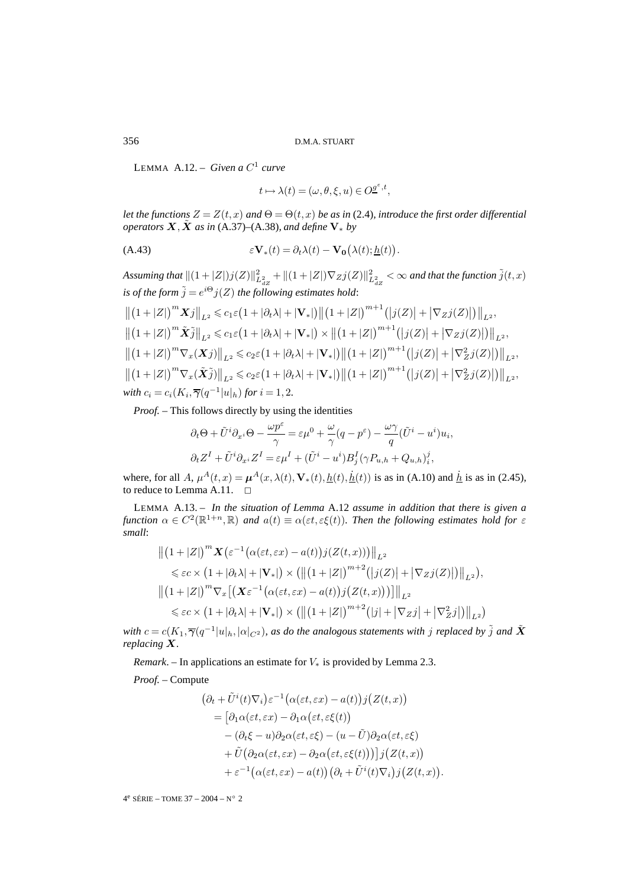LEMMA A.12. – *Given a $C^1$ curve*

$$t \mapsto \lambda(t) = (\omega, \theta, \xi, u) \in O^{\underline{g}^\varepsilon, t},$$

*let the functions $Z = Z(t,x)$ and $\Theta = \Theta(t,x)$ be as in* (2.4)*, introduce the first order differential operators $\boldsymbol{X}, \tilde{\boldsymbol{X}}$ as in* (A.37)–(A.38)*, and define $\mathbf{V}_*$ by*

$$\varepsilon \mathbf{V}_*(t) = \partial_t \lambda(t) - \mathbf{V_0}\big(\lambda(t); \underline{h}(t)\big). \tag{A.43}$$

*Assuming that $\|(1+|Z|)j(Z)\|^2_{L^2_{dZ}} + \|(1+|Z|)\nabla_Z j(Z)\|^2_{L^2_{dZ}} < \infty$ and that the function $\tilde{j}(t,x)$ is of the form $\tilde{j} = e^{i\Theta} j(Z)$ the following estimates hold*:

$$\big\|\big(1+|Z|\big)^m \boldsymbol{X} j\big\|_{L^2} \leqslant c_1 \varepsilon\big(1 + |\partial_t \lambda| + |\mathbf{V}_*|\big)\big\|\big(1+|Z|\big)^{m+1}\big(|j(Z)| + |\nabla_Z j(Z)|\big)\big\|_{L^2},$$
$$\big\|\big(1+|Z|\big)^m \tilde{\boldsymbol{X}} \tilde{j}\big\|_{L^2} \leqslant c_1 \varepsilon\big(1 + |\partial_t \lambda| + |\mathbf{V}_*|\big) \times \big\|\big(1+|Z|\big)^{m+1}\big(|j(Z)| + |\nabla_Z j(Z)|\big)\big\|_{L^2},$$
$$\big\|\big(1+|Z|\big)^m \nabla_x(\boldsymbol{X} j)\big\|_{L^2} \leqslant c_2 \varepsilon\big(1 + |\partial_t \lambda| + |\mathbf{V}_*|\big)\big\|\big(1+|Z|\big)^{m+1}\big(|j(Z)| + |\nabla^2_Z j(Z)|\big)\big\|_{L^2},$$
$$\big\|\big(1+|Z|\big)^m \nabla_x(\tilde{\boldsymbol{X}} \tilde{j})\big\|_{L^2} \leqslant c_2 \varepsilon\big(1 + |\partial_t \lambda| + |\mathbf{V}_*|\big)\big\|\big(1+|Z|\big)^{m+1}\big(|j(Z)| + |\nabla^2_Z j(Z)|\big)\big\|_{L^2},$$

*with $c_i = c_i(K_i, \overline{\boldsymbol{\gamma}}(q^{-1}|u|_h)$ for $i = 1, 2$.*

*Proof.* – This follows directly by using the identities

$$\partial_t \Theta + \tilde{U}^i \partial_{x^i} \Theta - \frac{\omega p^\varepsilon}{\gamma} = \varepsilon \mu^0 + \frac{\omega}{\gamma}(q - p^\varepsilon) - \frac{\omega \gamma}{q}(\tilde{U}^i - u^i) u_i,$$
$$\partial_t Z^I + \tilde{U}^i \partial_{x^i} Z^I = \varepsilon \mu^I + (\tilde{U}^i - u^i) B^I_j (\gamma P_{u,h} + Q_{u,h})^j_i,$$

where, for all $A$, $\mu^A(t,x) = \boldsymbol{\mu}^A(x, \lambda(t), \mathbf{V}_*(t), \underline{h}(t), \dot{\underline{h}}(t))$ is as in (A.10) and $\dot{\underline{h}}$ is as in (2.45), to reduce to Lemma A.11. $\square$

LEMMA A.13. – *In the situation of Lemma* A.12 *assume in addition that there is given a function $\alpha \in C^2(\mathbb{R}^{1+n}, \mathbb{R})$ and $a(t) \equiv \alpha(\varepsilon t, \varepsilon \xi(t))$. Then the following estimates hold for $\varepsilon$ small*:

$$\begin{aligned}
&\big\|\big(1+|Z|\big)^m \boldsymbol{X}\big(\varepsilon^{-1}\big(\alpha(\varepsilon t, \varepsilon x) - a(t)\big) j(Z(t,x))\big)\big\|_{L^2} \\
&\quad\leqslant \varepsilon c \times \big(1 + |\partial_t \lambda| + |\mathbf{V}_*|\big) \times \big(\big\|\big(1+|Z|\big)^{m+2}\big(|j(Z)| + |\nabla_Z j(Z)|\big)\big\|_{L^2}\big), \\
&\big\|\big(1+|Z|\big)^m \nabla_x\big[\big(\boldsymbol{X}\varepsilon^{-1}\big(\alpha(\varepsilon t, \varepsilon x) - a(t)\big) j\big(Z(t,x)\big)\big)\big]\big\|_{L^2} \\
&\quad\leqslant \varepsilon c \times \big(1 + |\partial_t \lambda| + |\mathbf{V}_*|\big) \times \big(\big\|\big(1+|Z|\big)^{m+2}\big(|j| + |\nabla_Z j| + |\nabla^2_Z j|\big)\big\|_{L^2}\big)
\end{aligned}$$

*with $c = c(K_1, \overline{\boldsymbol{\gamma}}(q^{-1}|u|_h, |\alpha|_{C^2})$, as do the analogous statements with $j$ replaced by $\tilde{j}$ and $\tilde{\boldsymbol{X}}$ replacing $\boldsymbol{X}$.*

*Remark*. – In applications an estimate for $V_*$ is provided by Lemma 2.3.

*Proof.* – Compute

$$\begin{aligned}
&\big(\partial_t + \tilde{U^i}(t)\nabla_i\big)\varepsilon^{-1}\big(\alpha(\varepsilon t, \varepsilon x) - a(t)\big) j\big(Z(t,x)\big) \\
&\quad= \big[\partial_1 \alpha(\varepsilon t, \varepsilon x) - \partial_1 \alpha\big(\varepsilon t, \varepsilon \xi(t)\big) \\
&\qquad - (\partial_t \xi - u)\partial_2 \alpha(\varepsilon t, \varepsilon \xi) - (u - \tilde{U})\partial_2 \alpha(\varepsilon t, \varepsilon \xi) \\
&\qquad + \tilde{U}\big(\partial_2 \alpha(\varepsilon t, \varepsilon x) - \partial_2 \alpha\big(\varepsilon t, \varepsilon \xi(t)\big)\big)\big] j\big(Z(t,x)\big) \\
&\qquad + \varepsilon^{-1}\big(\alpha(\varepsilon t, \varepsilon x) - a(t)\big)\big(\partial_t + \tilde{U^i}(t)\nabla_i\big) j\big(Z(t,x)\big).
\end{aligned}$$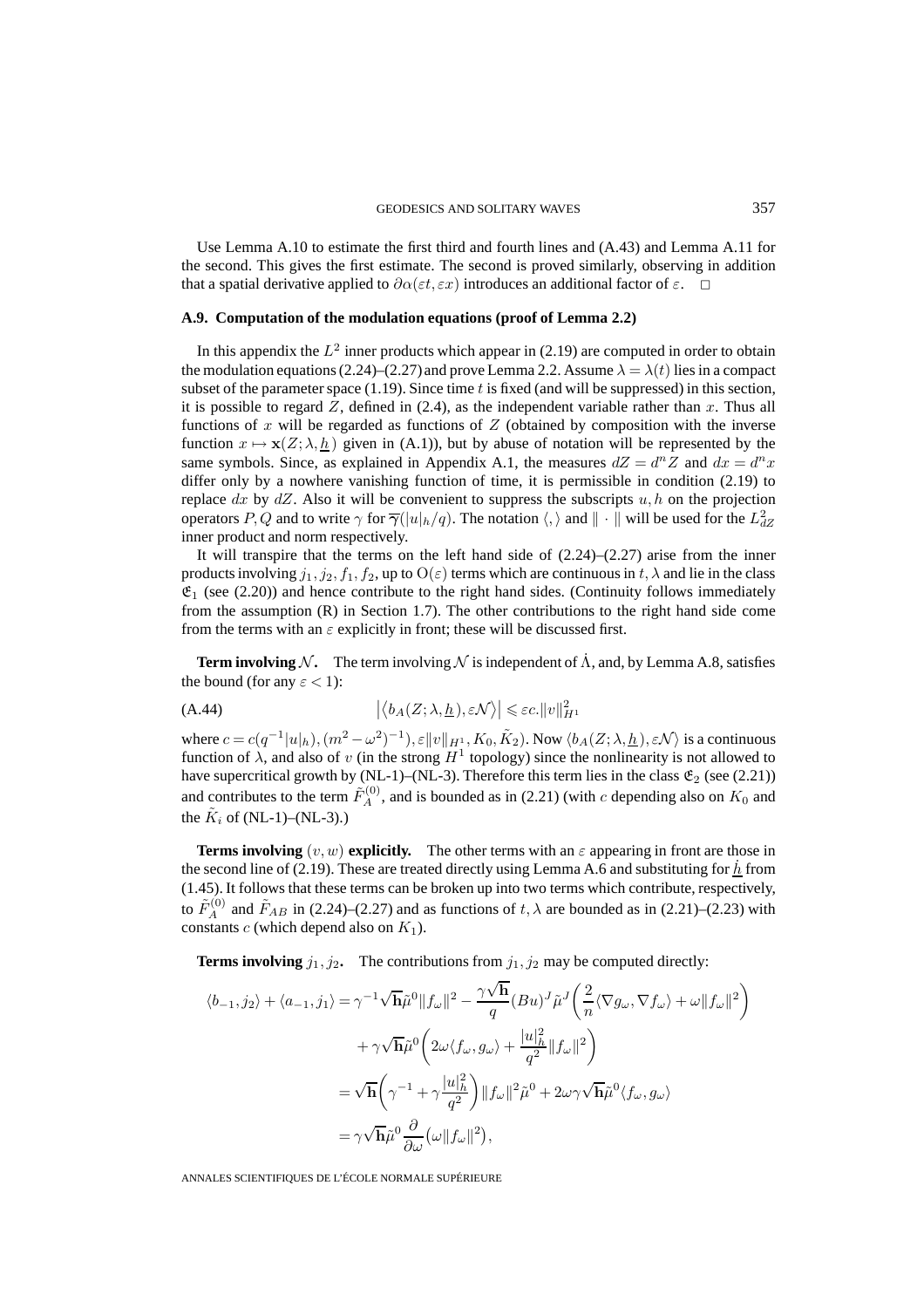Use Lemma A.10 to estimate the first third and fourth lines and (A.43) and Lemma A.11 for the second. This gives the first estimate. The second is proved similarly, observing in addition that a spatial derivative applied to $\partial\alpha(\varepsilon t, \varepsilon x)$ introduces an additional factor of $\varepsilon$. $\square$

### A.9. Computation of the modulation equations (proof of Lemma 2.2)

In this appendix the $L^2$ inner products which appear in (2.19) are computed in order to obtain the modulation equations (2.24)–(2.27) and prove Lemma 2.2. Assume $\lambda = \lambda(t)$ lies in a compact subset of the parameter space (1.19). Since time $t$ is fixed (and will be suppressed) in this section, it is possible to regard $Z$, defined in (2.4), as the independent variable rather than $x$. Thus all functions of $x$ will be regarded as functions of $Z$ (obtained by composition with the inverse function $x \mapsto \mathbf{x}(Z; \lambda, \underline{h})$ given in (A.1)), but by abuse of notation will be represented by the same symbols. Since, as explained in Appendix A.1, the measures $dZ = d^n Z$ and $dx = d^n x$ differ only by a nowhere vanishing function of time, it is permissible in condition (2.19) to replace $dx$ by $dZ$. Also it will be convenient to suppress the subscripts $u, h$ on the projection operators $P, Q$ and to write $\gamma$ for $\overline{\gamma}(|u|_h/q)$. The notation $\langle , \rangle$ and $\| \cdot \|$ will be used for the $L^2_{dZ}$ inner product and norm respectively.

It will transpire that the terms on the left hand side of (2.24)–(2.27) arise from the inner products involving $j_1, j_2, f_1, f_2$, up to $\mathrm{O}(\varepsilon)$ terms which are continuous in $t, \lambda$ and lie in the class $\mathfrak{E}_1$ (see (2.20)) and hence contribute to the right hand sides. (Continuity follows immediately from the assumption (R) in Section 1.7). The other contributions to the right hand side come from the terms with an $\varepsilon$ explicitly in front; these will be discussed first.

**Term involving $\mathcal{N}$.** The term involving $\mathcal{N}$ is independent of $\dot{\Lambda}$, and, by Lemma A.8, satisfies the bound (for any $\varepsilon < 1$):

$$\left|\left\langle b_A(Z; \lambda, \underline{h}), \varepsilon\mathcal{N}\right\rangle\right| \leqslant \varepsilon c. \|v\|^2_{H^1} \tag{A.44}$$

where $c = c(q^{-1}|u|_h), (m^2 - \omega^2)^{-1}), \varepsilon\|v\|_{H^1}, K_0, \tilde{K}_2)$. Now $\langle b_A(Z; \lambda, \underline{h}), \varepsilon\mathcal{N}\rangle$ is a continuous function of $\lambda$, and also of $v$ (in the strong $H^1$ topology) since the nonlinearity is not allowed to have supercritical growth by (NL-1)–(NL-3). Therefore this term lies in the class $\mathfrak{E}_2$ (see (2.21)) and contributes to the term $\tilde{F}^{(0)}_A$, and is bounded as in (2.21) (with $c$ depending also on $K_0$ and the $\tilde{K}_i$ of (NL-1)–(NL-3).)

**Terms involving $(v, w)$ explicitly.** The other terms with an $\varepsilon$ appearing in front are those in the second line of (2.19). These are treated directly using Lemma A.6 and substituting for $\underline{\dot{h}}$ from (1.45). It follows that these terms can be broken up into two terms which contribute, respectively, to $\tilde{F}^{(0)}_A$ and $\tilde{F}_{AB}$ in (2.24)–(2.27) and as functions of $t, \lambda$ are bounded as in (2.21)–(2.23) with constants $c$ (which depend also on $K_1$).

**Terms involving $j_1, j_2$.** The contributions from $j_1, j_2$ may be computed directly:

$$\begin{aligned}
\langle b_{-1}, j_2\rangle + \langle a_{-1}, j_1\rangle &= \gamma^{-1}\sqrt{\mathbf{h}}\tilde{\mu}^0\|f_\omega\|^2 - \frac{\gamma\sqrt{\mathbf{h}}}{q}(Bu)^J\tilde{\mu}^J\left(\frac{2}{n}\langle\nabla g_\omega, \nabla f_\omega\rangle + \omega\|f_\omega\|^2\right) \\
&\quad + \gamma\sqrt{\mathbf{h}}\tilde{\mu}^0\left(2\omega\langle f_\omega, g_\omega\rangle + \frac{|u|^2_h}{q^2}\|f_\omega\|^2\right) \\
&= \sqrt{\mathbf{h}}\left(\gamma^{-1} + \gamma\frac{|u|^2_h}{q^2}\right)\|f_\omega\|^2\tilde{\mu}^0 + 2\omega\gamma\sqrt{\mathbf{h}}\tilde{\mu}^0\langle f_\omega, g_\omega\rangle \\
&= \gamma\sqrt{\mathbf{h}}\tilde{\mu}^0\frac{\partial}{\partial\omega}\big(\omega\|f_\omega\|^2\big),
\end{aligned}$$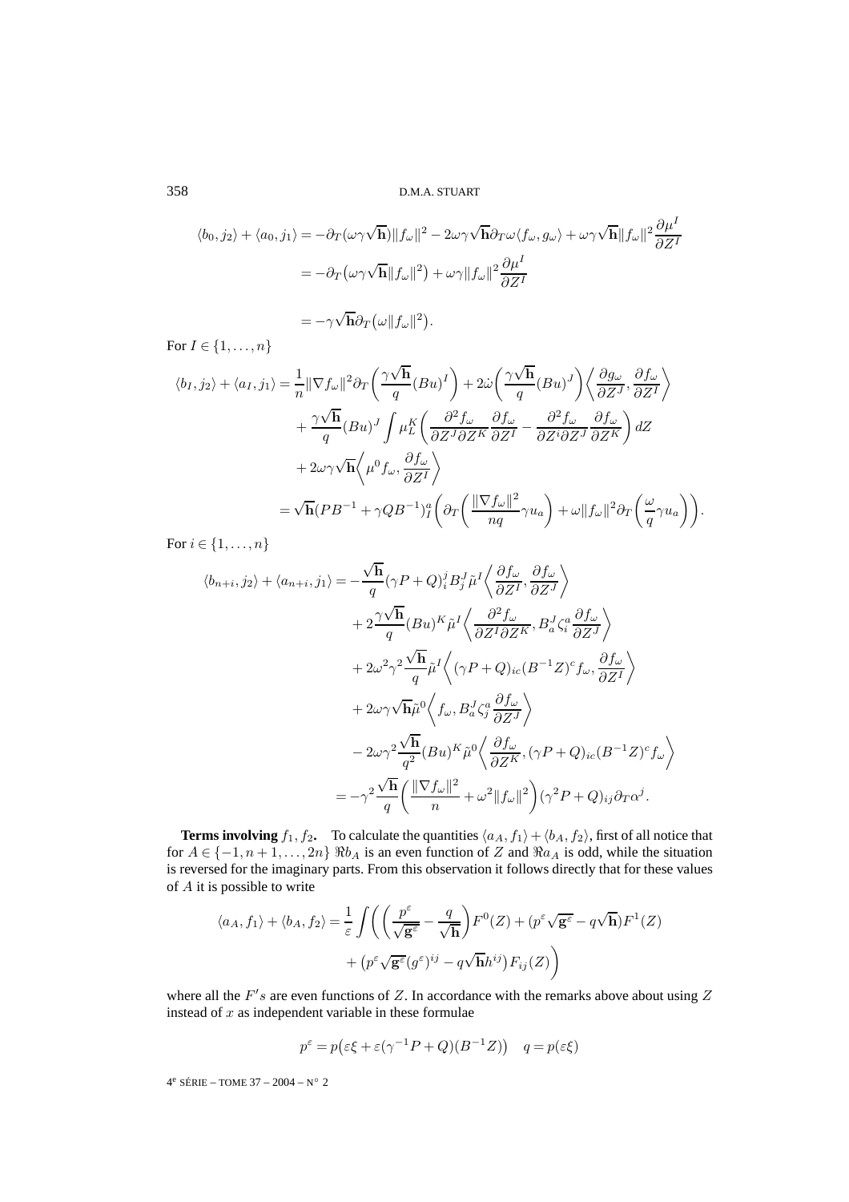$$
\begin{aligned}
\langle b_0, j_2\rangle + \langle a_0, j_1\rangle &= -\partial_T(\omega\gamma\sqrt{\mathbf{h}})\|f_\omega\|^2 - 2\omega\gamma\sqrt{\mathbf{h}}\partial_T\omega\langle f_\omega, g_\omega\rangle + \omega\gamma\sqrt{\mathbf{h}}\|f_\omega\|^2\frac{\partial\mu^I}{\partial Z^I}\\
&= -\partial_T\big(\omega\gamma\sqrt{\mathbf{h}}\|f_\omega\|^2\big) + \omega\gamma\|f_\omega\|^2\frac{\partial\mu^I}{\partial Z^I}\\
&= -\gamma\sqrt{\mathbf{h}}\partial_T\big(\omega\|f_\omega\|^2\big).
\end{aligned}
$$

For $I \in \{1, \ldots, n\}$

$$
\begin{aligned}
\langle b_I, j_2\rangle + \langle a_I, j_1\rangle &= \frac{1}{n}\|\nabla f_\omega\|^2\partial_T\left(\frac{\gamma\sqrt{\mathbf{h}}}{q}(Bu)^I\right) + 2\dot\omega\left(\frac{\gamma\sqrt{\mathbf{h}}}{q}(Bu)^J\right)\left\langle\frac{\partial g_\omega}{\partial Z^J}, \frac{\partial f_\omega}{\partial Z^I}\right\rangle\\
&\quad + \frac{\gamma\sqrt{\mathbf{h}}}{q}(Bu)^J\int\mu^K_L\left(\frac{\partial^2 f_\omega}{\partial Z^J\partial Z^K}\frac{\partial f_\omega}{\partial Z^I} - \frac{\partial^2 f_\omega}{\partial Z^i\partial Z^J}\frac{\partial f_\omega}{\partial Z^K}\right)dZ\\
&\quad + 2\omega\gamma\sqrt{\mathbf{h}}\left\langle\mu^0 f_\omega, \frac{\partial f_\omega}{\partial Z^I}\right\rangle\\
&= \sqrt{\mathbf{h}}(PB^{-1} + \gamma QB^{-1})^a_I\left(\partial_T\left(\frac{\|\nabla f_\omega\|^2}{nq}\gamma u_a\right) + \omega\|f_\omega\|^2\partial_T\left(\frac{\omega}{q}\gamma u_a\right)\right).
\end{aligned}
$$

For $i \in \{1, \ldots, n\}$

$$
\begin{aligned}
\langle b_{n+i}, j_2\rangle + \langle a_{n+i}, j_1\rangle &= -\frac{\sqrt{\mathbf{h}}}{q}(\gamma P + Q)^j_i B^J_j\tilde\mu^I\left\langle\frac{\partial f_\omega}{\partial Z^I}, \frac{\partial f_\omega}{\partial Z^J}\right\rangle\\
&\quad + 2\frac{\gamma\sqrt{\mathbf{h}}}{q}(Bu)^K\tilde\mu^I\left\langle\frac{\partial^2 f_\omega}{\partial Z^I\partial Z^K}, B^J_a\zeta^a_i\frac{\partial f_\omega}{\partial Z^J}\right\rangle\\
&\quad + 2\omega^2\gamma^2\frac{\sqrt{\mathbf{h}}}{q}\tilde\mu^I\left\langle(\gamma P + Q)_{ic}(B^{-1}Z)^c f_\omega, \frac{\partial f_\omega}{\partial Z^I}\right\rangle\\
&\quad + 2\omega\gamma\sqrt{\mathbf{h}}\tilde\mu^0\left\langle f_\omega, B^J_a\zeta^a_j\frac{\partial f_\omega}{\partial Z^J}\right\rangle\\
&\quad - 2\omega\gamma^2\frac{\sqrt{\mathbf{h}}}{q^2}(Bu)^K\tilde\mu^0\left\langle\frac{\partial f_\omega}{\partial Z^K}, (\gamma P + Q)_{ic}(B^{-1}Z)^c f_\omega\right\rangle\\
&= -\gamma^2\frac{\sqrt{\mathbf{h}}}{q}\left(\frac{\|\nabla f_\omega\|^2}{n} + \omega^2\|f_\omega\|^2\right)(\gamma^2 P + Q)_{ij}\partial_T\alpha^j.
\end{aligned}
$$

**Terms involving $f_1, f_2$.** To calculate the quantities $\langle a_A, f_1\rangle + \langle b_A, f_2\rangle$, first of all notice that for $A \in \{-1, n+1, \ldots, 2n\}$ $\Re b_A$ is an even function of $Z$ and $\Re a_A$ is odd, while the situation is reversed for the imaginary parts. From this observation it follows directly that for these values of $A$ it is possible to write

$$
\begin{aligned}
\langle a_A, f_1\rangle + \langle b_A, f_2\rangle &= \frac{1}{\varepsilon}\int\bigg(\left(\frac{p^\varepsilon}{\sqrt{\mathbf{g}^\varepsilon}} - \frac{q}{\sqrt{\mathbf{h}}}\right)F^0(Z) + (p^\varepsilon\sqrt{\mathbf{g}^\varepsilon} - q\sqrt{\mathbf{h}})F^1(Z)\\
&\quad + \big(p^\varepsilon\sqrt{\mathbf{g}^\varepsilon}(g^\varepsilon)^{ij} - q\sqrt{\mathbf{h}}h^{ij}\big)F_{ij}(Z)\bigg)
\end{aligned}
$$

where all the $F's$ are even functions of $Z$. In accordance with the remarks above about using $Z$ instead of $x$ as independent variable in these formulae

$$
p^\varepsilon = p\big(\varepsilon\xi + \varepsilon(\gamma^{-1}P + Q)(B^{-1}Z)\big) \quad q = p(\varepsilon\xi)
$$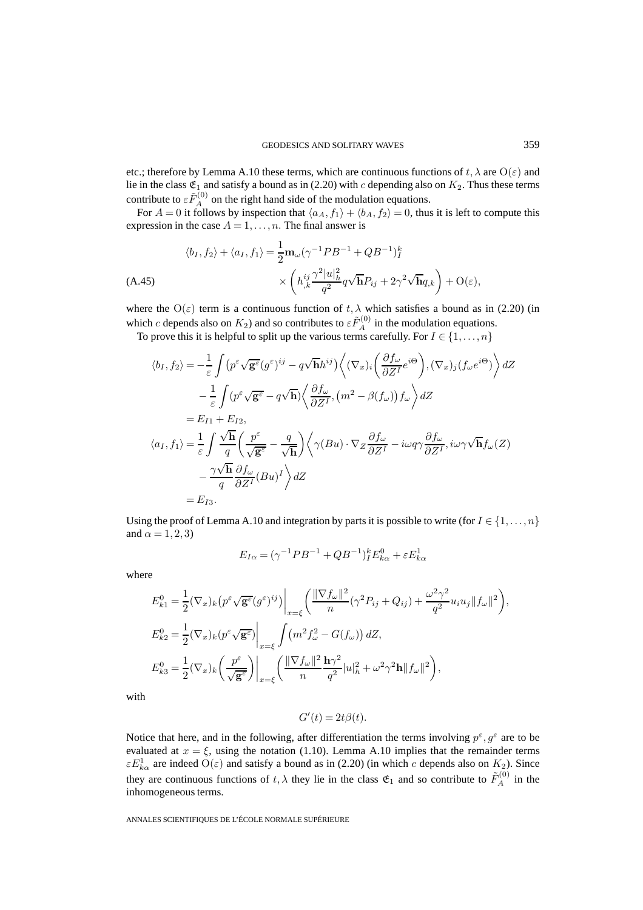etc.; therefore by Lemma A.10 these terms, which are continuous functions of $t,\lambda$ are $\mathrm{O}(\varepsilon)$ and lie in the class $\mathfrak{E}_1$ and satisfy a bound as in (2.20) with $c$ depending also on $K_2$. Thus these terms contribute to $\varepsilon\tilde F^{(0)}_A$ on the right hand side of the modulation equations.

For $A=0$ it follows by inspection that $\langle a_A,f_1\rangle+\langle b_A,f_2\rangle=0$, thus it is left to compute this expression in the case $A=1,\dots,n$. The final answer is

$$
\begin{aligned}
\langle b_I,f_2\rangle+\langle a_I,f_1\rangle &= \frac{1}{2}\mathbf{m}_\omega(\gamma^{-1}PB^{-1}+QB^{-1})^k_I \\
&\quad\times\left(h^{ij}_{,k}\frac{\gamma^2|u|^2_h}{q^2}q\sqrt{\mathbf{h}}P_{ij}+2\gamma^2\sqrt{\mathbf{h}}q_{,k}\right)+\mathrm{O}(\varepsilon),
\end{aligned}
\tag{A.45}
$$

where the $\mathrm{O}(\varepsilon)$ term is a continuous function of $t,\lambda$ which satisfies a bound as in (2.20) (in which $c$ depends also on $K_2$) and so contributes to $\varepsilon\tilde F^{(0)}_A$ in the modulation equations.

To prove this it is helpful to split up the various terms carefully. For $I\in\{1,\dots,n\}$

$$
\begin{aligned}
\langle b_I,f_2\rangle &= -\frac{1}{\varepsilon}\int\left(p^\varepsilon\sqrt{\mathbf{g}^\varepsilon}(g^\varepsilon)^{ij}-q\sqrt{\mathbf{h}}h^{ij}\right)\left\langle(\nabla_x)_i\left(\frac{\partial f_\omega}{\partial Z^I}e^{i\Theta}\right),(\nabla_x)_j(f_\omega e^{i\Theta})\right\rangle dZ\\
&\quad-\frac{1}{\varepsilon}\int\left(p^\varepsilon\sqrt{\mathbf{g}^\varepsilon}-q\sqrt{\mathbf{h}}\right)\left\langle\frac{\partial f_\omega}{\partial Z^I},\left(m^2-\beta(f_\omega)\right)f_\omega\right\rangle dZ\\
&= E_{I1}+E_{I2},\\
\langle a_I,f_1\rangle &= \frac{1}{\varepsilon}\int\frac{\sqrt{\mathbf{h}}}{q}\left(\frac{p^\varepsilon}{\sqrt{\mathbf{g}^\varepsilon}}-\frac{q}{\sqrt{\mathbf{h}}}\right)\left\langle\gamma(Bu)\cdot\nabla_Z\frac{\partial f_\omega}{\partial Z^I}-i\omega q\gamma\frac{\partial f_\omega}{\partial Z^I},i\omega\gamma\sqrt{\mathbf{h}}f_\omega(Z)\right.\\
&\quad\left.-\frac{\gamma\sqrt{\mathbf{h}}}{q}\frac{\partial f_\omega}{\partial Z^I}(Bu)^I\right\rangle dZ\\
&= E_{I3}.
\end{aligned}
$$

Using the proof of Lemma A.10 and integration by parts it is possible to write (for $I\in\{1,\dots,n\}$ and $\alpha=1,2,3$)

$$
E_{I\alpha}=(\gamma^{-1}PB^{-1}+QB^{-1})^k_IE^0_{k\alpha}+\varepsilon E^1_{k\alpha}
$$

where

$$
\begin{aligned}
E^0_{k1}&=\frac{1}{2}(\nabla_x)_k\left(p^\varepsilon\sqrt{\mathbf{g}^\varepsilon}(g^\varepsilon)^{ij}\right)\Big|_{x=\xi}\left(\frac{\|\nabla f_\omega\|^2}{n}(\gamma^2P_{ij}+Q_{ij})+\frac{\omega^2\gamma^2}{q^2}u_iu_j\|f_\omega\|^2\right),\\
E^0_{k2}&=\frac{1}{2}(\nabla_x)_k(p^\varepsilon\sqrt{\mathbf{g}^\varepsilon})\Big|_{x=\xi}\int\left(m^2f^2_\omega-G(f_\omega)\right)dZ,\\
E^0_{k3}&=\frac{1}{2}(\nabla_x)_k\left(\frac{p^\varepsilon}{\sqrt{\mathbf{g}^\varepsilon}}\right)\Big|_{x=\xi}\left(\frac{\|\nabla f_\omega\|^2}{n}\frac{\mathbf{h}\gamma^2}{q^2}|u|^2_h+\omega^2\gamma^2\mathbf{h}\|f_\omega\|^2\right),
\end{aligned}
$$

with

$$
G'(t)=2t\beta(t).
$$

Notice that here, and in the following, after differentiation the terms involving $p^\varepsilon,g^\varepsilon$ are to be evaluated at $x=\xi$, using the notation (1.10). Lemma A.10 implies that the remainder terms $\varepsilon E^1_{k\alpha}$ are indeed $\mathrm{O}(\varepsilon)$ and satisfy a bound as in (2.20) (in which $c$ depends also on $K_2$). Since they are continuous functions of $t,\lambda$ they lie in the class $\mathfrak{E}_1$ and so contribute to $\tilde F^{(0)}_A$ in the inhomogeneous terms.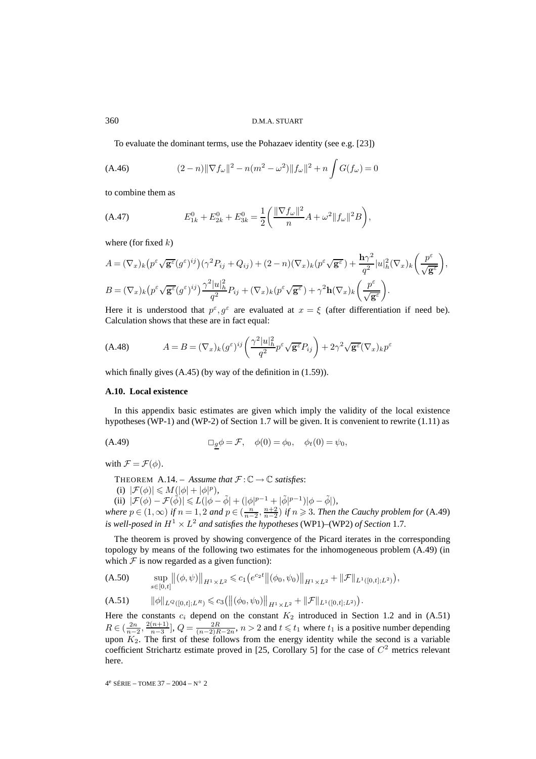To evaluate the dominant terms, use the Pohazaev identity (see e.g. [23])

$$(2-n)\|\nabla f_\omega\|^2 - n(m^2-\omega^2)\|f_\omega\|^2 + n\int G(f_\omega) = 0 \tag{A.46}$$

to combine them as

$$E^0_{1k} + E^0_{2k} + E^0_{3k} = \frac{1}{2}\left(\frac{\|\nabla f_\omega\|^2}{n}A + \omega^2\|f_\omega\|^2 B\right), \tag{A.47}$$

where (for fixed $k$)

$$A = (\nabla_x)_k\big(p^\varepsilon\sqrt{\mathbf{g}^\varepsilon}(g^\varepsilon)^{ij}\big)(\gamma^2 P_{ij} + Q_{ij}) + (2-n)(\nabla_x)_k(p^\varepsilon\sqrt{\mathbf{g}^\varepsilon}) + \frac{\mathbf{h}\gamma^2}{q^2}|u|_h^2(\nabla_x)_k\left(\frac{p^\varepsilon}{\sqrt{\mathbf{g}^\varepsilon}}\right),$$

$$B = (\nabla_x)_k\big(p^\varepsilon\sqrt{\mathbf{g}^\varepsilon}(g^\varepsilon)^{ij}\big)\frac{\gamma^2|u|_h^2}{q^2}P_{ij} + (\nabla_x)_k(p^\varepsilon\sqrt{\mathbf{g}^\varepsilon}) + \gamma^2\mathbf{h}(\nabla_x)_k\left(\frac{p^\varepsilon}{\sqrt{\mathbf{g}^\varepsilon}}\right).$$

Here it is understood that $p^\varepsilon, g^\varepsilon$ are evaluated at $x = \xi$ (after differentiation if need be). Calculation shows that these are in fact equal:

$$A = B = (\nabla_x)_k(g^\varepsilon)^{ij}\left(\frac{\gamma^2|u|_h^2}{q^2}p^\varepsilon\sqrt{\mathbf{g}^\varepsilon}P_{ij}\right) + 2\gamma^2\sqrt{\mathbf{g}^\varepsilon}(\nabla_x)_k p^\varepsilon \tag{A.48}$$

which finally gives (A.45) (by way of the definition in (1.59)).

### A.10. Local existence

In this appendix basic estimates are given which imply the validity of the local existence hypotheses (WP-1) and (WP-2) of Section 1.7 will be given. It is convenient to rewrite (1.11) as

$$\Box_{\underline{g}}\phi = \mathcal{F}, \quad \phi(0) = \phi_0, \quad \phi_t(0) = \psi_0, \tag{A.49}$$

with $\mathcal{F} = \mathcal{F}(\phi)$.

THEOREM A.14. – *Assume that* $\mathcal{F}:\mathbb{C}\to\mathbb{C}$ *satisfies*:

(i) $|\mathcal{F}(\phi)| \leqslant M(|\phi| + |\phi|^p)$,

(ii) $|\mathcal{F}(\phi) - \mathcal{F}(\tilde\phi)| \leqslant L(|\phi - \tilde\phi| + (|\phi|^{p-1} + |\tilde\phi|^{p-1})|\phi - \tilde\phi|)$,

*where* $p \in (1,\infty)$ *if* $n = 1,2$ *and* $p \in (\frac{n}{n-2}, \frac{n+2}{n-2})$ *if* $n \geqslant 3$. *Then the Cauchy problem for* (A.49) *is well-posed in* $H^1 \times L^2$ *and satisfies the hypotheses* (WP1)–(WP2) *of Section* 1.7.

The theorem is proved by showing convergence of the Picard iterates in the corresponding topology by means of the following two estimates for the inhomogeneous problem (A.49) (in which $\mathcal{F}$ is now regarded as a given function):

$$\sup_{s\in[0,t]}\big\|(\phi,\psi)\big\|_{H^1\times L^2} \leqslant c_1\big(e^{c_2 t}\big\|(\phi_0,\psi_0)\big\|_{H^1\times L^2} + \|\mathcal{F}\|_{L^1([0,t];L^2)}\big), \tag{A.50}$$

$$\|\phi\|_{L^Q([0,t];L^R)} \leqslant c_3\big(\big\|(\phi_0,\psi_0)\big\|_{H^1\times L^2} + \|\mathcal{F}\|_{L^1([0,t];L^2)}\big). \tag{A.51}$$

Here the constants $c_i$ depend on the constant $K_2$ introduced in Section 1.2 and in (A.51) $R \in (\frac{2n}{n-2}, \frac{2(n+1)}{n-3}]$, $Q = \frac{2R}{(n-2)R-2n}$, $n > 2$ and $t \leqslant t_1$ where $t_1$ is a positive number depending upon $K_2$. The first of these follows from the energy identity while the second is a variable coefficient Strichartz estimate proved in [25, Corollary 5] for the case of $C^2$ metrics relevant here.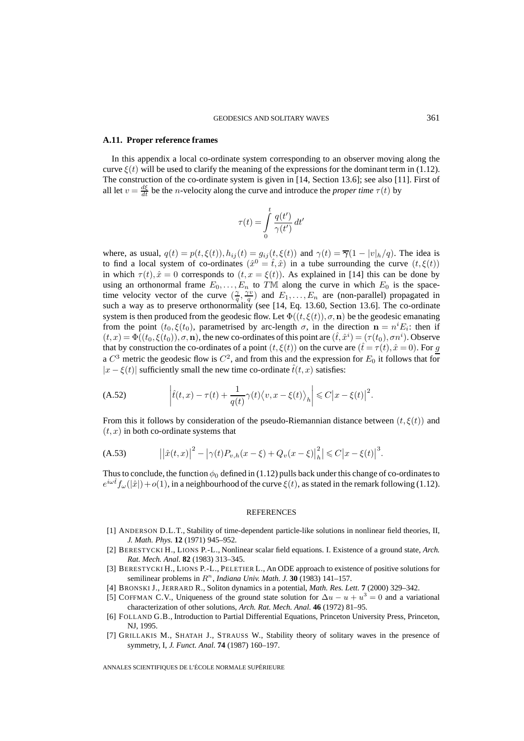### A.11. Proper reference frames

In this appendix a local co-ordinate system corresponding to an observer moving along the curve $\xi(t)$ will be used to clarify the meaning of the expressions for the dominant term in (1.12). The construction of the co-ordinate system is given in [14, Section 13.6]; see also [11]. First of all let $v = \frac{d\xi}{dt}$ be the $n$-velocity along the curve and introduce the *proper time* $\tau(t)$ by

$$\tau(t) = \int_0^t \frac{q(t')}{\gamma(t')}\,dt'$$

where, as usual, $q(t) = p(t,\xi(t)), h_{ij}(t) = g_{ij}(t,\xi(t))$ and $\gamma(t) = \overline{\gamma}(1 - |v|_h/q)$. The idea is to find a local system of co-ordinates $(\hat{x}^0 = \hat{t}, \hat{x})$ in a tube surrounding the curve $(t, \xi(t))$ in which $\tau(t), \hat{x} = 0$ corresponds to $(t, x = \xi(t))$. As explained in [14] this can be done by using an orthonormal frame $E_0, \ldots, E_n$ to $T\mathbb{M}$ along the curve in which $E_0$ is the space-time velocity vector of the curve $(\frac{\gamma}{q}, \frac{\gamma v}{q})$ and $E_1, \ldots, E_n$ are (non-parallel) propagated in such a way as to preserve orthonormality (see [14, Eq. 13.60, Section 13.6]. The co-ordinate system is then produced from the geodesic flow. Let $\Phi((t,\xi(t)), \sigma, \mathbf{n})$ be the geodesic emanating from the point $(t_0, \xi(t_0)$, parametrised by arc-length $\sigma$, in the direction $\mathbf{n} = n^i E_i$: then if $(t,x) = \Phi((t_0, \xi(t_0)), \sigma, \mathbf{n})$, the new co-ordinates of this point are $(\hat{t}, \hat{x}^i) = (\tau(t_0), \sigma n^i)$. Observe that by construction the co-ordinates of a point $(t, \xi(t))$ on the curve are $(\hat{t} = \tau(t), \hat{x} = 0)$. For $\underline{g}$ a $C^3$ metric the geodesic flow is $C^2$, and from this and the expression for $E_0$ it follows that for $|x - \xi(t)|$ sufficiently small the new time co-ordinate $\hat{t}(t,x)$ satisfies:

$$\left|\hat{t}(t,x) - \tau(t) + \frac{1}{q(t)}\gamma(t)\langle v, x - \xi(t)\rangle_h\right| \leqslant C\left|x - \xi(t)\right|^2. \tag{A.52}$$

From this it follows by consideration of the pseudo-Riemannian distance between $(t, \xi(t))$ and $(t,x)$ in both co-ordinate systems that

$$\left|\left|\hat{x}(t,x)\right|^2 - \left|\gamma(t)P_{v,h}(x-\xi) + Q_v(x-\xi)\right|_h^2\right| \leqslant C\left|x - \xi(t)\right|^3. \tag{A.53}$$

Thus to conclude, the function $\phi_0$ defined in (1.12) pulls back under this change of co-ordinates to $e^{i\omega\hat{t}} f_\omega(|\hat{x}|) + o(1)$, in a neighbourhood of the curve $\xi(t)$, as stated in the remark following (1.12).

## REFERENCES

[1] ANDERSON D.L.T., Stability of time-dependent particle-like solutions in nonlinear field theories, II, *J. Math. Phys.* **12** (1971) 945–952.

[2] BERESTYCKI H., LIONS P.-L., Nonlinear scalar field equations. I. Existence of a ground state, *Arch. Rat. Mech. Anal.* **82** (1983) 313–345.

[3] BERESTYCKI H., LIONS P.-L., PELETIER L., An ODE approach to existence of positive solutions for semilinear problems in $R^n$, *Indiana Univ. Math. J.* **30** (1983) 141–157.

[4] BRONSKI J., JERRARD R., Soliton dynamics in a potential, *Math. Res. Lett.* **7** (2000) 329–342.

[5] COFFMAN C.V., Uniqueness of the ground state solution for $\Delta u - u + u^3 = 0$ and a variational characterization of other solutions, *Arch. Rat. Mech. Anal.* **46** (1972) 81–95.

[6] FOLLAND G.B., Introduction to Partial Differential Equations, Princeton University Press, Princeton, NJ, 1995.

[7] GRILLAKIS M., SHATAH J., STRAUSS W., Stability theory of solitary waves in the presence of symmetry, I, *J. Funct. Anal.* **74** (1987) 160–197.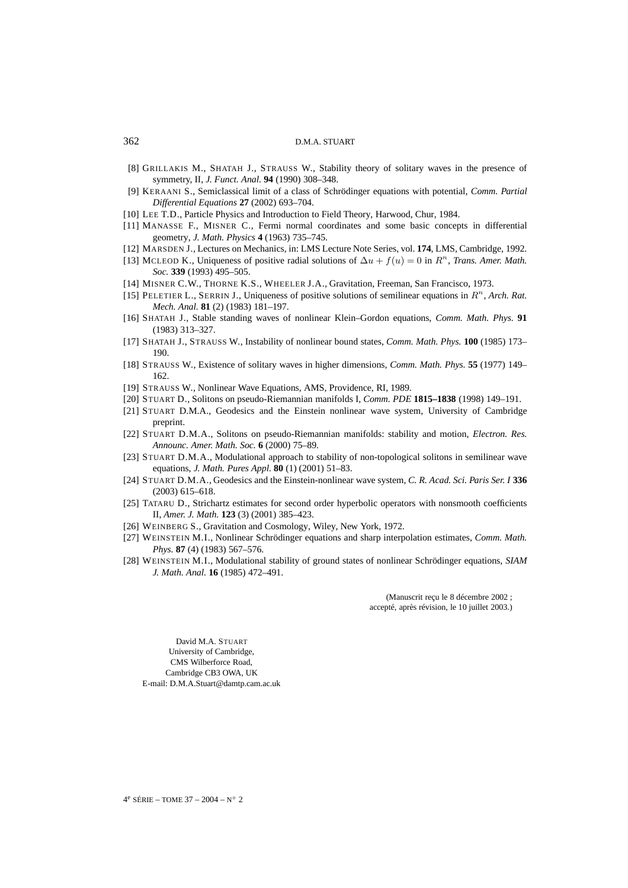[8] GRILLAKIS M., SHATAH J., STRAUSS W., Stability theory of solitary waves in the presence of symmetry, II, *J. Funct. Anal.* **94** (1990) 308–348.

[9] KERAANI S., Semiclassical limit of a class of Schrödinger equations with potential, *Comm. Partial Differential Equations* **27** (2002) 693–704.

[10] LEE T.D., Particle Physics and Introduction to Field Theory, Harwood, Chur, 1984.

[11] MANASSE F., MISNER C., Fermi normal coordinates and some basic concepts in differential geometry, *J. Math. Physics* **4** (1963) 735–745.

[12] MARSDEN J., Lectures on Mechanics, in: LMS Lecture Note Series, vol. **174**, LMS, Cambridge, 1992.

[13] MCLEOD K., Uniqueness of positive radial solutions of $\Delta u + f(u) = 0$ in $R^n$, *Trans. Amer. Math. Soc.* **339** (1993) 495–505.

[14] MISNER C.W., THORNE K.S., WHEELER J.A., Gravitation, Freeman, San Francisco, 1973.

[15] PELETIER L., SERRIN J., Uniqueness of positive solutions of semilinear equations in $R^n$, *Arch. Rat. Mech. Anal.* **81** (2) (1983) 181–197.

[16] SHATAH J., Stable standing waves of nonlinear Klein–Gordon equations, *Comm. Math. Phys.* **91** (1983) 313–327.

[17] SHATAH J., STRAUSS W., Instability of nonlinear bound states, *Comm. Math. Phys.* **100** (1985) 173–190.

[18] STRAUSS W., Existence of solitary waves in higher dimensions, *Comm. Math. Phys.* **55** (1977) 149–162.

[19] STRAUSS W., Nonlinear Wave Equations, AMS, Providence, RI, 1989.

[20] STUART D., Solitons on pseudo-Riemannian manifolds I, *Comm. PDE* **1815–1838** (1998) 149–191.

[21] STUART D.M.A., Geodesics and the Einstein nonlinear wave system, University of Cambridge preprint.

[22] STUART D.M.A., Solitons on pseudo-Riemannian manifolds: stability and motion, *Electron. Res. Announc. Amer. Math. Soc.* **6** (2000) 75–89.

[23] STUART D.M.A., Modulational approach to stability of non-topological solitons in semilinear wave equations, *J. Math. Pures Appl.* **80** (1) (2001) 51–83.

[24] STUART D.M.A., Geodesics and the Einstein-nonlinear wave system, *C. R. Acad. Sci. Paris Ser. I* **336** (2003) 615–618.

[25] TATARU D., Strichartz estimates for second order hyperbolic operators with nonsmooth coefficients II, *Amer. J. Math.* **123** (3) (2001) 385–423.

[26] WEINBERG S., Gravitation and Cosmology, Wiley, New York, 1972.

[27] WEINSTEIN M.I., Nonlinear Schrödinger equations and sharp interpolation estimates, *Comm. Math. Phys.* **87** (4) (1983) 567–576.

[28] WEINSTEIN M.I., Modulational stability of ground states of nonlinear Schrödinger equations, *SIAM J. Math. Anal.* **16** (1985) 472–491.

(Manuscrit reçu le 8 décembre 2002 ;
accepté, après révision, le 10 juillet 2003.)

David M.A. STUART
University of Cambridge,
CMS Wilberforce Road,
Cambridge CB3 OWA, UK
E-mail: D.M.A.Stuart@damtp.cam.ac.uk